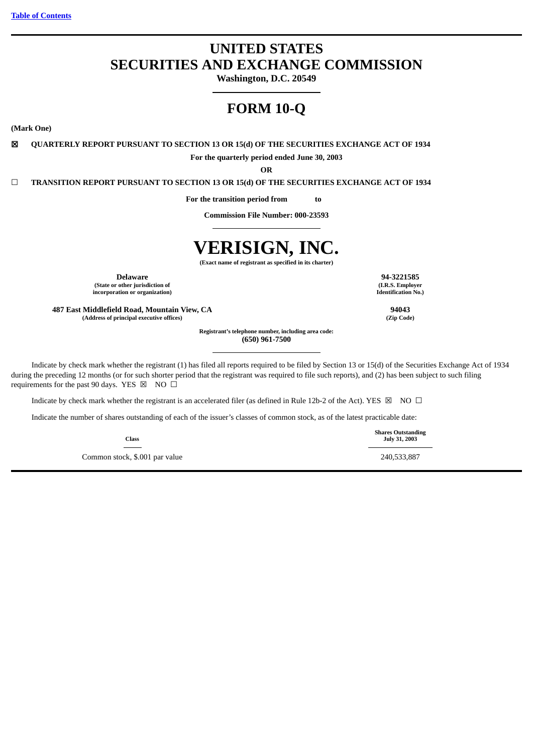[Table of Contents](#)

# UNITED STATES
# SECURITIES AND EXCHANGE COMMISSION

**Washington, D.C. 20549**

# FORM 10-Q

**(Mark One)**

☒ **QUARTERLY REPORT PURSUANT TO SECTION 13 OR 15(d) OF THE SECURITIES EXCHANGE ACT OF 1934**

**For the quarterly period ended June 30, 2003**

**OR**

☐ **TRANSITION REPORT PURSUANT TO SECTION 13 OR 15(d) OF THE SECURITIES EXCHANGE ACT OF 1934**

**For the transition period from to**

**Commission File Number: 000-23593**

# VERISIGN, INC.

**(Exact name of registrant as specified in its charter)**

| | |
|---|---|
| **Delaware**<br>**(State or other jurisdiction of incorporation or organization)** | **94-3221585**<br>**(I.R.S. Employer Identification No.)** |
| **487 East Middlefield Road, Mountain View, CA**<br>**(Address of principal executive offices)** | **94043**<br>**(Zip Code)** |

**Registrant's telephone number, including area code:**
**(650) 961-7500**

Indicate by check mark whether the registrant (1) has filed all reports required to be filed by Section 13 or 15(d) of the Securities Exchange Act of 1934 during the preceding 12 months (or for such shorter period that the registrant was required to file such reports), and (2) has been subject to such filing requirements for the past 90 days. YES ☒ NO ☐

Indicate by check mark whether the registrant is an accelerated filer (as defined in Rule 12b-2 of the Act). YES ☒ NO ☐

Indicate the number of shares outstanding of each of the issuer's classes of common stock, as of the latest practicable date:

| Class | Shares Outstanding July 31, 2003 |
|---|---|
| Common stock, $.001 par value | 240,533,887 |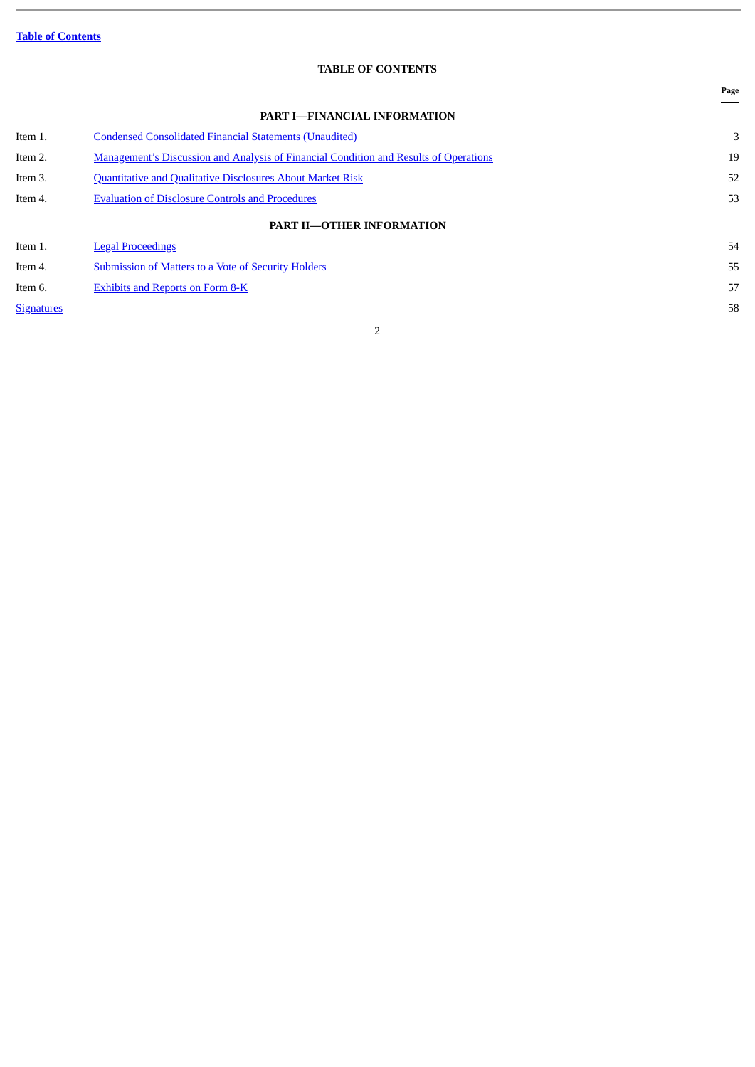Table of Contents

# TABLE OF CONTENTS

| | | Page |
|---|---|---|
| | **PART I—FINANCIAL INFORMATION** | |
| Item 1. | Condensed Consolidated Financial Statements (Unaudited) | 3 |
| Item 2. | Management's Discussion and Analysis of Financial Condition and Results of Operations | 19 |
| Item 3. | Quantitative and Qualitative Disclosures About Market Risk | 52 |
| Item 4. | Evaluation of Disclosure Controls and Procedures | 53 |
| | **PART II—OTHER INFORMATION** | |
| Item 1. | Legal Proceedings | 54 |
| Item 4. | Submission of Matters to a Vote of Security Holders | 55 |
| Item 6. | Exhibits and Reports on Form 8-K | 57 |
| Signatures | | 58 |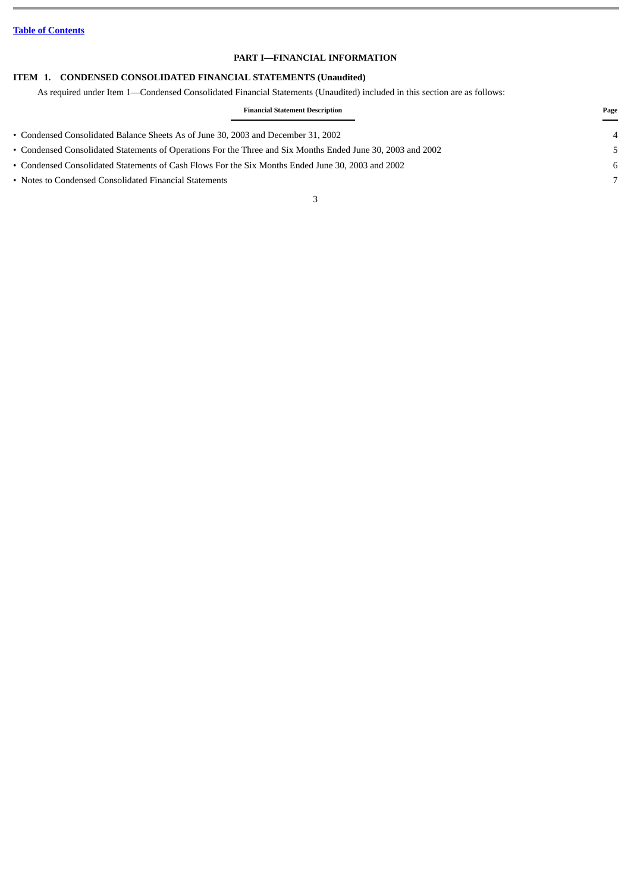[Table of Contents](#)

## PART I—FINANCIAL INFORMATION

### ITEM 1. CONDENSED CONSOLIDATED FINANCIAL STATEMENTS (Unaudited)

As required under Item 1—Condensed Consolidated Financial Statements (Unaudited) included in this section are as follows:

| Financial Statement Description | Page |
|---|---|
| • Condensed Consolidated Balance Sheets As of June 30, 2003 and December 31, 2002 | 4 |
| • Condensed Consolidated Statements of Operations For the Three and Six Months Ended June 30, 2003 and 2002 | 5 |
| • Condensed Consolidated Statements of Cash Flows For the Six Months Ended June 30, 2003 and 2002 | 6 |
| • Notes to Condensed Consolidated Financial Statements | 7 |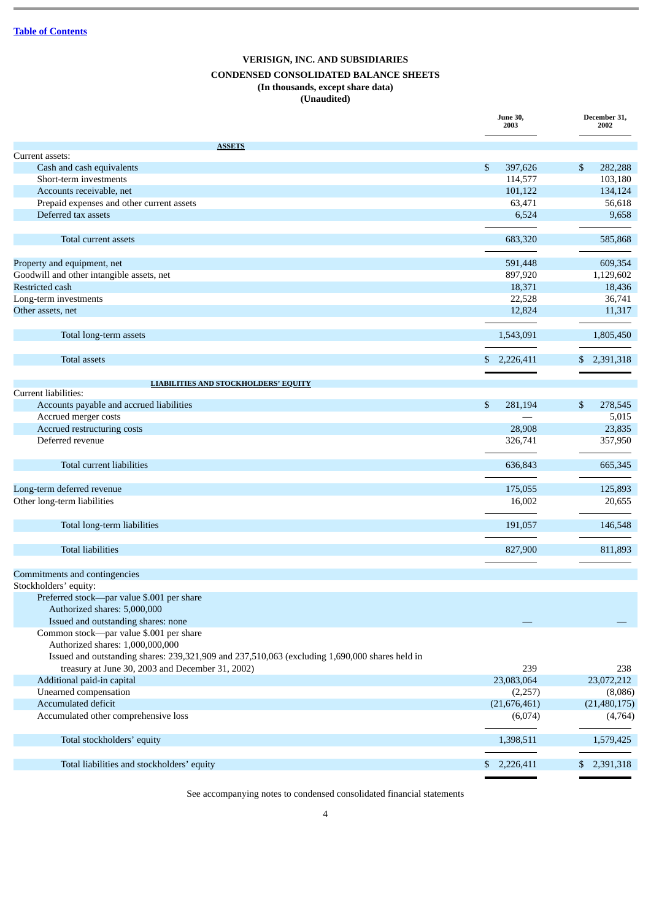[Table of Contents]

**VERISIGN, INC. AND SUBSIDIARIES**

**CONDENSED CONSOLIDATED BALANCE SHEETS**

**(In thousands, except share data)**

**(Unaudited)**

| | June 30, 2003 | December 31, 2002 |
|---|---|---|
| **ASSETS** | | |
| Current assets: | | |
| Cash and cash equivalents | $ 397,626 | $ 282,288 |
| Short-term investments | 114,577 | 103,180 |
| Accounts receivable, net | 101,122 | 134,124 |
| Prepaid expenses and other current assets | 63,471 | 56,618 |
| Deferred tax assets | 6,524 | 9,658 |
| Total current assets | 683,320 | 585,868 |
| Property and equipment, net | 591,448 | 609,354 |
| Goodwill and other intangible assets, net | 897,920 | 1,129,602 |
| Restricted cash | 18,371 | 18,436 |
| Long-term investments | 22,528 | 36,741 |
| Other assets, net | 12,824 | 11,317 |
| Total long-term assets | 1,543,091 | 1,805,450 |
| Total assets | $ 2,226,411 | $ 2,391,318 |
| **LIABILITIES AND STOCKHOLDERS' EQUITY** | | |
| Current liabilities: | | |
| Accounts payable and accrued liabilities | $ 281,194 | $ 278,545 |
| Accrued merger costs | — | 5,015 |
| Accrued restructuring costs | 28,908 | 23,835 |
| Deferred revenue | 326,741 | 357,950 |
| Total current liabilities | 636,843 | 665,345 |
| Long-term deferred revenue | 175,055 | 125,893 |
| Other long-term liabilities | 16,002 | 20,655 |
| Total long-term liabilities | 191,057 | 146,548 |
| Total liabilities | 827,900 | 811,893 |
| Commitments and contingencies | | |
| Stockholders' equity: | | |
| Preferred stock—par value $.001 per share<br>Authorized shares: 5,000,000<br>Issued and outstanding shares: none | — | — |
| Common stock—par value $.001 per share<br>Authorized shares: 1,000,000,000<br>Issued and outstanding shares: 239,321,909 and 237,510,063 (excluding 1,690,000 shares held in treasury at June 30, 2003 and December 31, 2002) | 239 | 238 |
| Additional paid-in capital | 23,083,064 | 23,072,212 |
| Unearned compensation | (2,257) | (8,086) |
| Accumulated deficit | (21,676,461) | (21,480,175) |
| Accumulated other comprehensive loss | (6,074) | (4,764) |
| Total stockholders' equity | 1,398,511 | 1,579,425 |
| Total liabilities and stockholders' equity | $ 2,226,411 | $ 2,391,318 |

See accompanying notes to condensed consolidated financial statements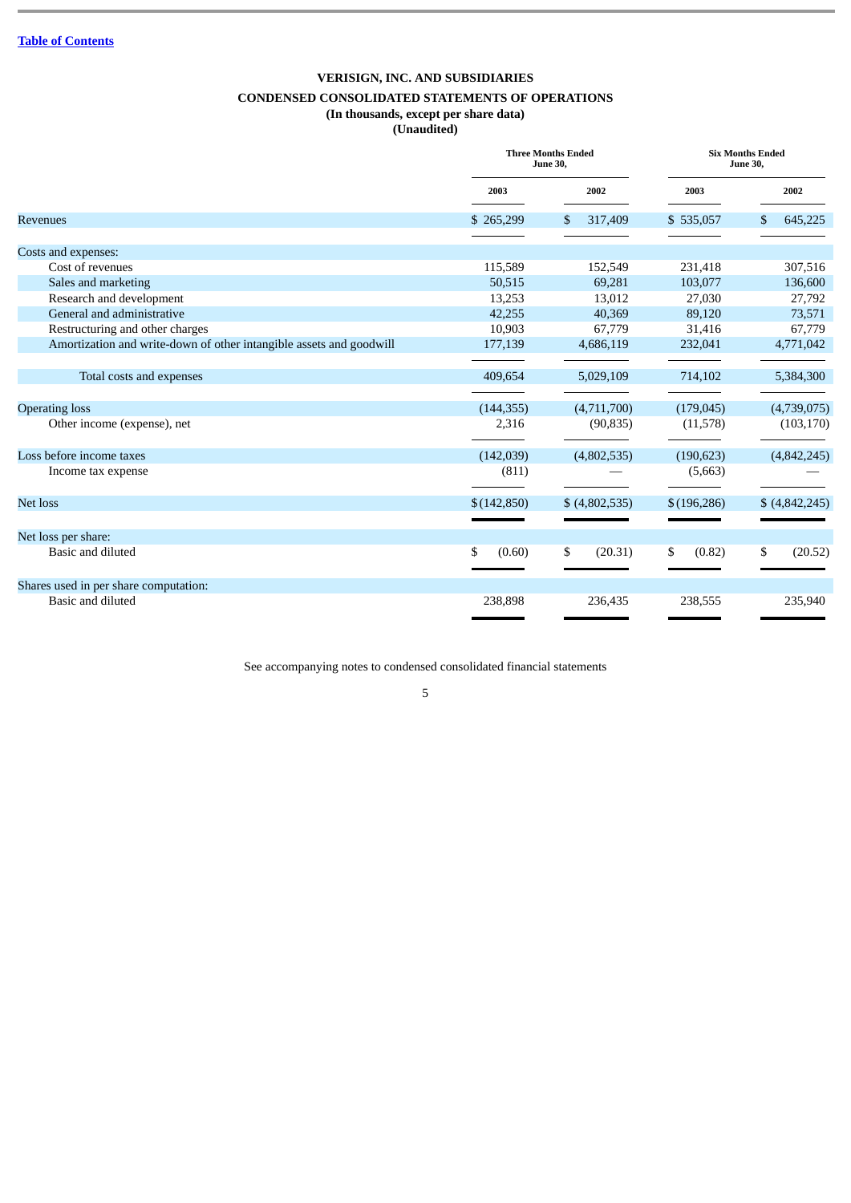[Table of Contents](#)

# VERISIGN, INC. AND SUBSIDIARIES

## CONDENSED CONSOLIDATED STATEMENTS OF OPERATIONS

**(In thousands, except per share data)**

**(Unaudited)**

| | Three Months Ended June 30, | | Six Months Ended June 30, | |
|---|---|---|---|---|
| | 2003 | 2002 | 2003 | 2002 |
| Revenues | $ 265,299 | $ 317,409 | $ 535,057 | $ 645,225 |
| Costs and expenses: | | | | |
| Cost of revenues | 115,589 | 152,549 | 231,418 | 307,516 |
| Sales and marketing | 50,515 | 69,281 | 103,077 | 136,600 |
| Research and development | 13,253 | 13,012 | 27,030 | 27,792 |
| General and administrative | 42,255 | 40,369 | 89,120 | 73,571 |
| Restructuring and other charges | 10,903 | 67,779 | 31,416 | 67,779 |
| Amortization and write-down of other intangible assets and goodwill | 177,139 | 4,686,119 | 232,041 | 4,771,042 |
| Total costs and expenses | 409,654 | 5,029,109 | 714,102 | 5,384,300 |
| Operating loss | (144,355) | (4,711,700) | (179,045) | (4,739,075) |
| Other income (expense), net | 2,316 | (90,835) | (11,578) | (103,170) |
| Loss before income taxes | (142,039) | (4,802,535) | (190,623) | (4,842,245) |
| Income tax expense | (811) | — | (5,663) | — |
| Net loss | $ (142,850) | $ (4,802,535) | $ (196,286) | $ (4,842,245) |
| Net loss per share: | | | | |
| Basic and diluted | $ (0.60) | $ (20.31) | $ (0.82) | $ (20.52) |
| Shares used in per share computation: | | | | |
| Basic and diluted | 238,898 | 236,435 | 238,555 | 235,940 |

See accompanying notes to condensed consolidated financial statements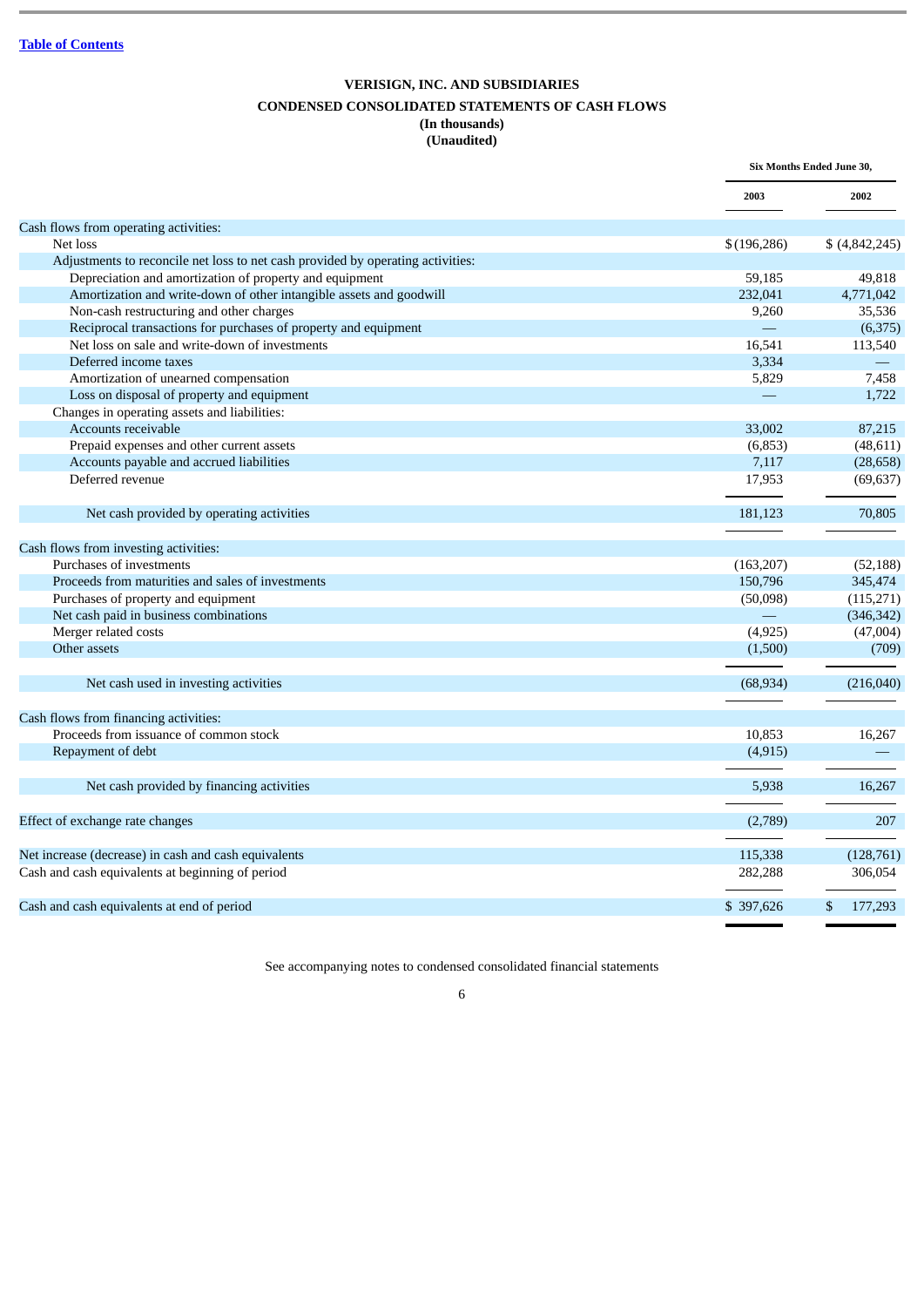[Table of Contents](#)

**VERISIGN, INC. AND SUBSIDIARIES**

**CONDENSED CONSOLIDATED STATEMENTS OF CASH FLOWS**

**(In thousands)**

**(Unaudited)**

| | Six Months Ended June 30, | |
|---|---|---|
| | 2003 | 2002 |
| Cash flows from operating activities: | | |
| Net loss | $ (196,286) | $ (4,842,245) |
| Adjustments to reconcile net loss to net cash provided by operating activities: | | |
| Depreciation and amortization of property and equipment | 59,185 | 49,818 |
| Amortization and write-down of other intangible assets and goodwill | 232,041 | 4,771,042 |
| Non-cash restructuring and other charges | 9,260 | 35,536 |
| Reciprocal transactions for purchases of property and equipment | — | (6,375) |
| Net loss on sale and write-down of investments | 16,541 | 113,540 |
| Deferred income taxes | 3,334 | — |
| Amortization of unearned compensation | 5,829 | 7,458 |
| Loss on disposal of property and equipment | — | 1,722 |
| Changes in operating assets and liabilities: | | |
| Accounts receivable | 33,002 | 87,215 |
| Prepaid expenses and other current assets | (6,853) | (48,611) |
| Accounts payable and accrued liabilities | 7,117 | (28,658) |
| Deferred revenue | 17,953 | (69,637) |
| Net cash provided by operating activities | 181,123 | 70,805 |
| Cash flows from investing activities: | | |
| Purchases of investments | (163,207) | (52,188) |
| Proceeds from maturities and sales of investments | 150,796 | 345,474 |
| Purchases of property and equipment | (50,098) | (115,271) |
| Net cash paid in business combinations | — | (346,342) |
| Merger related costs | (4,925) | (47,004) |
| Other assets | (1,500) | (709) |
| Net cash used in investing activities | (68,934) | (216,040) |
| Cash flows from financing activities: | | |
| Proceeds from issuance of common stock | 10,853 | 16,267 |
| Repayment of debt | (4,915) | — |
| Net cash provided by financing activities | 5,938 | 16,267 |
| Effect of exchange rate changes | (2,789) | 207 |
| Net increase (decrease) in cash and cash equivalents | 115,338 | (128,761) |
| Cash and cash equivalents at beginning of period | 282,288 | 306,054 |
| Cash and cash equivalents at end of period | $ 397,626 | $ 177,293 |

See accompanying notes to condensed consolidated financial statements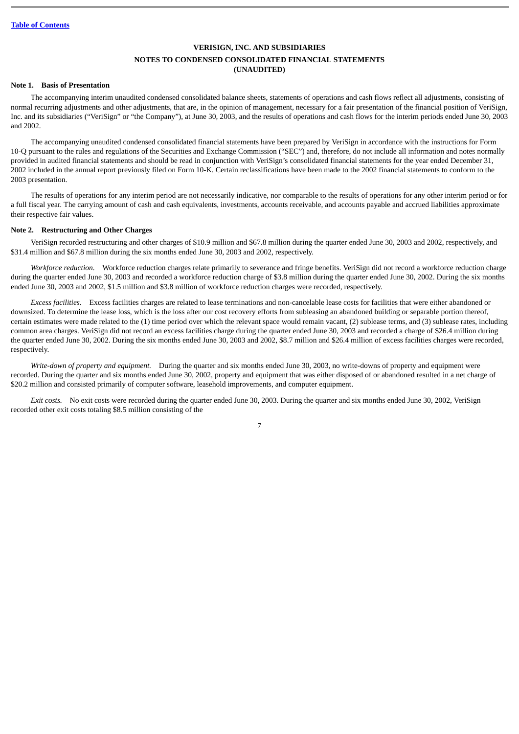[Table of Contents](#)

**VERISIGN, INC. AND SUBSIDIARIES**

**NOTES TO CONDENSED CONSOLIDATED FINANCIAL STATEMENTS**
**(UNAUDITED)**

**Note 1. Basis of Presentation**

The accompanying interim unaudited condensed consolidated balance sheets, statements of operations and cash flows reflect all adjustments, consisting of normal recurring adjustments and other adjustments, that are, in the opinion of management, necessary for a fair presentation of the financial position of VeriSign, Inc. and its subsidiaries ("VeriSign" or "the Company"), at June 30, 2003, and the results of operations and cash flows for the interim periods ended June 30, 2003 and 2002.

The accompanying unaudited condensed consolidated financial statements have been prepared by VeriSign in accordance with the instructions for Form 10-Q pursuant to the rules and regulations of the Securities and Exchange Commission ("SEC") and, therefore, do not include all information and notes normally provided in audited financial statements and should be read in conjunction with VeriSign's consolidated financial statements for the year ended December 31, 2002 included in the annual report previously filed on Form 10-K. Certain reclassifications have been made to the 2002 financial statements to conform to the 2003 presentation.

The results of operations for any interim period are not necessarily indicative, nor comparable to the results of operations for any other interim period or for a full fiscal year. The carrying amount of cash and cash equivalents, investments, accounts receivable, and accounts payable and accrued liabilities approximate their respective fair values.

**Note 2. Restructuring and Other Charges**

VeriSign recorded restructuring and other charges of $10.9 million and $67.8 million during the quarter ended June 30, 2003 and 2002, respectively, and $31.4 million and $67.8 million during the six months ended June 30, 2003 and 2002, respectively.

*Workforce reduction.* Workforce reduction charges relate primarily to severance and fringe benefits. VeriSign did not record a workforce reduction charge during the quarter ended June 30, 2003 and recorded a workforce reduction charge of $3.8 million during the quarter ended June 30, 2002. During the six months ended June 30, 2003 and 2002, $1.5 million and $3.8 million of workforce reduction charges were recorded, respectively.

*Excess facilities.* Excess facilities charges are related to lease terminations and non-cancelable lease costs for facilities that were either abandoned or downsized. To determine the lease loss, which is the loss after our cost recovery efforts from subleasing an abandoned building or separable portion thereof, certain estimates were made related to the (1) time period over which the relevant space would remain vacant, (2) sublease terms, and (3) sublease rates, including common area charges. VeriSign did not record an excess facilities charge during the quarter ended June 30, 2003 and recorded a charge of $26.4 million during the quarter ended June 30, 2002. During the six months ended June 30, 2003 and 2002, $8.7 million and $26.4 million of excess facilities charges were recorded, respectively.

*Write-down of property and equipment.* During the quarter and six months ended June 30, 2003, no write-downs of property and equipment were recorded. During the quarter and six months ended June 30, 2002, property and equipment that was either disposed of or abandoned resulted in a net charge of $20.2 million and consisted primarily of computer software, leasehold improvements, and computer equipment.

*Exit costs.* No exit costs were recorded during the quarter ended June 30, 2003. During the quarter and six months ended June 30, 2002, VeriSign recorded other exit costs totaling $8.5 million consisting of the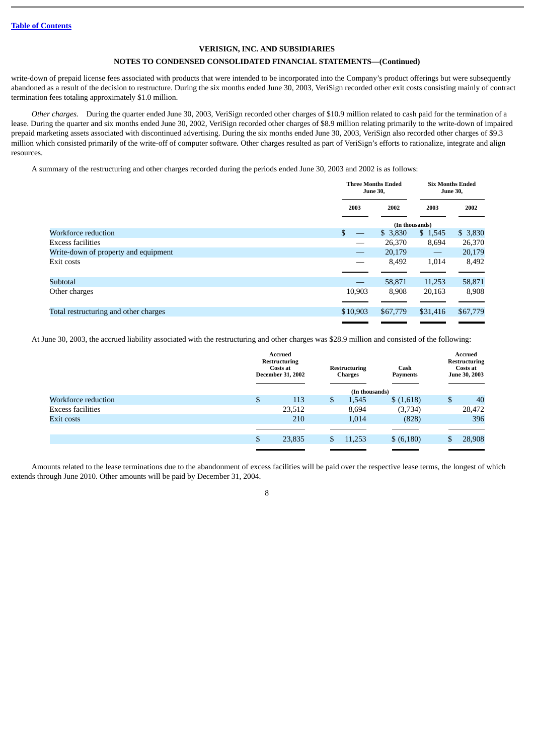Table of Contents

## VERISIGN, INC. AND SUBSIDIARIES

## NOTES TO CONDENSED CONSOLIDATED FINANCIAL STATEMENTS—(Continued)

write-down of prepaid license fees associated with products that were intended to be incorporated into the Company's product offerings but were subsequently abandoned as a result of the decision to restructure. During the six months ended June 30, 2003, VeriSign recorded other exit costs consisting mainly of contract termination fees totaling approximately $1.0 million.

*Other charges.* During the quarter ended June 30, 2003, VeriSign recorded other charges of $10.9 million related to cash paid for the termination of a lease. During the quarter and six months ended June 30, 2002, VeriSign recorded other charges of $8.9 million relating primarily to the write-down of impaired prepaid marketing assets associated with discontinued advertising. During the six months ended June 30, 2003, VeriSign also recorded other charges of $9.3 million which consisted primarily of the write-off of computer software. Other charges resulted as part of VeriSign's efforts to rationalize, integrate and align resources.

A summary of the restructuring and other charges recorded during the periods ended June 30, 2003 and 2002 is as follows:

| | Three Months Ended June 30, | | Six Months Ended June 30, | |
|---|---|---|---|---|
| | 2003 | 2002 | 2003 | 2002 |
| | (In thousands) | | | |
| Workforce reduction | $ — | $ 3,830 | $ 1,545 | $ 3,830 |
| Excess facilities | — | 26,370 | 8,694 | 26,370 |
| Write-down of property and equipment | — | 20,179 | — | 20,179 |
| Exit costs | — | 8,492 | 1,014 | 8,492 |
| Subtotal | — | 58,871 | 11,253 | 58,871 |
| Other charges | 10,903 | 8,908 | 20,163 | 8,908 |
| Total restructuring and other charges | $10,903 | $67,779 | $31,416 | $67,779 |

At June 30, 2003, the accrued liability associated with the restructuring and other charges was $28.9 million and consisted of the following:

| | Accrued Restructuring Costs at December 31, 2002 | Restructuring Charges | Cash Payments | Accrued Restructuring Costs at June 30, 2003 |
|---|---|---|---|---|
| | (In thousands) | | | |
| Workforce reduction | $ 113 | $ 1,545 | $ (1,618) | $ 40 |
| Excess facilities | 23,512 | 8,694 | (3,734) | 28,472 |
| Exit costs | 210 | 1,014 | (828) | 396 |
| | $ 23,835 | $ 11,253 | $ (6,180) | $ 28,908 |

Amounts related to the lease terminations due to the abandonment of excess facilities will be paid over the respective lease terms, the longest of which extends through June 2010. Other amounts will be paid by December 31, 2004.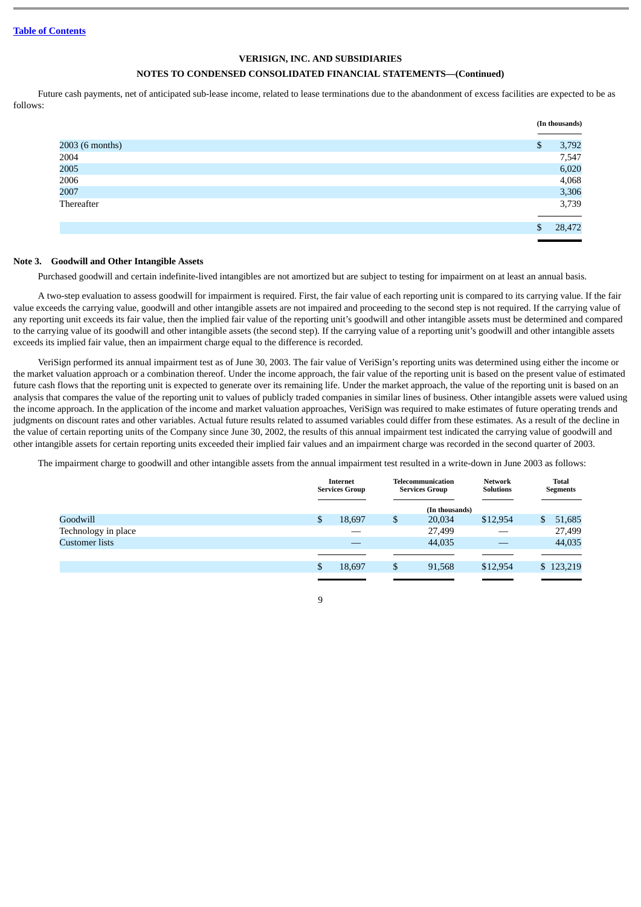Table of Contents

**VERISIGN, INC. AND SUBSIDIARIES**

**NOTES TO CONDENSED CONSOLIDATED FINANCIAL STATEMENTS—(Continued)**

Future cash payments, net of anticipated sub-lease income, related to lease terminations due to the abandonment of excess facilities are expected to be as follows:

| | (In thousands) |
|---|---|
| 2003 (6 months) | $ 3,792 |
| 2004 | 7,547 |
| 2005 | 6,020 |
| 2006 | 4,068 |
| 2007 | 3,306 |
| Thereafter | 3,739 |
| | $ 28,472 |

**Note 3. Goodwill and Other Intangible Assets**

Purchased goodwill and certain indefinite-lived intangibles are not amortized but are subject to testing for impairment on at least an annual basis.

A two-step evaluation to assess goodwill for impairment is required. First, the fair value of each reporting unit is compared to its carrying value. If the fair value exceeds the carrying value, goodwill and other intangible assets are not impaired and proceeding to the second step is not required. If the carrying value of any reporting unit exceeds its fair value, then the implied fair value of the reporting unit's goodwill and other intangible assets must be determined and compared to the carrying value of its goodwill and other intangible assets (the second step). If the carrying value of a reporting unit's goodwill and other intangible assets exceeds its implied fair value, then an impairment charge equal to the difference is recorded.

VeriSign performed its annual impairment test as of June 30, 2003. The fair value of VeriSign's reporting units was determined using either the income or the market valuation approach or a combination thereof. Under the income approach, the fair value of the reporting unit is based on the present value of estimated future cash flows that the reporting unit is expected to generate over its remaining life. Under the market approach, the value of the reporting unit is based on an analysis that compares the value of the reporting unit to values of publicly traded companies in similar lines of business. Other intangible assets were valued using the income approach. In the application of the income and market valuation approaches, VeriSign was required to make estimates of future operating trends and judgments on discount rates and other variables. Actual future results related to assumed variables could differ from these estimates. As a result of the decline in the value of certain reporting units of the Company since June 30, 2002, the results of this annual impairment test indicated the carrying value of goodwill and other intangible assets for certain reporting units exceeded their implied fair values and an impairment charge was recorded in the second quarter of 2003.

The impairment charge to goodwill and other intangible assets from the annual impairment test resulted in a write-down in June 2003 as follows:

| | Internet Services Group | Telecommunication Services Group | Network Solutions | Total Segments |
|---|---|---|---|---|
| | | (In thousands) | | |
| Goodwill | $ 18,697 | $ 20,034 | $12,954 | $ 51,685 |
| Technology in place | — | 27,499 | — | 27,499 |
| Customer lists | — | 44,035 | — | 44,035 |
| | $ 18,697 | $ 91,568 | $12,954 | $ 123,219 |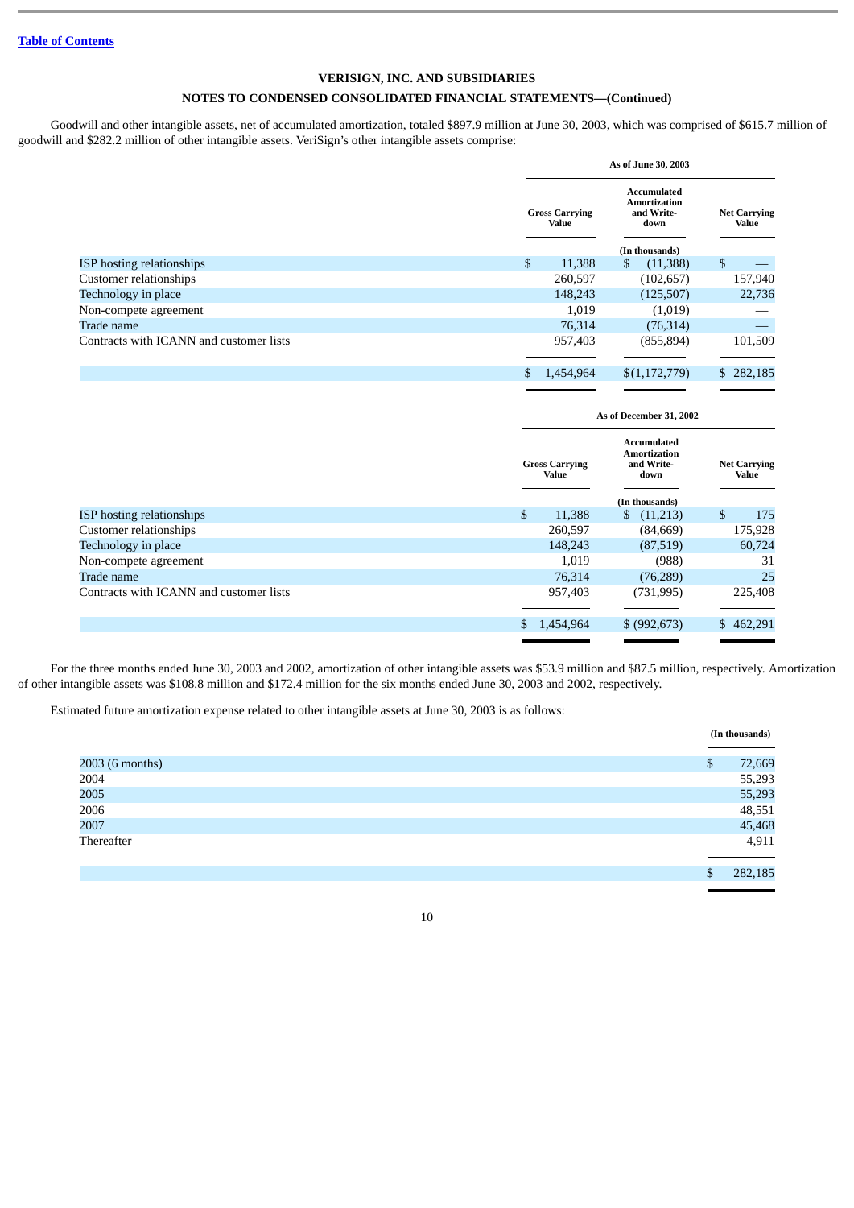**VERISIGN, INC. AND SUBSIDIARIES**

**NOTES TO CONDENSED CONSOLIDATED FINANCIAL STATEMENTS—(Continued)**

Goodwill and other intangible assets, net of accumulated amortization, totaled $897.9 million at June 30, 2003, which was comprised of $615.7 million of goodwill and $282.2 million of other intangible assets. VeriSign's other intangible assets comprise:

| | As of June 30, 2003 | | |
|---|---|---|---|
| | Gross Carrying Value | Accumulated Amortization and Write-down | Net Carrying Value |
| | | (In thousands) | |
| ISP hosting relationships | $ 11,388 | $ (11,388) | $ — |
| Customer relationships | 260,597 | (102,657) | 157,940 |
| Technology in place | 148,243 | (125,507) | 22,736 |
| Non-compete agreement | 1,019 | (1,019) | — |
| Trade name | 76,314 | (76,314) | — |
| Contracts with ICANN and customer lists | 957,403 | (855,894) | 101,509 |
| | $ 1,454,964 | $(1,172,779) | $ 282,185 |

| | As of December 31, 2002 | | |
|---|---|---|---|
| | Gross Carrying Value | Accumulated Amortization and Write-down | Net Carrying Value |
| | | (In thousands) | |
| ISP hosting relationships | $ 11,388 | $ (11,213) | $ 175 |
| Customer relationships | 260,597 | (84,669) | 175,928 |
| Technology in place | 148,243 | (87,519) | 60,724 |
| Non-compete agreement | 1,019 | (988) | 31 |
| Trade name | 76,314 | (76,289) | 25 |
| Contracts with ICANN and customer lists | 957,403 | (731,995) | 225,408 |
| | $ 1,454,964 | $ (992,673) | $ 462,291 |

For the three months ended June 30, 2003 and 2002, amortization of other intangible assets was $53.9 million and $87.5 million, respectively. Amortization of other intangible assets was $108.8 million and $172.4 million for the six months ended June 30, 2003 and 2002, respectively.

Estimated future amortization expense related to other intangible assets at June 30, 2003 is as follows:

| | (In thousands) |
|---|---|
| 2003 (6 months) | $ 72,669 |
| 2004 | 55,293 |
| 2005 | 55,293 |
| 2006 | 48,551 |
| 2007 | 45,468 |
| Thereafter | 4,911 |
| | $ 282,185 |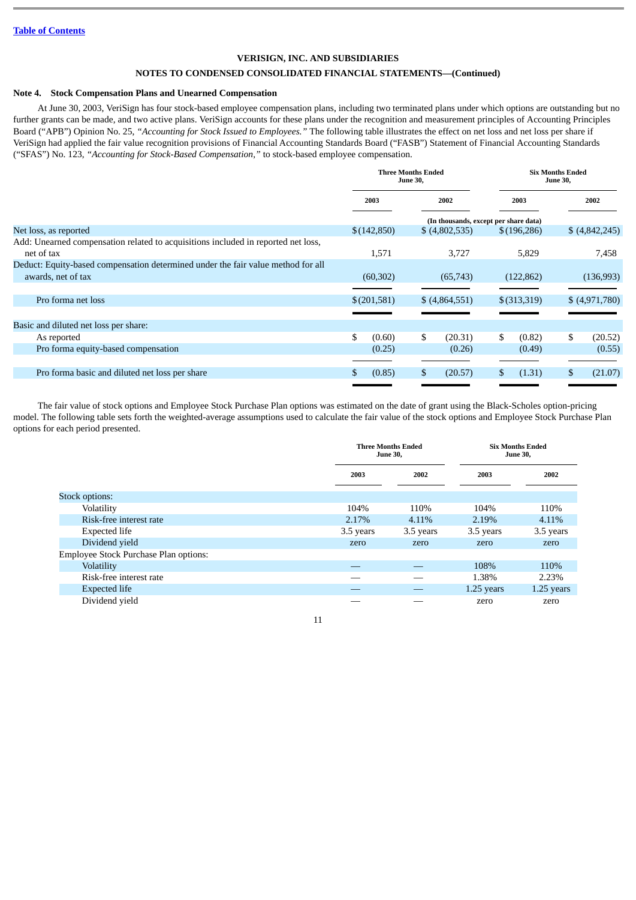[Table of Contents](#)

**VERISIGN, INC. AND SUBSIDIARIES**

**NOTES TO CONDENSED CONSOLIDATED FINANCIAL STATEMENTS—(Continued)**

**Note 4. Stock Compensation Plans and Unearned Compensation**

At June 30, 2003, VeriSign has four stock-based employee compensation plans, including two terminated plans under which options are outstanding but no further grants can be made, and two active plans. VeriSign accounts for these plans under the recognition and measurement principles of Accounting Principles Board ("APB") Opinion No. 25, *"Accounting for Stock Issued to Employees."* The following table illustrates the effect on net loss and net loss per share if VeriSign had applied the fair value recognition provisions of Financial Accounting Standards Board ("FASB") Statement of Financial Accounting Standards ("SFAS") No. 123, *"Accounting for Stock-Based Compensation,"* to stock-based employee compensation.

| | Three Months Ended June 30, | | Six Months Ended June 30, | |
|---|---|---|---|---|
| | 2003 | 2002 | 2003 | 2002 |
| | (In thousands, except per share data) | | | |
| Net loss, as reported | $(142,850) | $ (4,802,535) | $(196,286) | $ (4,842,245) |
| Add: Unearned compensation related to acquisitions included in reported net loss, net of tax | 1,571 | 3,727 | 5,829 | 7,458 |
| Deduct: Equity-based compensation determined under the fair value method for all awards, net of tax | (60,302) | (65,743) | (122,862) | (136,993) |
| Pro forma net loss | $(201,581) | $ (4,864,551) | $(313,319) | $ (4,971,780) |
| Basic and diluted net loss per share: | | | | |
| As reported | $ (0.60) | $ (20.31) | $ (0.82) | $ (20.52) |
| Pro forma equity-based compensation | (0.25) | (0.26) | (0.49) | (0.55) |
| Pro forma basic and diluted net loss per share | $ (0.85) | $ (20.57) | $ (1.31) | $ (21.07) |

The fair value of stock options and Employee Stock Purchase Plan options was estimated on the date of grant using the Black-Scholes option-pricing model. The following table sets forth the weighted-average assumptions used to calculate the fair value of the stock options and Employee Stock Purchase Plan options for each period presented.

| | Three Months Ended June 30, | | Six Months Ended June 30, | |
|---|---|---|---|---|
| | 2003 | 2002 | 2003 | 2002 |
| Stock options: | | | | |
| Volatility | 104% | 110% | 104% | 110% |
| Risk-free interest rate | 2.17% | 4.11% | 2.19% | 4.11% |
| Expected life | 3.5 years | 3.5 years | 3.5 years | 3.5 years |
| Dividend yield | zero | zero | zero | zero |
| Employee Stock Purchase Plan options: | | | | |
| Volatility | — | — | 108% | 110% |
| Risk-free interest rate | — | — | 1.38% | 2.23% |
| Expected life | — | — | 1.25 years | 1.25 years |
| Dividend yield | — | — | zero | zero |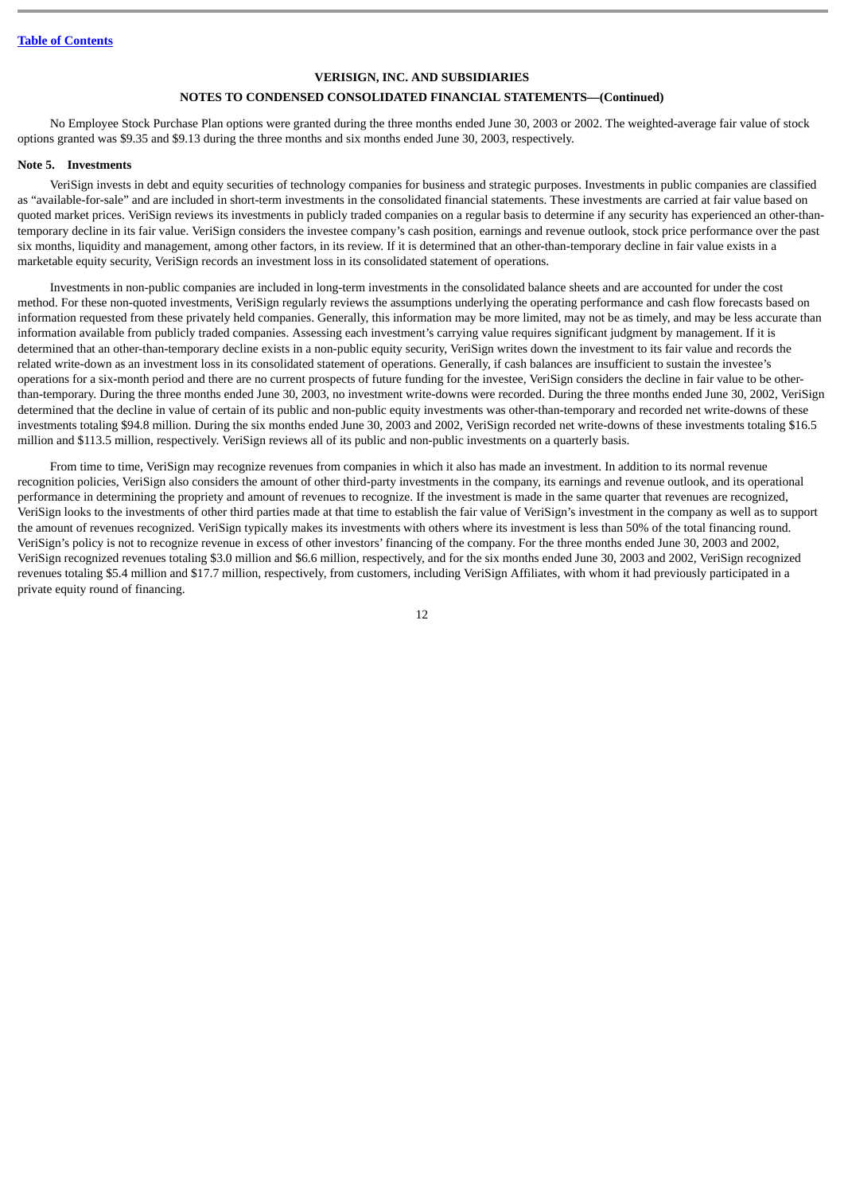VERISIGN, INC. AND SUBSIDIARIES

NOTES TO CONDENSED CONSOLIDATED FINANCIAL STATEMENTS—(Continued)

No Employee Stock Purchase Plan options were granted during the three months ended June 30, 2003 or 2002. The weighted-average fair value of stock options granted was $9.35 and $9.13 during the three months and six months ended June 30, 2003, respectively.

**Note 5. Investments**

VeriSign invests in debt and equity securities of technology companies for business and strategic purposes. Investments in public companies are classified as "available-for-sale" and are included in short-term investments in the consolidated financial statements. These investments are carried at fair value based on quoted market prices. VeriSign reviews its investments in publicly traded companies on a regular basis to determine if any security has experienced an other-than-temporary decline in its fair value. VeriSign considers the investee company's cash position, earnings and revenue outlook, stock price performance over the past six months, liquidity and management, among other factors, in its review. If it is determined that an other-than-temporary decline in fair value exists in a marketable equity security, VeriSign records an investment loss in its consolidated statement of operations.

Investments in non-public companies are included in long-term investments in the consolidated balance sheets and are accounted for under the cost method. For these non-quoted investments, VeriSign regularly reviews the assumptions underlying the operating performance and cash flow forecasts based on information requested from these privately held companies. Generally, this information may be more limited, may not be as timely, and may be less accurate than information available from publicly traded companies. Assessing each investment's carrying value requires significant judgment by management. If it is determined that an other-than-temporary decline exists in a non-public equity security, VeriSign writes down the investment to its fair value and records the related write-down as an investment loss in its consolidated statement of operations. Generally, if cash balances are insufficient to sustain the investee's operations for a six-month period and there are no current prospects of future funding for the investee, VeriSign considers the decline in fair value to be other-than-temporary. During the three months ended June 30, 2003, no investment write-downs were recorded. During the three months ended June 30, 2002, VeriSign determined that the decline in value of certain of its public and non-public equity investments was other-than-temporary and recorded net write-downs of these investments totaling $94.8 million. During the six months ended June 30, 2003 and 2002, VeriSign recorded net write-downs of these investments totaling $16.5 million and $113.5 million, respectively. VeriSign reviews all of its public and non-public investments on a quarterly basis.

From time to time, VeriSign may recognize revenues from companies in which it also has made an investment. In addition to its normal revenue recognition policies, VeriSign also considers the amount of other third-party investments in the company, its earnings and revenue outlook, and its operational performance in determining the propriety and amount of revenues to recognize. If the investment is made in the same quarter that revenues are recognized, VeriSign looks to the investments of other third parties made at that time to establish the fair value of VeriSign's investment in the company as well as to support the amount of revenues recognized. VeriSign typically makes its investments with others where its investment is less than 50% of the total financing round. VeriSign's policy is not to recognize revenue in excess of other investors' financing of the company. For the three months ended June 30, 2003 and 2002, VeriSign recognized revenues totaling $3.0 million and $6.6 million, respectively, and for the six months ended June 30, 2003 and 2002, VeriSign recognized revenues totaling $5.4 million and $17.7 million, respectively, from customers, including VeriSign Affiliates, with whom it had previously participated in a private equity round of financing.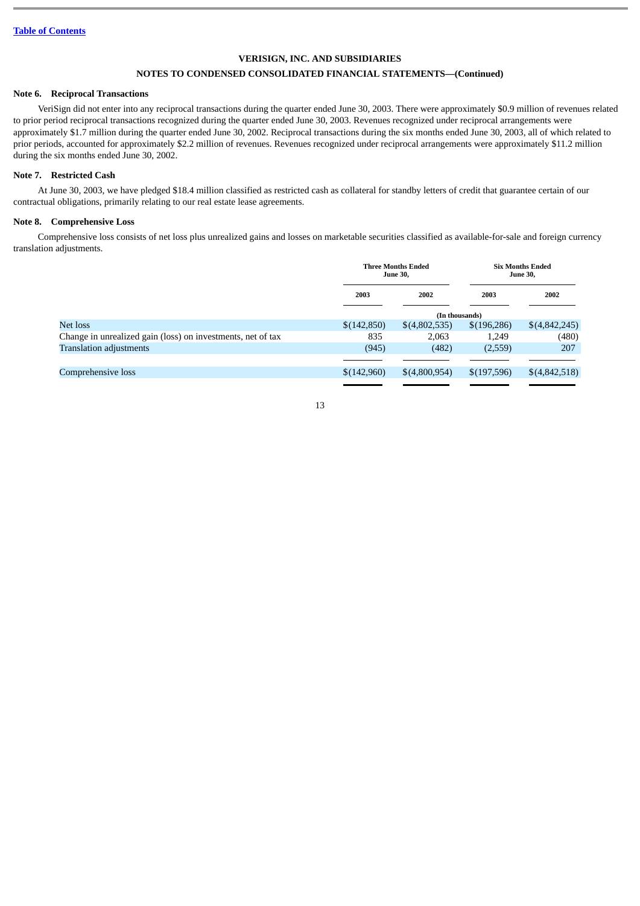[Table of Contents](#)

**VERISIGN, INC. AND SUBSIDIARIES**

**NOTES TO CONDENSED CONSOLIDATED FINANCIAL STATEMENTS—(Continued)**

**Note 6. Reciprocal Transactions**

VeriSign did not enter into any reciprocal transactions during the quarter ended June 30, 2003. There were approximately $0.9 million of revenues related to prior period reciprocal transactions recognized during the quarter ended June 30, 2003. Revenues recognized under reciprocal arrangements were approximately $1.7 million during the quarter ended June 30, 2002. Reciprocal transactions during the six months ended June 30, 2003, all of which related to prior periods, accounted for approximately $2.2 million of revenues. Revenues recognized under reciprocal arrangements were approximately $11.2 million during the six months ended June 30, 2002.

**Note 7. Restricted Cash**

At June 30, 2003, we have pledged $18.4 million classified as restricted cash as collateral for standby letters of credit that guarantee certain of our contractual obligations, primarily relating to our real estate lease agreements.

**Note 8. Comprehensive Loss**

Comprehensive loss consists of net loss plus unrealized gains and losses on marketable securities classified as available-for-sale and foreign currency translation adjustments.

| | Three Months Ended June 30, | | Six Months Ended June 30, | |
|---|---|---|---|---|
| | 2003 | 2002 | 2003 | 2002 |
| | (In thousands) | | | |
| Net loss | $(142,850) | $(4,802,535) | $(196,286) | $(4,842,245) |
| Change in unrealized gain (loss) on investments, net of tax | 835 | 2,063 | 1,249 | (480) |
| Translation adjustments | (945) | (482) | (2,559) | 207 |
| Comprehensive loss | $(142,960) | $(4,800,954) | $(197,596) | $(4,842,518) |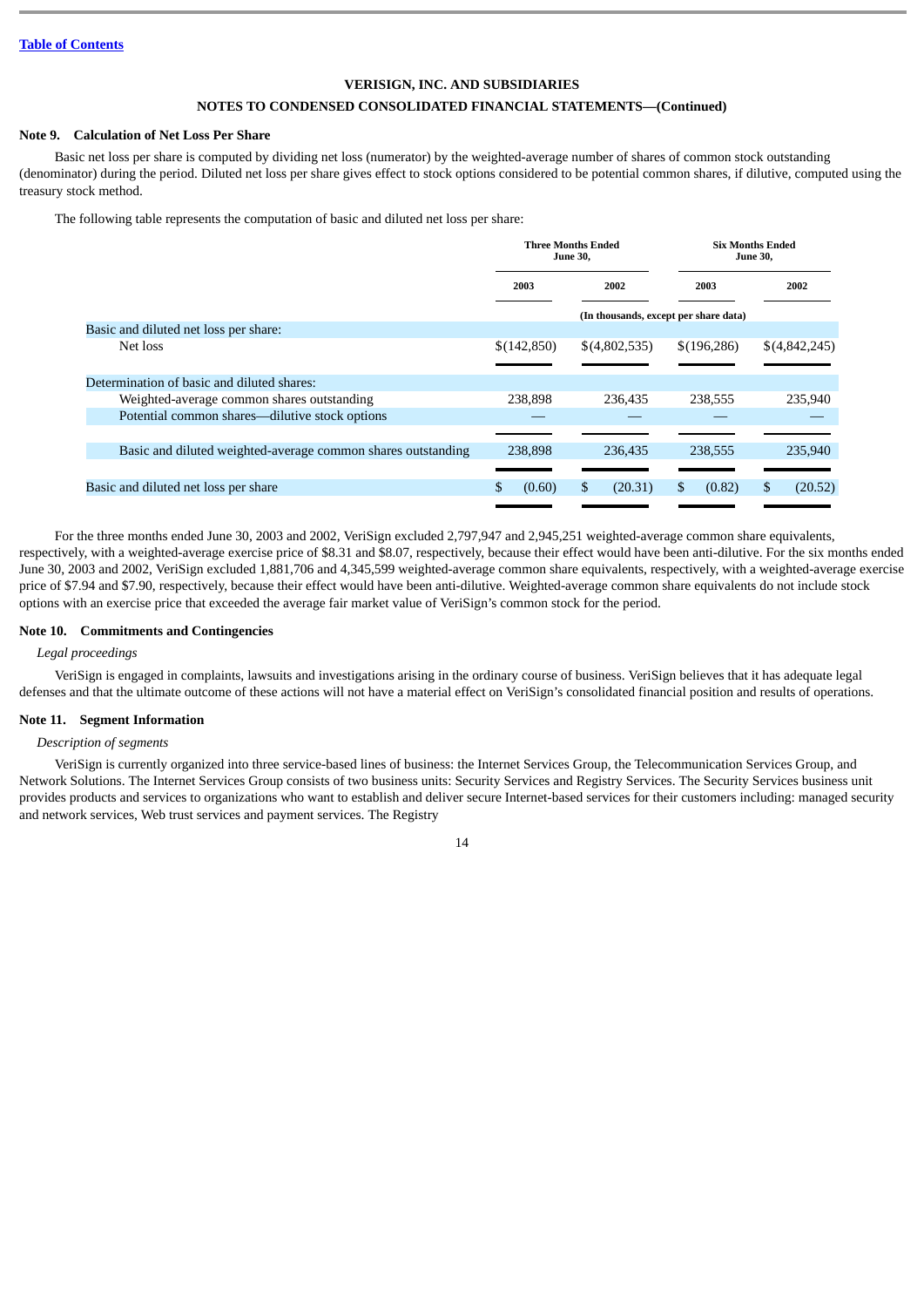[Table of Contents](#)

**VERISIGN, INC. AND SUBSIDIARIES**

**NOTES TO CONDENSED CONSOLIDATED FINANCIAL STATEMENTS—(Continued)**

**Note 9. Calculation of Net Loss Per Share**

Basic net loss per share is computed by dividing net loss (numerator) by the weighted-average number of shares of common stock outstanding (denominator) during the period. Diluted net loss per share gives effect to stock options considered to be potential common shares, if dilutive, computed using the treasury stock method.

The following table represents the computation of basic and diluted net loss per share:

| | Three Months Ended June 30, | | Six Months Ended June 30, | |
|---|---|---|---|---|
| | 2003 | 2002 | 2003 | 2002 |
| | (In thousands, except per share data) | | | |
| Basic and diluted net loss per share: | | | | |
| Net loss | $(142,850) | $(4,802,535) | $(196,286) | $(4,842,245) |
| Determination of basic and diluted shares: | | | | |
| Weighted-average common shares outstanding | 238,898 | 236,435 | 238,555 | 235,940 |
| Potential common shares—dilutive stock options | — | — | — | — |
| Basic and diluted weighted-average common shares outstanding | 238,898 | 236,435 | 238,555 | 235,940 |
| Basic and diluted net loss per share | $ (0.60) | $ (20.31) | $ (0.82) | $ (20.52) |

For the three months ended June 30, 2003 and 2002, VeriSign excluded 2,797,947 and 2,945,251 weighted-average common share equivalents, respectively, with a weighted-average exercise price of $8.31 and $8.07, respectively, because their effect would have been anti-dilutive. For the six months ended June 30, 2003 and 2002, VeriSign excluded 1,881,706 and 4,345,599 weighted-average common share equivalents, respectively, with a weighted-average exercise price of $7.94 and $7.90, respectively, because their effect would have been anti-dilutive. Weighted-average common share equivalents do not include stock options with an exercise price that exceeded the average fair market value of VeriSign's common stock for the period.

**Note 10. Commitments and Contingencies**

*Legal proceedings*

VeriSign is engaged in complaints, lawsuits and investigations arising in the ordinary course of business. VeriSign believes that it has adequate legal defenses and that the ultimate outcome of these actions will not have a material effect on VeriSign's consolidated financial position and results of operations.

**Note 11. Segment Information**

*Description of segments*

VeriSign is currently organized into three service-based lines of business: the Internet Services Group, the Telecommunication Services Group, and Network Solutions. The Internet Services Group consists of two business units: Security Services and Registry Services. The Security Services business unit provides products and services to organizations who want to establish and deliver secure Internet-based services for their customers including: managed security and network services, Web trust services and payment services. The Registry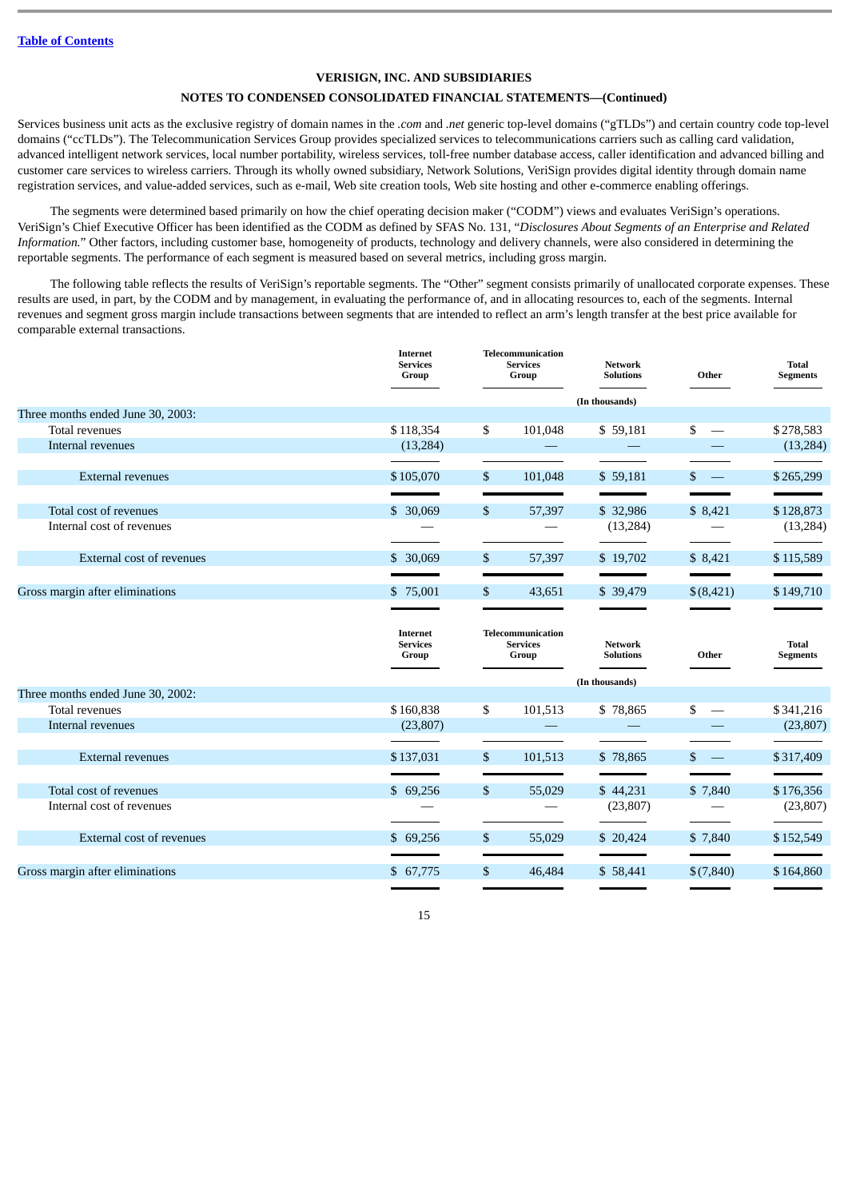VERISIGN, INC. AND SUBSIDIARIES

NOTES TO CONDENSED CONSOLIDATED FINANCIAL STATEMENTS—(Continued)

Services business unit acts as the exclusive registry of domain names in the *.com* and *.net* generic top-level domains ("gTLDs") and certain country code top-level domains ("ccTLDs"). The Telecommunication Services Group provides specialized services to telecommunications carriers such as calling card validation, advanced intelligent network services, local number portability, wireless services, toll-free number database access, caller identification and advanced billing and customer care services to wireless carriers. Through its wholly owned subsidiary, Network Solutions, VeriSign provides digital identity through domain name registration services, and value-added services, such as e-mail, Web site creation tools, Web site hosting and other e-commerce enabling offerings.

The segments were determined based primarily on how the chief operating decision maker ("CODM") views and evaluates VeriSign's operations. VeriSign's Chief Executive Officer has been identified as the CODM as defined by SFAS No. 131, "*Disclosures About Segments of an Enterprise and Related Information.*" Other factors, including customer base, homogeneity of products, technology and delivery channels, were also considered in determining the reportable segments. The performance of each segment is measured based on several metrics, including gross margin.

The following table reflects the results of VeriSign's reportable segments. The "Other" segment consists primarily of unallocated corporate expenses. These results are used, in part, by the CODM and by management, in evaluating the performance of, and in allocating resources to, each of the segments. Internal revenues and segment gross margin include transactions between segments that are intended to reflect an arm's length transfer at the best price available for comparable external transactions.

| | Internet Services Group | Telecommunication Services Group | Network Solutions | Other | Total Segments |
|---|---|---|---|---|---|
| | | | (In thousands) | | |
| Three months ended June 30, 2003: | | | | | |
| Total revenues | $118,354 | $ 101,048 | $ 59,181 | $ — | $278,583 |
| Internal revenues | (13,284) | — | — | — | (13,284) |
| External revenues | $105,070 | $ 101,048 | $ 59,181 | $ — | $265,299 |
| Total cost of revenues | $ 30,069 | $ 57,397 | $ 32,986 | $ 8,421 | $128,873 |
| Internal cost of revenues | — | — | (13,284) | — | (13,284) |
| External cost of revenues | $ 30,069 | $ 57,397 | $ 19,702 | $ 8,421 | $115,589 |
| Gross margin after eliminations | $ 75,001 | $ 43,651 | $ 39,479 | $(8,421) | $149,710 |

| | Internet Services Group | Telecommunication Services Group | Network Solutions | Other | Total Segments |
|---|---|---|---|---|---|
| | | | (In thousands) | | |
| Three months ended June 30, 2002: | | | | | |
| Total revenues | $160,838 | $ 101,513 | $ 78,865 | $ — | $341,216 |
| Internal revenues | (23,807) | — | — | — | (23,807) |
| External revenues | $137,031 | $ 101,513 | $ 78,865 | $ — | $317,409 |
| Total cost of revenues | $ 69,256 | $ 55,029 | $ 44,231 | $ 7,840 | $176,356 |
| Internal cost of revenues | — | — | (23,807) | — | (23,807) |
| External cost of revenues | $ 69,256 | $ 55,029 | $ 20,424 | $ 7,840 | $152,549 |
| Gross margin after eliminations | $ 67,775 | $ 46,484 | $ 58,441 | $(7,840) | $164,860 |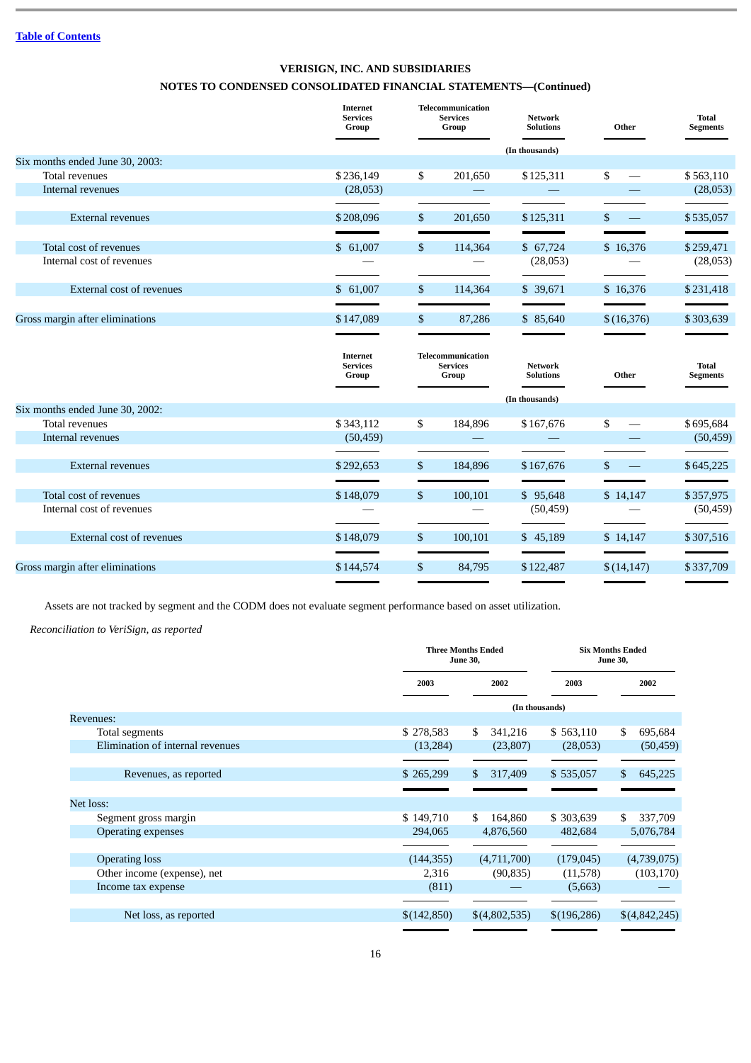[Table of Contents](#)

**VERISIGN, INC. AND SUBSIDIARIES**

**NOTES TO CONDENSED CONSOLIDATED FINANCIAL STATEMENTS—(Continued)**

| | Internet Services Group | Telecommunication Services Group | Network Solutions | Other | Total Segments |
|---|---|---|---|---|---|
| | | | (In thousands) | | |
| Six months ended June 30, 2003: | | | | | |
| Total revenues | $236,149 | $ 201,650 | $125,311 | $ — | $563,110 |
| Internal revenues | (28,053) | — | — | — | (28,053) |
| External revenues | $208,096 | $ 201,650 | $125,311 | $ — | $535,057 |
| Total cost of revenues | $ 61,007 | $ 114,364 | $ 67,724 | $ 16,376 | $259,471 |
| Internal cost of revenues | — | — | (28,053) | — | (28,053) |
| External cost of revenues | $ 61,007 | $ 114,364 | $ 39,671 | $ 16,376 | $231,418 |
| Gross margin after eliminations | $147,089 | $ 87,286 | $ 85,640 | $(16,376) | $303,639 |

| | Internet Services Group | Telecommunication Services Group | Network Solutions | Other | Total Segments |
|---|---|---|---|---|---|
| | | | (In thousands) | | |
| Six months ended June 30, 2002: | | | | | |
| Total revenues | $343,112 | $ 184,896 | $167,676 | $ — | $695,684 |
| Internal revenues | (50,459) | — | — | — | (50,459) |
| External revenues | $292,653 | $ 184,896 | $167,676 | $ — | $645,225 |
| Total cost of revenues | $148,079 | $ 100,101 | $ 95,648 | $ 14,147 | $357,975 |
| Internal cost of revenues | — | — | (50,459) | — | (50,459) |
| External cost of revenues | $148,079 | $ 100,101 | $ 45,189 | $ 14,147 | $307,516 |
| Gross margin after eliminations | $144,574 | $ 84,795 | $122,487 | $(14,147) | $337,709 |

Assets are not tracked by segment and the CODM does not evaluate segment performance based on asset utilization.

*Reconciliation to VeriSign, as reported*

| | Three Months Ended June 30, | | Six Months Ended June 30, | |
|---|---|---|---|---|
| | 2003 | 2002 | 2003 | 2002 |
| | (In thousands) | | | |
| Revenues: | | | | |
| Total segments | $ 278,583 | $ 341,216 | $ 563,110 | $ 695,684 |
| Elimination of internal revenues | (13,284) | (23,807) | (28,053) | (50,459) |
| Revenues, as reported | $ 265,299 | $ 317,409 | $ 535,057 | $ 645,225 |
| Net loss: | | | | |
| Segment gross margin | $ 149,710 | $ 164,860 | $ 303,639 | $ 337,709 |
| Operating expenses | 294,065 | 4,876,560 | 482,684 | 5,076,784 |
| Operating loss | (144,355) | (4,711,700) | (179,045) | (4,739,075) |
| Other income (expense), net | 2,316 | (90,835) | (11,578) | (103,170) |
| Income tax expense | (811) | — | (5,663) | — |
| Net loss, as reported | $(142,850) | $(4,802,535) | $(196,286) | $(4,842,245) |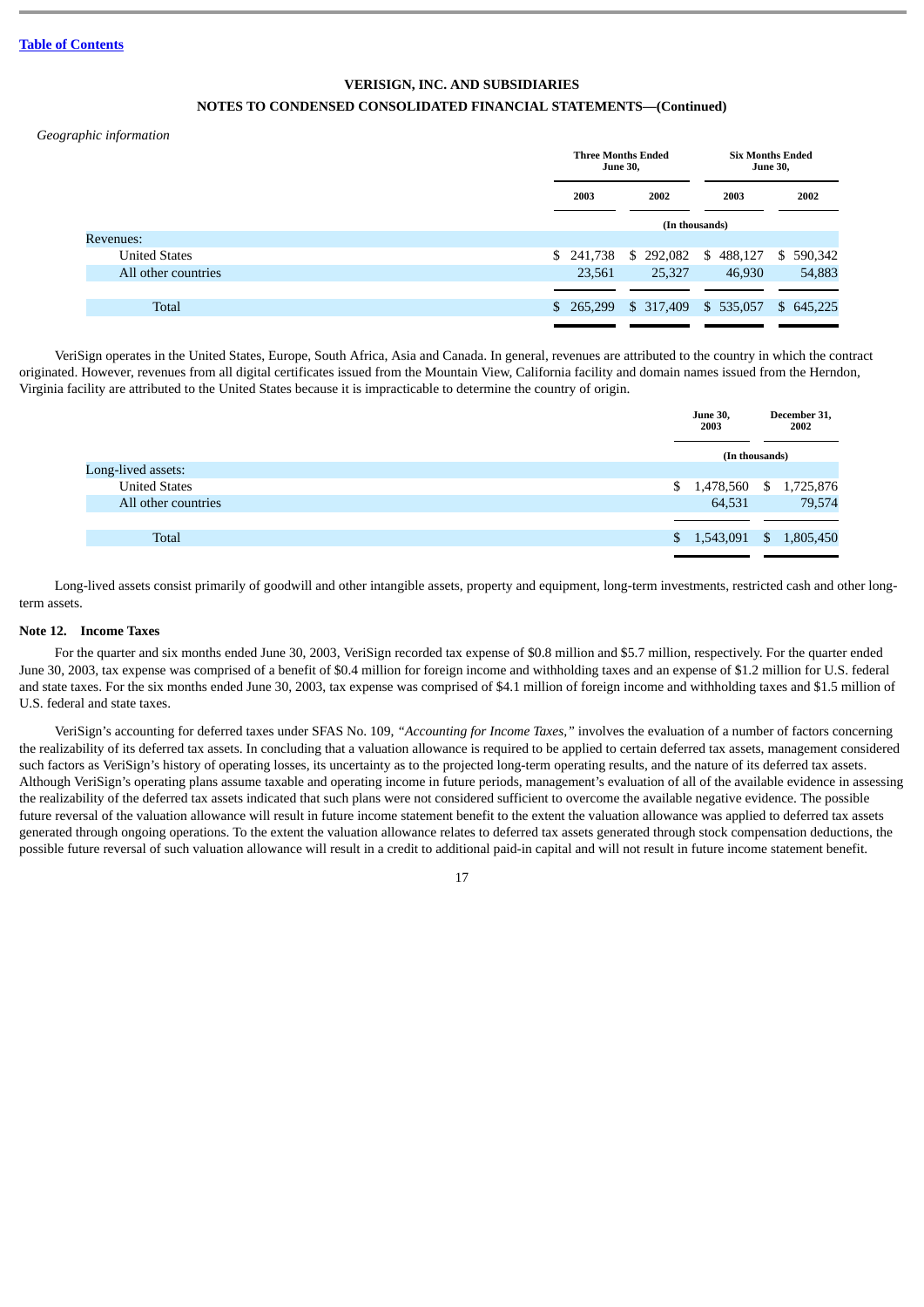VERISIGN, INC. AND SUBSIDIARIES

NOTES TO CONDENSED CONSOLIDATED FINANCIAL STATEMENTS—(Continued)

*Geographic information*

| | Three Months Ended June 30, | | Six Months Ended June 30, | |
|---|---|---|---|---|
| | 2003 | 2002 | 2003 | 2002 |
| | (In thousands) | | | |
| Revenues: | | | | |
| United States | $ 241,738 | $ 292,082 | $ 488,127 | $ 590,342 |
| All other countries | 23,561 | 25,327 | 46,930 | 54,883 |
| Total | $ 265,299 | $ 317,409 | $ 535,057 | $ 645,225 |

VeriSign operates in the United States, Europe, South Africa, Asia and Canada. In general, revenues are attributed to the country in which the contract originated. However, revenues from all digital certificates issued from the Mountain View, California facility and domain names issued from the Herndon, Virginia facility are attributed to the United States because it is impracticable to determine the country of origin.

| | June 30, 2003 | December 31, 2002 |
|---|---|---|
| | (In thousands) | |
| Long-lived assets: | | |
| United States | $ 1,478,560 | $ 1,725,876 |
| All other countries | 64,531 | 79,574 |
| Total | $ 1,543,091 | $ 1,805,450 |

Long-lived assets consist primarily of goodwill and other intangible assets, property and equipment, long-term investments, restricted cash and other long-term assets.

### Note 12. Income Taxes

For the quarter and six months ended June 30, 2003, VeriSign recorded tax expense of $0.8 million and $5.7 million, respectively. For the quarter ended June 30, 2003, tax expense was comprised of a benefit of $0.4 million for foreign income and withholding taxes and an expense of $1.2 million for U.S. federal and state taxes. For the six months ended June 30, 2003, tax expense was comprised of $4.1 million of foreign income and withholding taxes and $1.5 million of U.S. federal and state taxes.

VeriSign's accounting for deferred taxes under SFAS No. 109, *"Accounting for Income Taxes,"* involves the evaluation of a number of factors concerning the realizability of its deferred tax assets. In concluding that a valuation allowance is required to be applied to certain deferred tax assets, management considered such factors as VeriSign's history of operating losses, its uncertainty as to the projected long-term operating results, and the nature of its deferred tax assets. Although VeriSign's operating plans assume taxable and operating income in future periods, management's evaluation of all of the available evidence in assessing the realizability of the deferred tax assets indicated that such plans were not considered sufficient to overcome the available negative evidence. The possible future reversal of the valuation allowance will result in future income statement benefit to the extent the valuation allowance was applied to deferred tax assets generated through ongoing operations. To the extent the valuation allowance relates to deferred tax assets generated through stock compensation deductions, the possible future reversal of such valuation allowance will result in a credit to additional paid-in capital and will not result in future income statement benefit.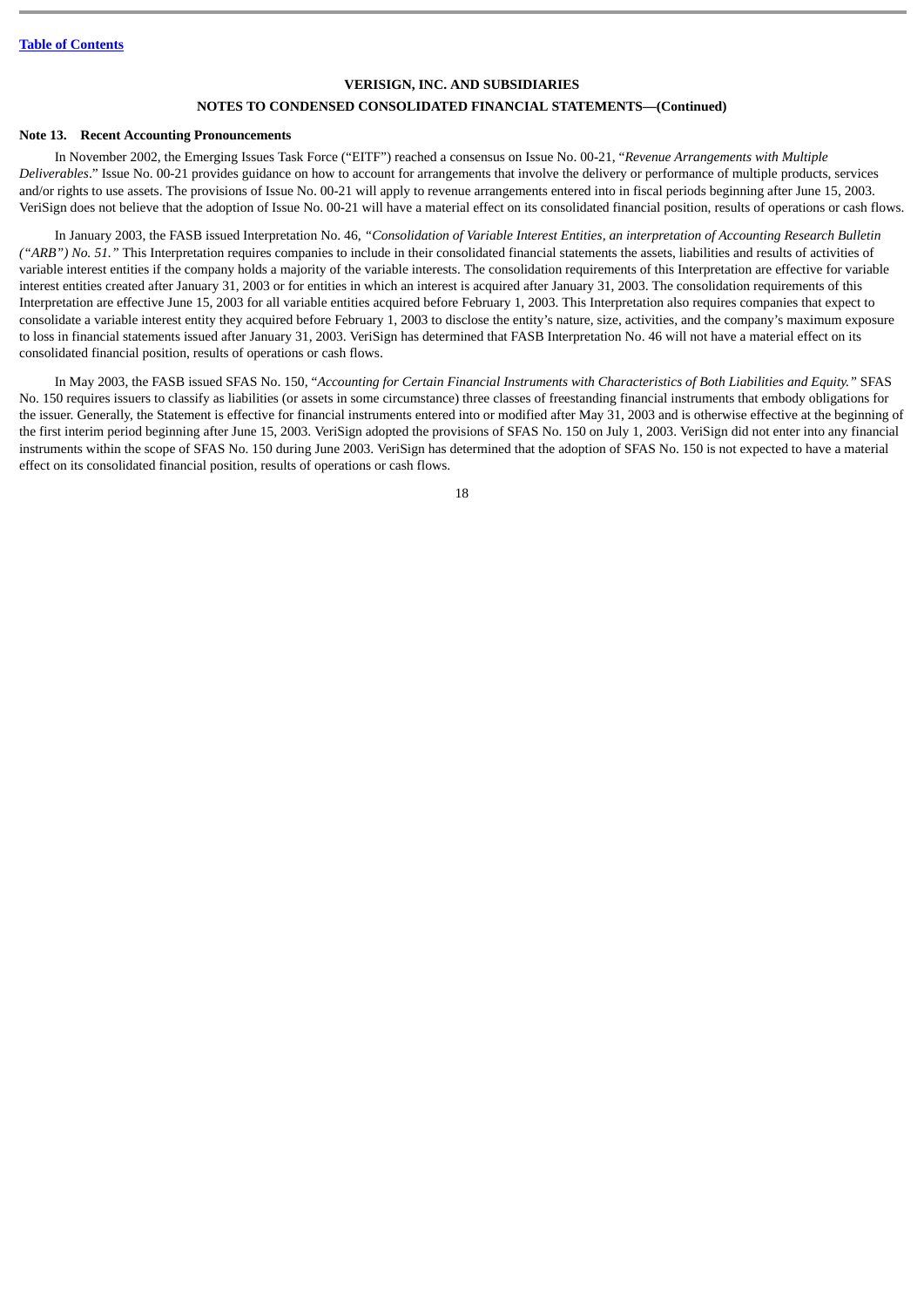**VERISIGN, INC. AND SUBSIDIARIES**

**NOTES TO CONDENSED CONSOLIDATED FINANCIAL STATEMENTS—(Continued)**

**Note 13. Recent Accounting Pronouncements**

In November 2002, the Emerging Issues Task Force ("EITF") reached a consensus on Issue No. 00-21, "*Revenue Arrangements with Multiple Deliverables*." Issue No. 00-21 provides guidance on how to account for arrangements that involve the delivery or performance of multiple products, services and/or rights to use assets. The provisions of Issue No. 00-21 will apply to revenue arrangements entered into in fiscal periods beginning after June 15, 2003. VeriSign does not believe that the adoption of Issue No. 00-21 will have a material effect on its consolidated financial position, results of operations or cash flows.

In January 2003, the FASB issued Interpretation No. 46, *"Consolidation of Variable Interest Entities, an interpretation of Accounting Research Bulletin ("ARB") No. 51."* This Interpretation requires companies to include in their consolidated financial statements the assets, liabilities and results of activities of variable interest entities if the company holds a majority of the variable interests. The consolidation requirements of this Interpretation are effective for variable interest entities created after January 31, 2003 or for entities in which an interest is acquired after January 31, 2003. The consolidation requirements of this Interpretation are effective June 15, 2003 for all variable entities acquired before February 1, 2003. This Interpretation also requires companies that expect to consolidate a variable interest entity they acquired before February 1, 2003 to disclose the entity's nature, size, activities, and the company's maximum exposure to loss in financial statements issued after January 31, 2003. VeriSign has determined that FASB Interpretation No. 46 will not have a material effect on its consolidated financial position, results of operations or cash flows.

In May 2003, the FASB issued SFAS No. 150, "*Accounting for Certain Financial Instruments with Characteristics of Both Liabilities and Equity.*" SFAS No. 150 requires issuers to classify as liabilities (or assets in some circumstance) three classes of freestanding financial instruments that embody obligations for the issuer. Generally, the Statement is effective for financial instruments entered into or modified after May 31, 2003 and is otherwise effective at the beginning of the first interim period beginning after June 15, 2003. VeriSign adopted the provisions of SFAS No. 150 on July 1, 2003. VeriSign did not enter into any financial instruments within the scope of SFAS No. 150 during June 2003. VeriSign has determined that the adoption of SFAS No. 150 is not expected to have a material effect on its consolidated financial position, results of operations or cash flows.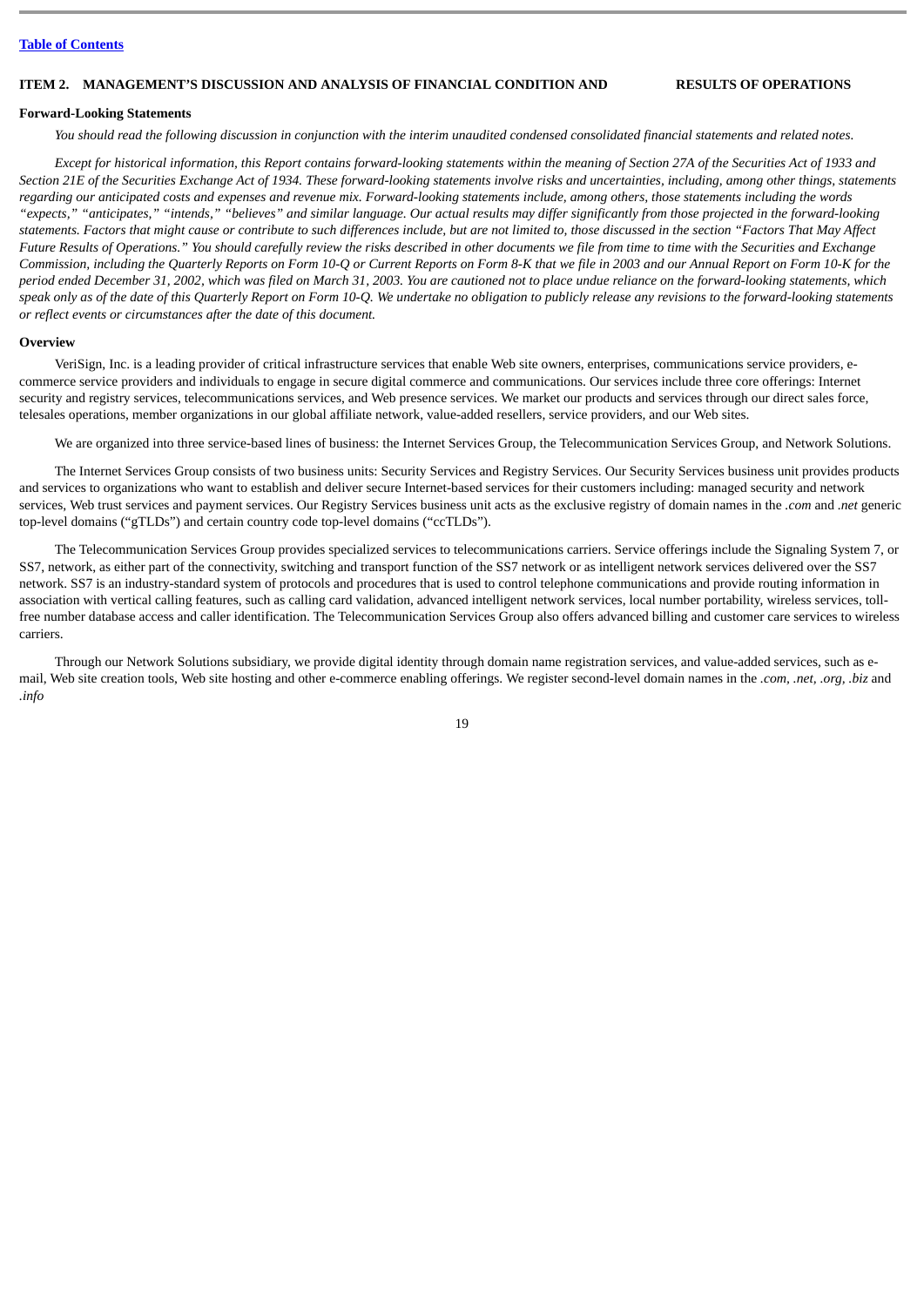## ITEM 2. MANAGEMENT'S DISCUSSION AND ANALYSIS OF FINANCIAL CONDITION AND RESULTS OF OPERATIONS

### Forward-Looking Statements

*You should read the following discussion in conjunction with the interim unaudited condensed consolidated financial statements and related notes.*

*Except for historical information, this Report contains forward-looking statements within the meaning of Section 27A of the Securities Act of 1933 and Section 21E of the Securities Exchange Act of 1934. These forward-looking statements involve risks and uncertainties, including, among other things, statements regarding our anticipated costs and expenses and revenue mix. Forward-looking statements include, among others, those statements including the words "expects," "anticipates," "intends," "believes" and similar language. Our actual results may differ significantly from those projected in the forward-looking statements. Factors that might cause or contribute to such differences include, but are not limited to, those discussed in the section "Factors That May Affect Future Results of Operations." You should carefully review the risks described in other documents we file from time to time with the Securities and Exchange Commission, including the Quarterly Reports on Form 10-Q or Current Reports on Form 8-K that we file in 2003 and our Annual Report on Form 10-K for the period ended December 31, 2002, which was filed on March 31, 2003. You are cautioned not to place undue reliance on the forward-looking statements, which speak only as of the date of this Quarterly Report on Form 10-Q. We undertake no obligation to publicly release any revisions to the forward-looking statements or reflect events or circumstances after the date of this document.*

### Overview

VeriSign, Inc. is a leading provider of critical infrastructure services that enable Web site owners, enterprises, communications service providers, e-commerce service providers and individuals to engage in secure digital commerce and communications. Our services include three core offerings: Internet security and registry services, telecommunications services, and Web presence services. We market our products and services through our direct sales force, telesales operations, member organizations in our global affiliate network, value-added resellers, service providers, and our Web sites.

We are organized into three service-based lines of business: the Internet Services Group, the Telecommunication Services Group, and Network Solutions.

The Internet Services Group consists of two business units: Security Services and Registry Services. Our Security Services business unit provides products and services to organizations who want to establish and deliver secure Internet-based services for their customers including: managed security and network services, Web trust services and payment services. Our Registry Services business unit acts as the exclusive registry of domain names in the *.com* and *.net* generic top-level domains ("gTLDs") and certain country code top-level domains ("ccTLDs").

The Telecommunication Services Group provides specialized services to telecommunications carriers. Service offerings include the Signaling System 7, or SS7, network, as either part of the connectivity, switching and transport function of the SS7 network or as intelligent network services delivered over the SS7 network. SS7 is an industry-standard system of protocols and procedures that is used to control telephone communications and provide routing information in association with vertical calling features, such as calling card validation, advanced intelligent network services, local number portability, wireless services, toll-free number database access and caller identification. The Telecommunication Services Group also offers advanced billing and customer care services to wireless carriers.

Through our Network Solutions subsidiary, we provide digital identity through domain name registration services, and value-added services, such as e-mail, Web site creation tools, Web site hosting and other e-commerce enabling offerings. We register second-level domain names in the *.com*, *.net*, *.org*, *.biz* and *.info*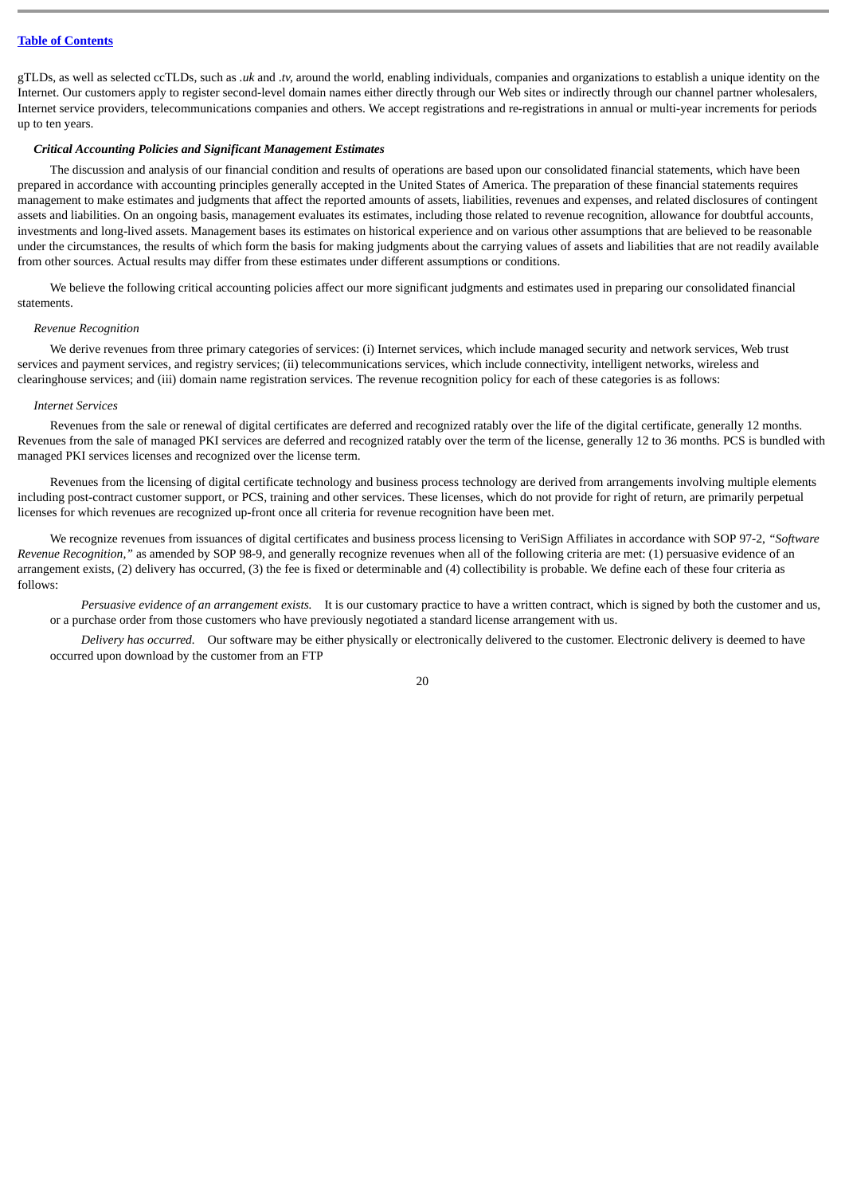gTLDs, as well as selected ccTLDs, such as *.uk* and *.tv*, around the world, enabling individuals, companies and organizations to establish a unique identity on the Internet. Our customers apply to register second-level domain names either directly through our Web sites or indirectly through our channel partner wholesalers, Internet service providers, telecommunications companies and others. We accept registrations and re-registrations in annual or multi-year increments for periods up to ten years.

***Critical Accounting Policies and Significant Management Estimates***

The discussion and analysis of our financial condition and results of operations are based upon our consolidated financial statements, which have been prepared in accordance with accounting principles generally accepted in the United States of America. The preparation of these financial statements requires management to make estimates and judgments that affect the reported amounts of assets, liabilities, revenues and expenses, and related disclosures of contingent assets and liabilities. On an ongoing basis, management evaluates its estimates, including those related to revenue recognition, allowance for doubtful accounts, investments and long-lived assets. Management bases its estimates on historical experience and on various other assumptions that are believed to be reasonable under the circumstances, the results of which form the basis for making judgments about the carrying values of assets and liabilities that are not readily available from other sources. Actual results may differ from these estimates under different assumptions or conditions.

We believe the following critical accounting policies affect our more significant judgments and estimates used in preparing our consolidated financial statements.

*Revenue Recognition*

We derive revenues from three primary categories of services: (i) Internet services, which include managed security and network services, Web trust services and payment services, and registry services; (ii) telecommunications services, which include connectivity, intelligent networks, wireless and clearinghouse services; and (iii) domain name registration services. The revenue recognition policy for each of these categories is as follows:

*Internet Services*

Revenues from the sale or renewal of digital certificates are deferred and recognized ratably over the life of the digital certificate, generally 12 months. Revenues from the sale of managed PKI services are deferred and recognized ratably over the term of the license, generally 12 to 36 months. PCS is bundled with managed PKI services licenses and recognized over the license term.

Revenues from the licensing of digital certificate technology and business process technology are derived from arrangements involving multiple elements including post-contract customer support, or PCS, training and other services. These licenses, which do not provide for right of return, are primarily perpetual licenses for which revenues are recognized up-front once all criteria for revenue recognition have been met.

We recognize revenues from issuances of digital certificates and business process licensing to VeriSign Affiliates in accordance with SOP 97-2, *"Software Revenue Recognition,"* as amended by SOP 98-9, and generally recognize revenues when all of the following criteria are met: (1) persuasive evidence of an arrangement exists, (2) delivery has occurred, (3) the fee is fixed or determinable and (4) collectibility is probable. We define each of these four criteria as follows:

*Persuasive evidence of an arrangement exists.* It is our customary practice to have a written contract, which is signed by both the customer and us, or a purchase order from those customers who have previously negotiated a standard license arrangement with us.

*Delivery has occurred.* Our software may be either physically or electronically delivered to the customer. Electronic delivery is deemed to have occurred upon download by the customer from an FTP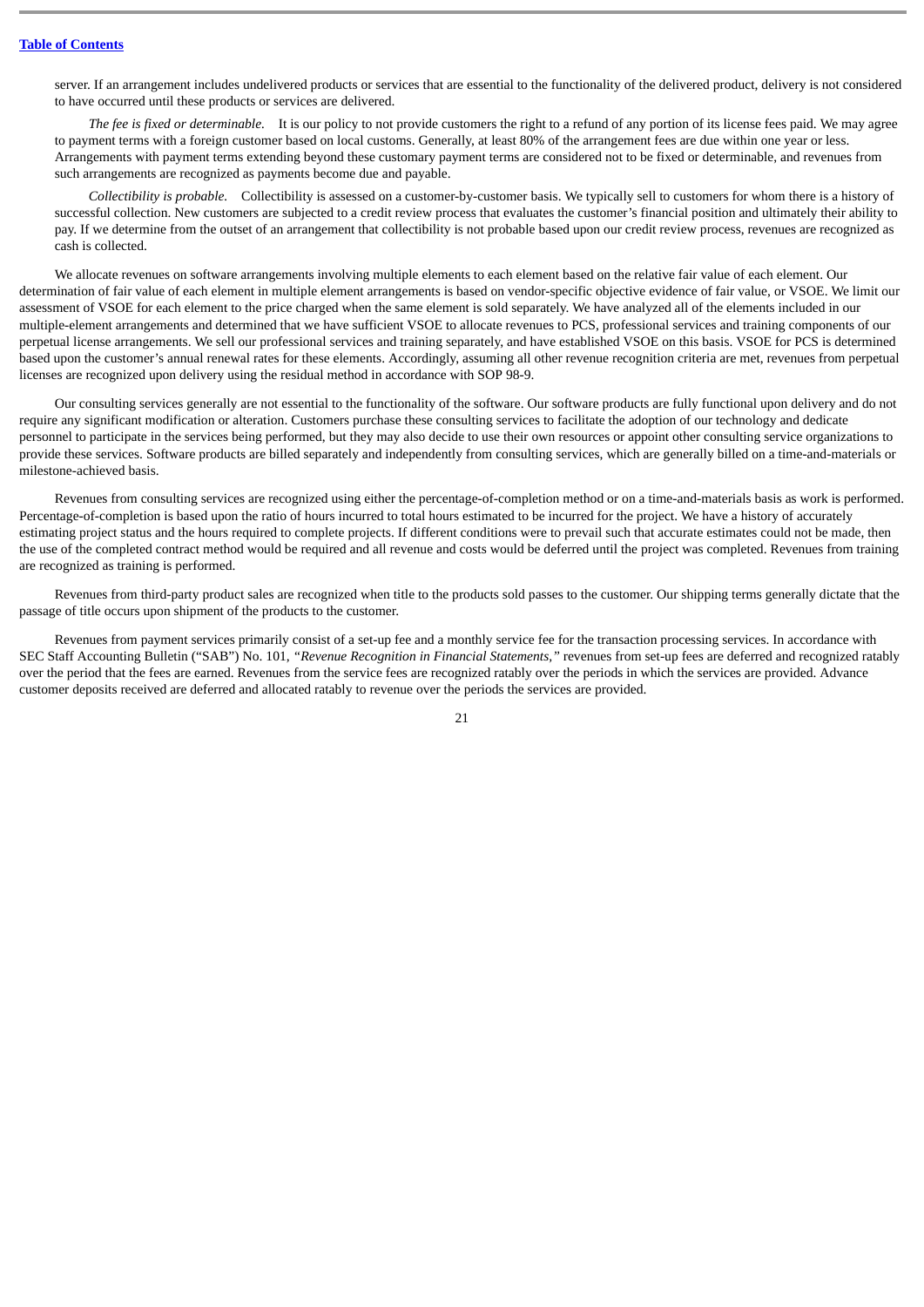server. If an arrangement includes undelivered products or services that are essential to the functionality of the delivered product, delivery is not considered to have occurred until these products or services are delivered.

*The fee is fixed or determinable.* It is our policy to not provide customers the right to a refund of any portion of its license fees paid. We may agree to payment terms with a foreign customer based on local customs. Generally, at least 80% of the arrangement fees are due within one year or less. Arrangements with payment terms extending beyond these customary payment terms are considered not to be fixed or determinable, and revenues from such arrangements are recognized as payments become due and payable.

*Collectibility is probable.* Collectibility is assessed on a customer-by-customer basis. We typically sell to customers for whom there is a history of successful collection. New customers are subjected to a credit review process that evaluates the customer's financial position and ultimately their ability to pay. If we determine from the outset of an arrangement that collectibility is not probable based upon our credit review process, revenues are recognized as cash is collected.

We allocate revenues on software arrangements involving multiple elements to each element based on the relative fair value of each element. Our determination of fair value of each element in multiple element arrangements is based on vendor-specific objective evidence of fair value, or VSOE. We limit our assessment of VSOE for each element to the price charged when the same element is sold separately. We have analyzed all of the elements included in our multiple-element arrangements and determined that we have sufficient VSOE to allocate revenues to PCS, professional services and training components of our perpetual license arrangements. We sell our professional services and training separately, and have established VSOE on this basis. VSOE for PCS is determined based upon the customer's annual renewal rates for these elements. Accordingly, assuming all other revenue recognition criteria are met, revenues from perpetual licenses are recognized upon delivery using the residual method in accordance with SOP 98-9.

Our consulting services generally are not essential to the functionality of the software. Our software products are fully functional upon delivery and do not require any significant modification or alteration. Customers purchase these consulting services to facilitate the adoption of our technology and dedicate personnel to participate in the services being performed, but they may also decide to use their own resources or appoint other consulting service organizations to provide these services. Software products are billed separately and independently from consulting services, which are generally billed on a time-and-materials or milestone-achieved basis.

Revenues from consulting services are recognized using either the percentage-of-completion method or on a time-and-materials basis as work is performed. Percentage-of-completion is based upon the ratio of hours incurred to total hours estimated to be incurred for the project. We have a history of accurately estimating project status and the hours required to complete projects. If different conditions were to prevail such that accurate estimates could not be made, then the use of the completed contract method would be required and all revenue and costs would be deferred until the project was completed. Revenues from training are recognized as training is performed.

Revenues from third-party product sales are recognized when title to the products sold passes to the customer. Our shipping terms generally dictate that the passage of title occurs upon shipment of the products to the customer.

Revenues from payment services primarily consist of a set-up fee and a monthly service fee for the transaction processing services. In accordance with SEC Staff Accounting Bulletin ("SAB") No. 101, *"Revenue Recognition in Financial Statements,"* revenues from set-up fees are deferred and recognized ratably over the period that the fees are earned. Revenues from the service fees are recognized ratably over the periods in which the services are provided. Advance customer deposits received are deferred and allocated ratably to revenue over the periods the services are provided.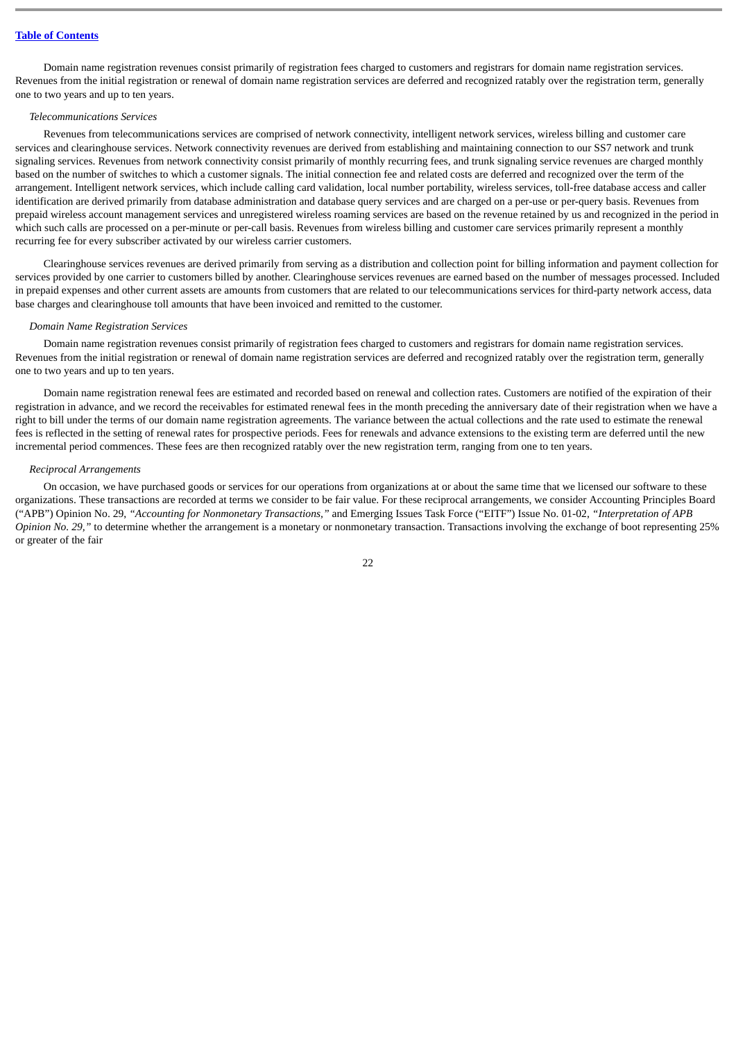Domain name registration revenues consist primarily of registration fees charged to customers and registrars for domain name registration services. Revenues from the initial registration or renewal of domain name registration services are deferred and recognized ratably over the registration term, generally one to two years and up to ten years.

*Telecommunications Services*

Revenues from telecommunications services are comprised of network connectivity, intelligent network services, wireless billing and customer care services and clearinghouse services. Network connectivity revenues are derived from establishing and maintaining connection to our SS7 network and trunk signaling services. Revenues from network connectivity consist primarily of monthly recurring fees, and trunk signaling service revenues are charged monthly based on the number of switches to which a customer signals. The initial connection fee and related costs are deferred and recognized over the term of the arrangement. Intelligent network services, which include calling card validation, local number portability, wireless services, toll-free database access and caller identification are derived primarily from database administration and database query services and are charged on a per-use or per-query basis. Revenues from prepaid wireless account management services and unregistered wireless roaming services are based on the revenue retained by us and recognized in the period in which such calls are processed on a per-minute or per-call basis. Revenues from wireless billing and customer care services primarily represent a monthly recurring fee for every subscriber activated by our wireless carrier customers.

Clearinghouse services revenues are derived primarily from serving as a distribution and collection point for billing information and payment collection for services provided by one carrier to customers billed by another. Clearinghouse services revenues are earned based on the number of messages processed. Included in prepaid expenses and other current assets are amounts from customers that are related to our telecommunications services for third-party network access, data base charges and clearinghouse toll amounts that have been invoiced and remitted to the customer.

*Domain Name Registration Services*

Domain name registration revenues consist primarily of registration fees charged to customers and registrars for domain name registration services. Revenues from the initial registration or renewal of domain name registration services are deferred and recognized ratably over the registration term, generally one to two years and up to ten years.

Domain name registration renewal fees are estimated and recorded based on renewal and collection rates. Customers are notified of the expiration of their registration in advance, and we record the receivables for estimated renewal fees in the month preceding the anniversary date of their registration when we have a right to bill under the terms of our domain name registration agreements. The variance between the actual collections and the rate used to estimate the renewal fees is reflected in the setting of renewal rates for prospective periods. Fees for renewals and advance extensions to the existing term are deferred until the new incremental period commences. These fees are then recognized ratably over the new registration term, ranging from one to ten years.

*Reciprocal Arrangements*

On occasion, we have purchased goods or services for our operations from organizations at or about the same time that we licensed our software to these organizations. These transactions are recorded at terms we consider to be fair value. For these reciprocal arrangements, we consider Accounting Principles Board ("APB") Opinion No. 29, *"Accounting for Nonmonetary Transactions,"* and Emerging Issues Task Force ("EITF") Issue No. 01-02, *"Interpretation of APB Opinion No. 29,"* to determine whether the arrangement is a monetary or nonmonetary transaction. Transactions involving the exchange of boot representing 25% or greater of the fair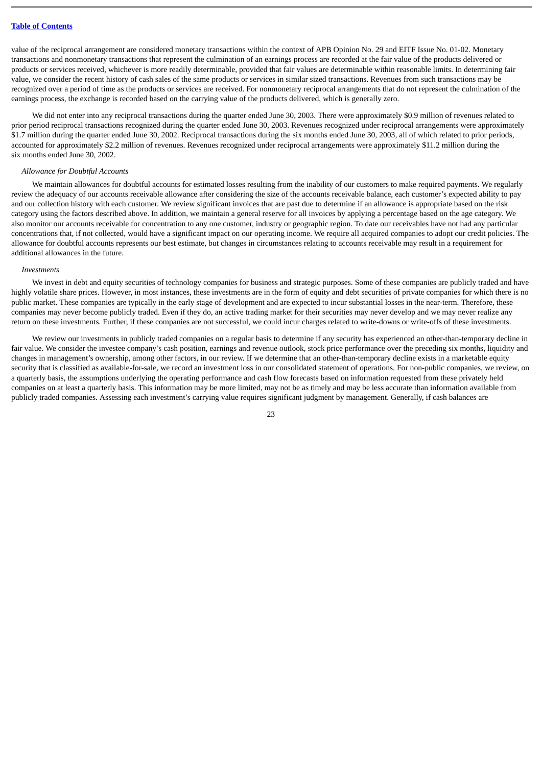value of the reciprocal arrangement are considered monetary transactions within the context of APB Opinion No. 29 and EITF Issue No. 01-02. Monetary transactions and nonmonetary transactions that represent the culmination of an earnings process are recorded at the fair value of the products delivered or products or services received, whichever is more readily determinable, provided that fair values are determinable within reasonable limits. In determining fair value, we consider the recent history of cash sales of the same products or services in similar sized transactions. Revenues from such transactions may be recognized over a period of time as the products or services are received. For nonmonetary reciprocal arrangements that do not represent the culmination of the earnings process, the exchange is recorded based on the carrying value of the products delivered, which is generally zero.

We did not enter into any reciprocal transactions during the quarter ended June 30, 2003. There were approximately $0.9 million of revenues related to prior period reciprocal transactions recognized during the quarter ended June 30, 2003. Revenues recognized under reciprocal arrangements were approximately $1.7 million during the quarter ended June 30, 2002. Reciprocal transactions during the six months ended June 30, 2003, all of which related to prior periods, accounted for approximately $2.2 million of revenues. Revenues recognized under reciprocal arrangements were approximately $11.2 million during the six months ended June 30, 2002.

*Allowance for Doubtful Accounts*

We maintain allowances for doubtful accounts for estimated losses resulting from the inability of our customers to make required payments. We regularly review the adequacy of our accounts receivable allowance after considering the size of the accounts receivable balance, each customer's expected ability to pay and our collection history with each customer. We review significant invoices that are past due to determine if an allowance is appropriate based on the risk category using the factors described above. In addition, we maintain a general reserve for all invoices by applying a percentage based on the age category. We also monitor our accounts receivable for concentration to any one customer, industry or geographic region. To date our receivables have not had any particular concentrations that, if not collected, would have a significant impact on our operating income. We require all acquired companies to adopt our credit policies. The allowance for doubtful accounts represents our best estimate, but changes in circumstances relating to accounts receivable may result in a requirement for additional allowances in the future.

*Investments*

We invest in debt and equity securities of technology companies for business and strategic purposes. Some of these companies are publicly traded and have highly volatile share prices. However, in most instances, these investments are in the form of equity and debt securities of private companies for which there is no public market. These companies are typically in the early stage of development and are expected to incur substantial losses in the near-term. Therefore, these companies may never become publicly traded. Even if they do, an active trading market for their securities may never develop and we may never realize any return on these investments. Further, if these companies are not successful, we could incur charges related to write-downs or write-offs of these investments.

We review our investments in publicly traded companies on a regular basis to determine if any security has experienced an other-than-temporary decline in fair value. We consider the investee company's cash position, earnings and revenue outlook, stock price performance over the preceding six months, liquidity and changes in management's ownership, among other factors, in our review. If we determine that an other-than-temporary decline exists in a marketable equity security that is classified as available-for-sale, we record an investment loss in our consolidated statement of operations. For non-public companies, we review, on a quarterly basis, the assumptions underlying the operating performance and cash flow forecasts based on information requested from these privately held companies on at least a quarterly basis. This information may be more limited, may not be as timely and may be less accurate than information available from publicly traded companies. Assessing each investment's carrying value requires significant judgment by management. Generally, if cash balances are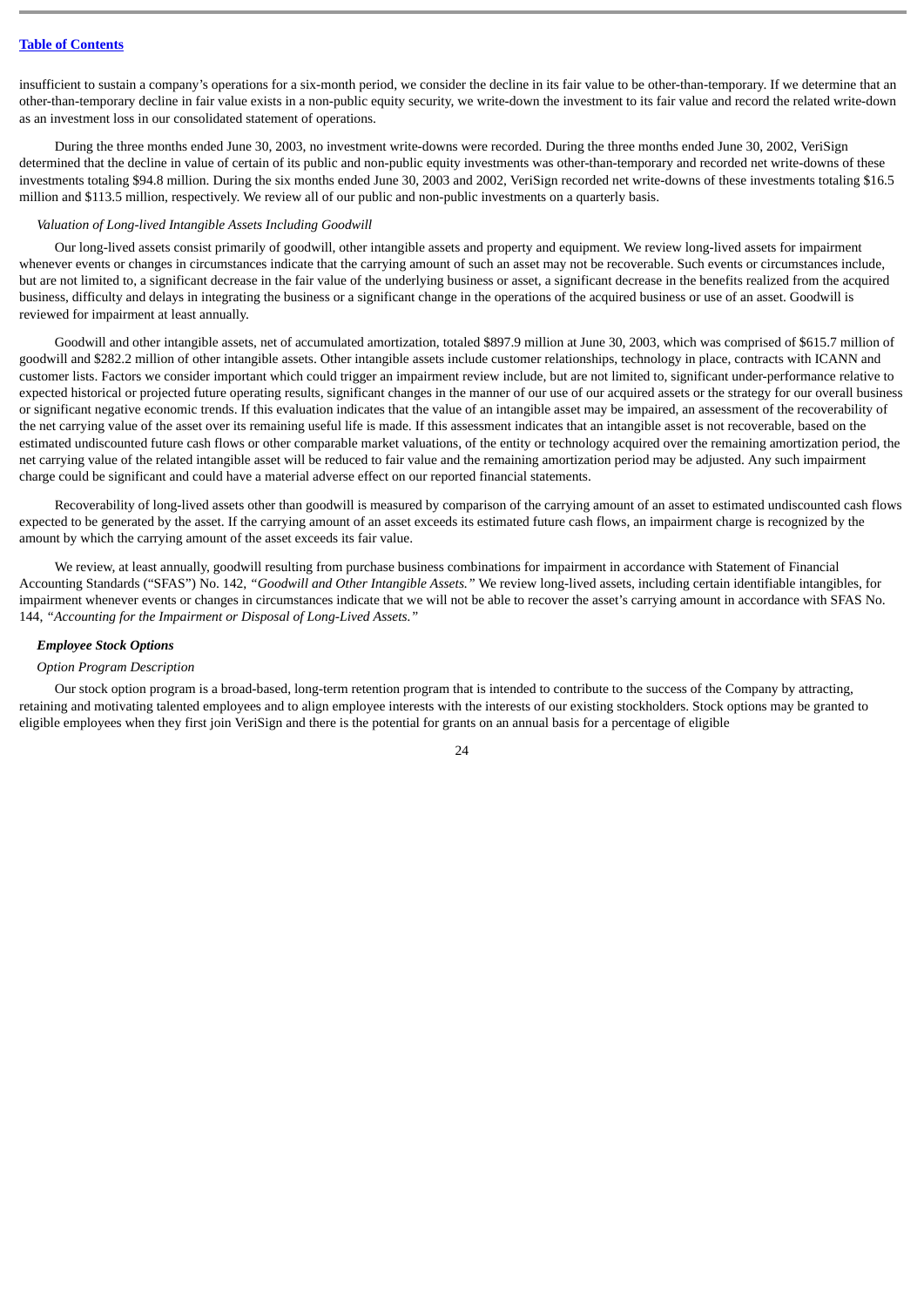insufficient to sustain a company's operations for a six-month period, we consider the decline in its fair value to be other-than-temporary. If we determine that an other-than-temporary decline in fair value exists in a non-public equity security, we write-down the investment to its fair value and record the related write-down as an investment loss in our consolidated statement of operations.

During the three months ended June 30, 2003, no investment write-downs were recorded. During the three months ended June 30, 2002, VeriSign determined that the decline in value of certain of its public and non-public equity investments was other-than-temporary and recorded net write-downs of these investments totaling $94.8 million. During the six months ended June 30, 2003 and 2002, VeriSign recorded net write-downs of these investments totaling $16.5 million and $113.5 million, respectively. We review all of our public and non-public investments on a quarterly basis.

*Valuation of Long-lived Intangible Assets Including Goodwill*

Our long-lived assets consist primarily of goodwill, other intangible assets and property and equipment. We review long-lived assets for impairment whenever events or changes in circumstances indicate that the carrying amount of such an asset may not be recoverable. Such events or circumstances include, but are not limited to, a significant decrease in the fair value of the underlying business or asset, a significant decrease in the benefits realized from the acquired business, difficulty and delays in integrating the business or a significant change in the operations of the acquired business or use of an asset. Goodwill is reviewed for impairment at least annually.

Goodwill and other intangible assets, net of accumulated amortization, totaled $897.9 million at June 30, 2003, which was comprised of $615.7 million of goodwill and $282.2 million of other intangible assets. Other intangible assets include customer relationships, technology in place, contracts with ICANN and customer lists. Factors we consider important which could trigger an impairment review include, but are not limited to, significant under-performance relative to expected historical or projected future operating results, significant changes in the manner of our use of our acquired assets or the strategy for our overall business or significant negative economic trends. If this evaluation indicates that the value of an intangible asset may be impaired, an assessment of the recoverability of the net carrying value of the asset over its remaining useful life is made. If this assessment indicates that an intangible asset is not recoverable, based on the estimated undiscounted future cash flows or other comparable market valuations, of the entity or technology acquired over the remaining amortization period, the net carrying value of the related intangible asset will be reduced to fair value and the remaining amortization period may be adjusted. Any such impairment charge could be significant and could have a material adverse effect on our reported financial statements.

Recoverability of long-lived assets other than goodwill is measured by comparison of the carrying amount of an asset to estimated undiscounted cash flows expected to be generated by the asset. If the carrying amount of an asset exceeds its estimated future cash flows, an impairment charge is recognized by the amount by which the carrying amount of the asset exceeds its fair value.

We review, at least annually, goodwill resulting from purchase business combinations for impairment in accordance with Statement of Financial Accounting Standards ("SFAS") No. 142, *"Goodwill and Other Intangible Assets."* We review long-lived assets, including certain identifiable intangibles, for impairment whenever events or changes in circumstances indicate that we will not be able to recover the asset's carrying amount in accordance with SFAS No. 144, *"Accounting for the Impairment or Disposal of Long-Lived Assets."*

***Employee Stock Options***

*Option Program Description*

Our stock option program is a broad-based, long-term retention program that is intended to contribute to the success of the Company by attracting, retaining and motivating talented employees and to align employee interests with the interests of our existing stockholders. Stock options may be granted to eligible employees when they first join VeriSign and there is the potential for grants on an annual basis for a percentage of eligible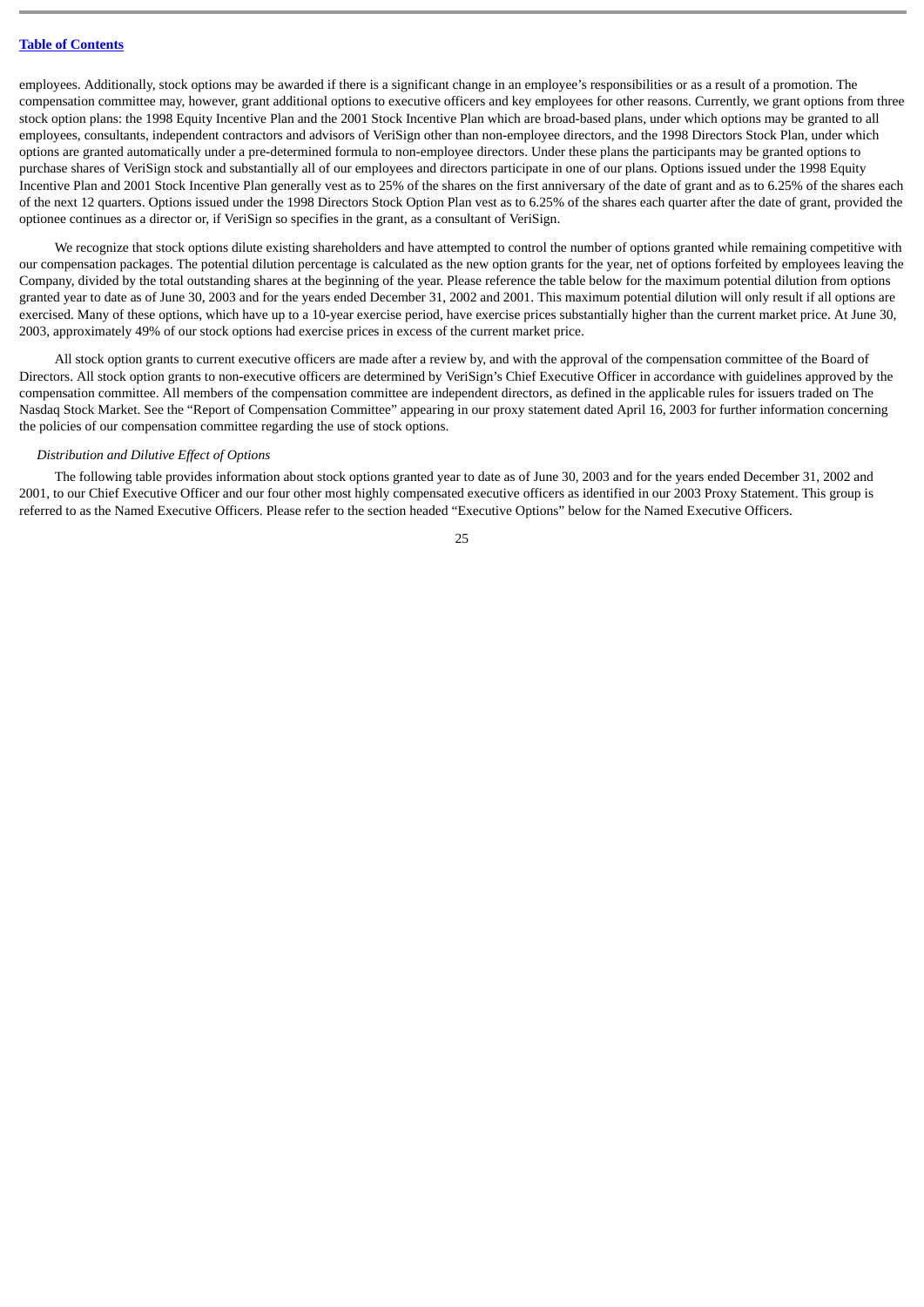employees. Additionally, stock options may be awarded if there is a significant change in an employee's responsibilities or as a result of a promotion. The compensation committee may, however, grant additional options to executive officers and key employees for other reasons. Currently, we grant options from three stock option plans: the 1998 Equity Incentive Plan and the 2001 Stock Incentive Plan which are broad-based plans, under which options may be granted to all employees, consultants, independent contractors and advisors of VeriSign other than non-employee directors, and the 1998 Directors Stock Plan, under which options are granted automatically under a pre-determined formula to non-employee directors. Under these plans the participants may be granted options to purchase shares of VeriSign stock and substantially all of our employees and directors participate in one of our plans. Options issued under the 1998 Equity Incentive Plan and 2001 Stock Incentive Plan generally vest as to 25% of the shares on the first anniversary of the date of grant and as to 6.25% of the shares each of the next 12 quarters. Options issued under the 1998 Directors Stock Option Plan vest as to 6.25% of the shares each quarter after the date of grant, provided the optionee continues as a director or, if VeriSign so specifies in the grant, as a consultant of VeriSign.

We recognize that stock options dilute existing shareholders and have attempted to control the number of options granted while remaining competitive with our compensation packages. The potential dilution percentage is calculated as the new option grants for the year, net of options forfeited by employees leaving the Company, divided by the total outstanding shares at the beginning of the year. Please reference the table below for the maximum potential dilution from options granted year to date as of June 30, 2003 and for the years ended December 31, 2002 and 2001. This maximum potential dilution will only result if all options are exercised. Many of these options, which have up to a 10-year exercise period, have exercise prices substantially higher than the current market price. At June 30, 2003, approximately 49% of our stock options had exercise prices in excess of the current market price.

All stock option grants to current executive officers are made after a review by, and with the approval of the compensation committee of the Board of Directors. All stock option grants to non-executive officers are determined by VeriSign's Chief Executive Officer in accordance with guidelines approved by the compensation committee. All members of the compensation committee are independent directors, as defined in the applicable rules for issuers traded on The Nasdaq Stock Market. See the "Report of Compensation Committee" appearing in our proxy statement dated April 16, 2003 for further information concerning the policies of our compensation committee regarding the use of stock options.

*Distribution and Dilutive Effect of Options*

The following table provides information about stock options granted year to date as of June 30, 2003 and for the years ended December 31, 2002 and 2001, to our Chief Executive Officer and our four other most highly compensated executive officers as identified in our 2003 Proxy Statement. This group is referred to as the Named Executive Officers. Please refer to the section headed "Executive Options" below for the Named Executive Officers.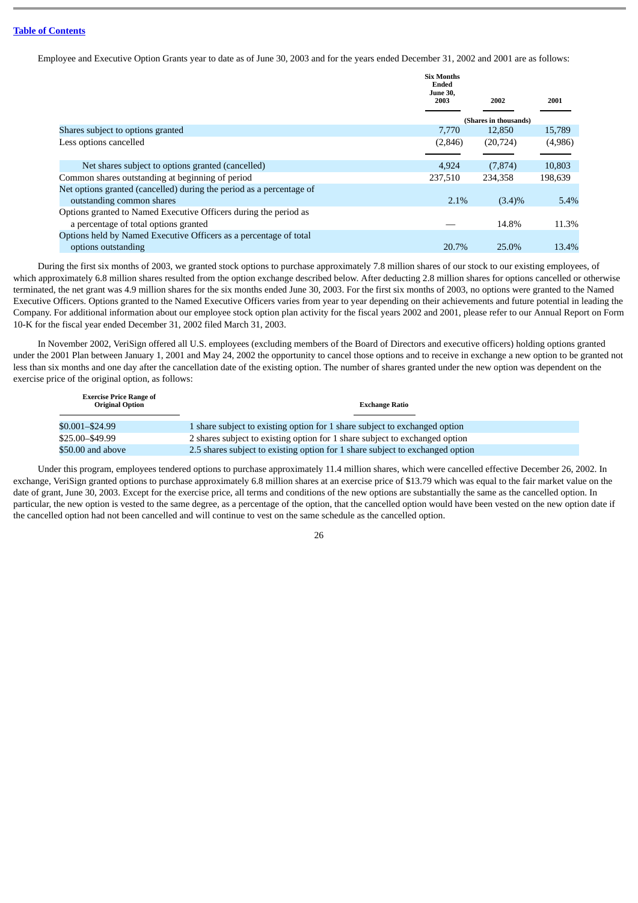Employee and Executive Option Grants year to date as of June 30, 2003 and for the years ended December 31, 2002 and 2001 are as follows:

| | Six Months Ended June 30, 2003 | 2002 | 2001 |
|---|---|---|---|
| | (Shares in thousands) | | |
| Shares subject to options granted | 7,770 | 12,850 | 15,789 |
| Less options cancelled | (2,846) | (20,724) | (4,986) |
| Net shares subject to options granted (cancelled) | 4,924 | (7,874) | 10,803 |
| Common shares outstanding at beginning of period | 237,510 | 234,358 | 198,639 |
| Net options granted (cancelled) during the period as a percentage of outstanding common shares | 2.1% | (3.4)% | 5.4% |
| Options granted to Named Executive Officers during the period as a percentage of total options granted | — | 14.8% | 11.3% |
| Options held by Named Executive Officers as a percentage of total options outstanding | 20.7% | 25.0% | 13.4% |

During the first six months of 2003, we granted stock options to purchase approximately 7.8 million shares of our stock to our existing employees, of which approximately 6.8 million shares resulted from the option exchange described below. After deducting 2.8 million shares for options cancelled or otherwise terminated, the net grant was 4.9 million shares for the six months ended June 30, 2003. For the first six months of 2003, no options were granted to the Named Executive Officers. Options granted to the Named Executive Officers varies from year to year depending on their achievements and future potential in leading the Company. For additional information about our employee stock option plan activity for the fiscal years 2002 and 2001, please refer to our Annual Report on Form 10-K for the fiscal year ended December 31, 2002 filed March 31, 2003.

In November 2002, VeriSign offered all U.S. employees (excluding members of the Board of Directors and executive officers) holding options granted under the 2001 Plan between January 1, 2001 and May 24, 2002 the opportunity to cancel those options and to receive in exchange a new option to be granted not less than six months and one day after the cancellation date of the existing option. The number of shares granted under the new option was dependent on the exercise price of the original option, as follows:

| Exercise Price Range of Original Option | Exchange Ratio |
|---|---|
| $0.001–$24.99 | 1 share subject to existing option for 1 share subject to exchanged option |
| $25.00–$49.99 | 2 shares subject to existing option for 1 share subject to exchanged option |
| $50.00 and above | 2.5 shares subject to existing option for 1 share subject to exchanged option |

Under this program, employees tendered options to purchase approximately 11.4 million shares, which were cancelled effective December 26, 2002. In exchange, VeriSign granted options to purchase approximately 6.8 million shares at an exercise price of $13.79 which was equal to the fair market value on the date of grant, June 30, 2003. Except for the exercise price, all terms and conditions of the new options are substantially the same as the cancelled option. In particular, the new option is vested to the same degree, as a percentage of the option, that the cancelled option would have been vested on the new option date if the cancelled option had not been cancelled and will continue to vest on the same schedule as the cancelled option.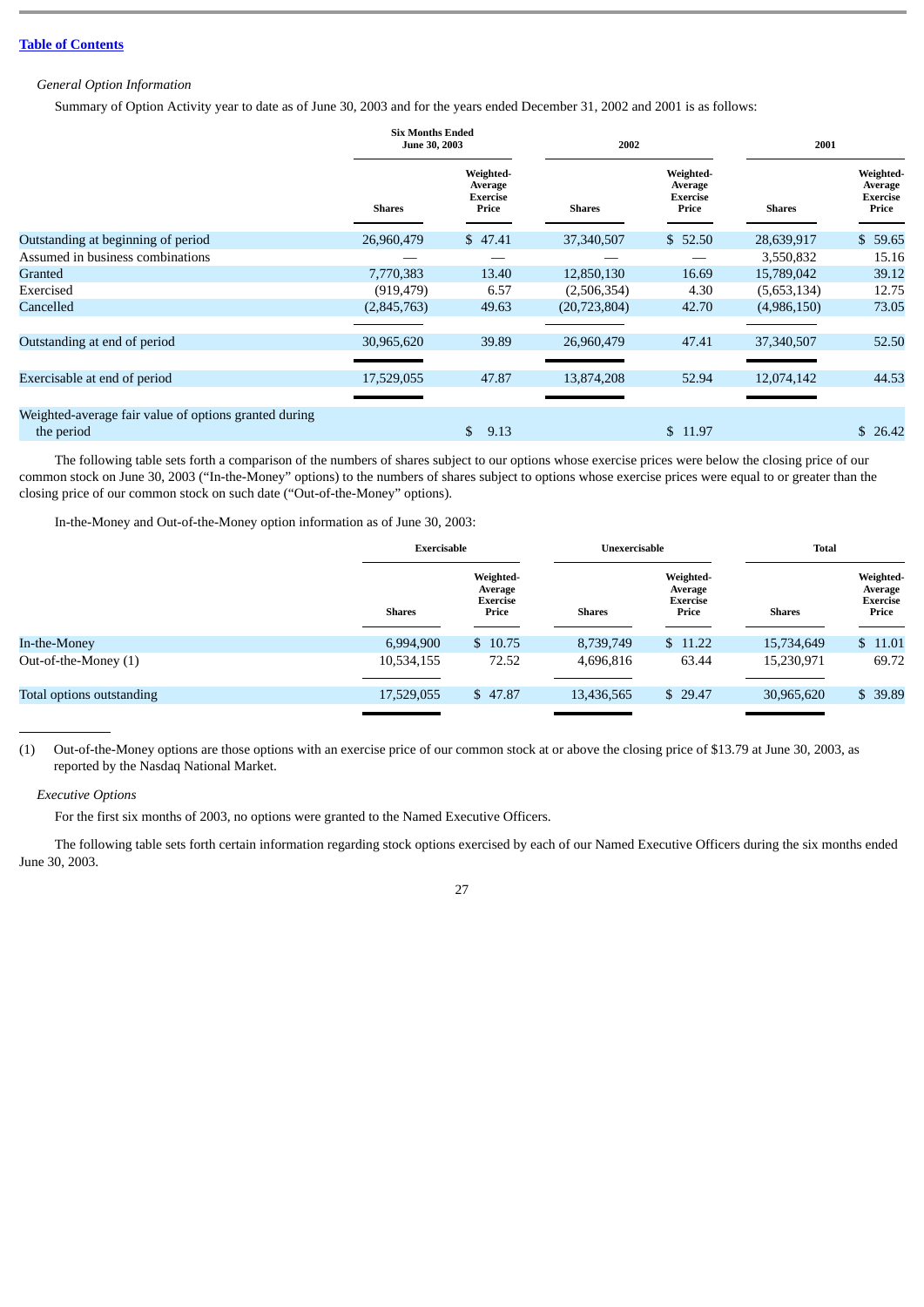[Table of Contents](#)

*General Option Information*

Summary of Option Activity year to date as of June 30, 2003 and for the years ended December 31, 2002 and 2001 is as follows:

| | Six Months Ended June 30, 2003 | | 2002 | | 2001 | |
|---|---|---|---|---|---|---|
| | Shares | Weighted-Average Exercise Price | Shares | Weighted-Average Exercise Price | Shares | Weighted-Average Exercise Price |
| Outstanding at beginning of period | 26,960,479 | $ 47.41 | 37,340,507 | $ 52.50 | 28,639,917 | $ 59.65 |
| Assumed in business combinations | — | — | — | — | 3,550,832 | 15.16 |
| Granted | 7,770,383 | 13.40 | 12,850,130 | 16.69 | 15,789,042 | 39.12 |
| Exercised | (919,479) | 6.57 | (2,506,354) | 4.30 | (5,653,134) | 12.75 |
| Cancelled | (2,845,763) | 49.63 | (20,723,804) | 42.70 | (4,986,150) | 73.05 |
| Outstanding at end of period | 30,965,620 | 39.89 | 26,960,479 | 47.41 | 37,340,507 | 52.50 |
| Exercisable at end of period | 17,529,055 | 47.87 | 13,874,208 | 52.94 | 12,074,142 | 44.53 |
| Weighted-average fair value of options granted during the period | | $ 9.13 | | $ 11.97 | | $ 26.42 |

The following table sets forth a comparison of the numbers of shares subject to our options whose exercise prices were below the closing price of our common stock on June 30, 2003 ("In-the-Money" options) to the numbers of shares subject to options whose exercise prices were equal to or greater than the closing price of our common stock on such date ("Out-of-the-Money" options).

In-the-Money and Out-of-the-Money option information as of June 30, 2003:

| | Exercisable | | Unexercisable | | Total | |
|---|---|---|---|---|---|---|
| | Shares | Weighted-Average Exercise Price | Shares | Weighted-Average Exercise Price | Shares | Weighted-Average Exercise Price |
| In-the-Money | 6,994,900 | $ 10.75 | 8,739,749 | $ 11.22 | 15,734,649 | $ 11.01 |
| Out-of-the-Money (1) | 10,534,155 | 72.52 | 4,696,816 | 63.44 | 15,230,971 | 69.72 |
| Total options outstanding | 17,529,055 | $ 47.87 | 13,436,565 | $ 29.47 | 30,965,620 | $ 39.89 |

(1) Out-of-the-Money options are those options with an exercise price of our common stock at or above the closing price of $13.79 at June 30, 2003, as reported by the Nasdaq National Market.

*Executive Options*

For the first six months of 2003, no options were granted to the Named Executive Officers.

The following table sets forth certain information regarding stock options exercised by each of our Named Executive Officers during the six months ended June 30, 2003.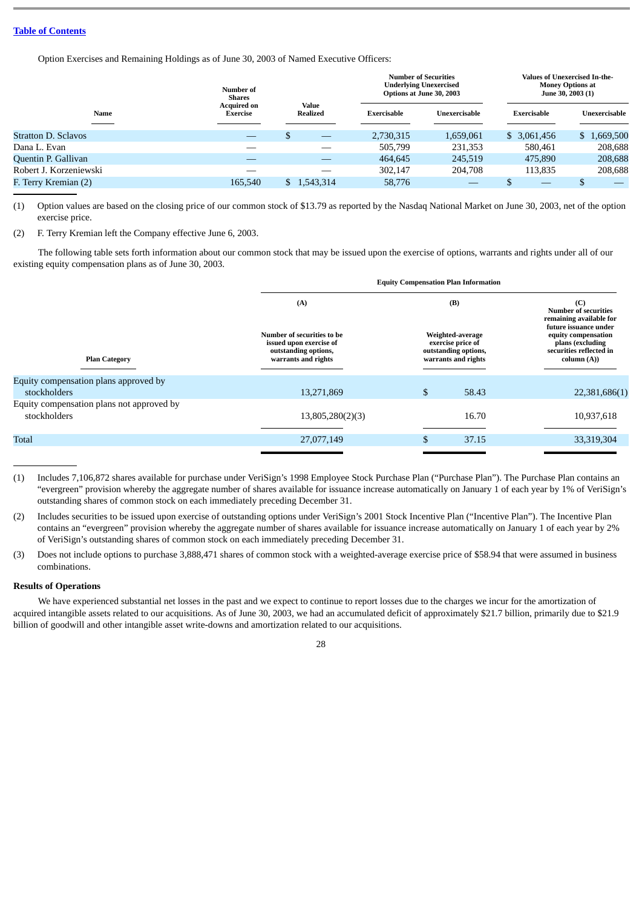[Table of Contents]

Option Exercises and Remaining Holdings as of June 30, 2003 of Named Executive Officers:

| Name | Number of Shares Acquired on Exercise | Value Realized | Number of Securities Underlying Unexercised Options at June 30, 2003 | | Values of Unexercised In-the-Money Options at June 30, 2003 (1) | |
|---|---|---|---|---|---|---|
| | | | Exercisable | Unexercisable | Exercisable | Unexercisable |
| Stratton D. Sclavos | — | $ — | 2,730,315 | 1,659,061 | $ 3,061,456 | $ 1,669,500 |
| Dana L. Evan | — | — | 505,799 | 231,353 | 580,461 | 208,688 |
| Quentin P. Gallivan | — | — | 464,645 | 245,519 | 475,890 | 208,688 |
| Robert J. Korzeniewski | — | — | 302,147 | 204,708 | 113,835 | 208,688 |
| F. Terry Kremian (2) | 165,540 | $ 1,543,314 | 58,776 | — | $ — | $ — |

(1) Option values are based on the closing price of our common stock of $13.79 as reported by the Nasdaq National Market on June 30, 2003, net of the option exercise price.

(2) F. Terry Kremian left the Company effective June 6, 2003.

The following table sets forth information about our common stock that may be issued upon the exercise of options, warrants and rights under all of our existing equity compensation plans as of June 30, 2003.

| Plan Category | Equity Compensation Plan Information | | |
|---|---|---|---|
| | (A) Number of securities to be issued upon exercise of outstanding options, warrants and rights | (B) Weighted-average exercise price of outstanding options, warrants and rights | (C) Number of securities remaining available for future issuance under equity compensation plans (excluding securities reflected in column (A)) |
| Equity compensation plans approved by stockholders | 13,271,869 | $ 58.43 | 22,381,686(1) |
| Equity compensation plans not approved by stockholders | 13,805,280(2)(3) | 16.70 | 10,937,618 |
| Total | 27,077,149 | $ 37.15 | 33,319,304 |

(1) Includes 7,106,872 shares available for purchase under VeriSign's 1998 Employee Stock Purchase Plan ("Purchase Plan"). The Purchase Plan contains an "evergreen" provision whereby the aggregate number of shares available for issuance increase automatically on January 1 of each year by 1% of VeriSign's outstanding shares of common stock on each immediately preceding December 31.

(2) Includes securities to be issued upon exercise of outstanding options under VeriSign's 2001 Stock Incentive Plan ("Incentive Plan"). The Incentive Plan contains an "evergreen" provision whereby the aggregate number of shares available for issuance increase automatically on January 1 of each year by 2% of VeriSign's outstanding shares of common stock on each immediately preceding December 31.

(3) Does not include options to purchase 3,888,471 shares of common stock with a weighted-average exercise price of $58.94 that were assumed in business combinations.

**Results of Operations**

We have experienced substantial net losses in the past and we expect to continue to report losses due to the charges we incur for the amortization of acquired intangible assets related to our acquisitions. As of June 30, 2003, we had an accumulated deficit of approximately $21.7 billion, primarily due to $21.9 billion of goodwill and other intangible asset write-downs and amortization related to our acquisitions.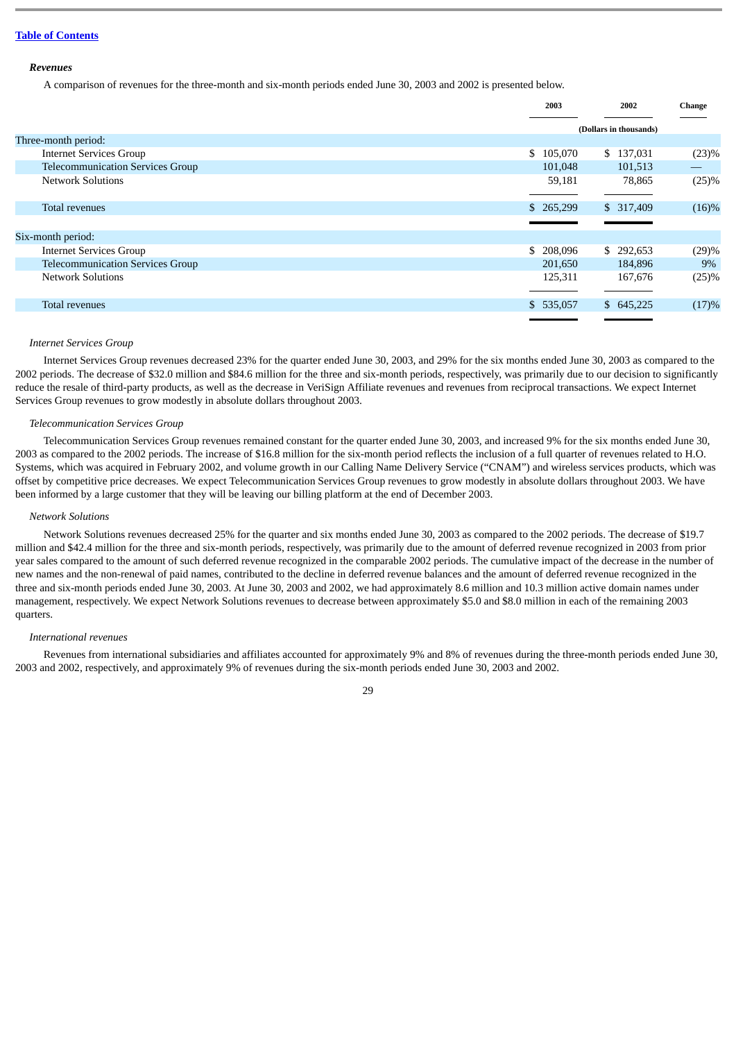### *Revenues*

A comparison of revenues for the three-month and six-month periods ended June 30, 2003 and 2002 is presented below.

| | 2003 | 2002 | Change |
|---|---|---|---|
| | (Dollars in thousands) | | |
| Three-month period: | | | |
| Internet Services Group | $ 105,070 | $ 137,031 | (23)% |
| Telecommunication Services Group | 101,048 | 101,513 | — |
| Network Solutions | 59,181 | 78,865 | (25)% |
| Total revenues | $ 265,299 | $ 317,409 | (16)% |
| Six-month period: | | | |
| Internet Services Group | $ 208,096 | $ 292,653 | (29)% |
| Telecommunication Services Group | 201,650 | 184,896 | 9% |
| Network Solutions | 125,311 | 167,676 | (25)% |
| Total revenues | $ 535,057 | $ 645,225 | (17)% |

*Internet Services Group*

Internet Services Group revenues decreased 23% for the quarter ended June 30, 2003, and 29% for the six months ended June 30, 2003 as compared to the 2002 periods. The decrease of $32.0 million and $84.6 million for the three and six-month periods, respectively, was primarily due to our decision to significantly reduce the resale of third-party products, as well as the decrease in VeriSign Affiliate revenues and revenues from reciprocal transactions. We expect Internet Services Group revenues to grow modestly in absolute dollars throughout 2003.

*Telecommunication Services Group*

Telecommunication Services Group revenues remained constant for the quarter ended June 30, 2003, and increased 9% for the six months ended June 30, 2003 as compared to the 2002 periods. The increase of $16.8 million for the six-month period reflects the inclusion of a full quarter of revenues related to H.O. Systems, which was acquired in February 2002, and volume growth in our Calling Name Delivery Service ("CNAM") and wireless services products, which was offset by competitive price decreases. We expect Telecommunication Services Group revenues to grow modestly in absolute dollars throughout 2003. We have been informed by a large customer that they will be leaving our billing platform at the end of December 2003.

*Network Solutions*

Network Solutions revenues decreased 25% for the quarter and six months ended June 30, 2003 as compared to the 2002 periods. The decrease of $19.7 million and $42.4 million for the three and six-month periods, respectively, was primarily due to the amount of deferred revenue recognized in 2003 from prior year sales compared to the amount of such deferred revenue recognized in the comparable 2002 periods. The cumulative impact of the decrease in the number of new names and the non-renewal of paid names, contributed to the decline in deferred revenue balances and the amount of deferred revenue recognized in the three and six-month periods ended June 30, 2003. At June 30, 2003 and 2002, we had approximately 8.6 million and 10.3 million active domain names under management, respectively. We expect Network Solutions revenues to decrease between approximately $5.0 and $8.0 million in each of the remaining 2003 quarters.

*International revenues*

Revenues from international subsidiaries and affiliates accounted for approximately 9% and 8% of revenues during the three-month periods ended June 30, 2003 and 2002, respectively, and approximately 9% of revenues during the six-month periods ended June 30, 2003 and 2002.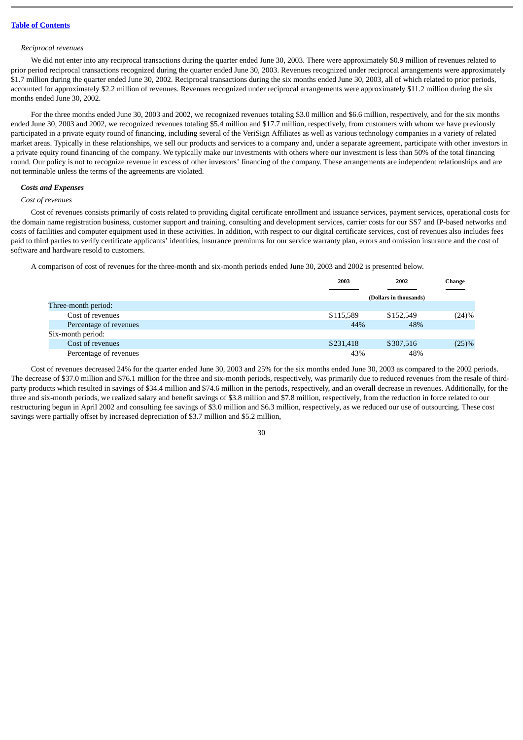[Table of Contents](#)

*Reciprocal revenues*

We did not enter into any reciprocal transactions during the quarter ended June 30, 2003. There were approximately $0.9 million of revenues related to prior period reciprocal transactions recognized during the quarter ended June 30, 2003. Revenues recognized under reciprocal arrangements were approximately $1.7 million during the quarter ended June 30, 2002. Reciprocal transactions during the six months ended June 30, 2003, all of which related to prior periods, accounted for approximately $2.2 million of revenues. Revenues recognized under reciprocal arrangements were approximately $11.2 million during the six months ended June 30, 2002.

For the three months ended June 30, 2003 and 2002, we recognized revenues totaling $3.0 million and $6.6 million, respectively, and for the six months ended June 30, 2003 and 2002, we recognized revenues totaling $5.4 million and $17.7 million, respectively, from customers with whom we have previously participated in a private equity round of financing, including several of the VeriSign Affiliates as well as various technology companies in a variety of related market areas. Typically in these relationships, we sell our products and services to a company and, under a separate agreement, participate with other investors in a private equity round financing of the company. We typically make our investments with others where our investment is less than 50% of the total financing round. Our policy is not to recognize revenue in excess of other investors' financing of the company. These arrangements are independent relationships and are not terminable unless the terms of the agreements are violated.

***Costs and Expenses***

*Cost of revenues*

Cost of revenues consists primarily of costs related to providing digital certificate enrollment and issuance services, payment services, operational costs for the domain name registration business, customer support and training, consulting and development services, carrier costs for our SS7 and IP-based networks and costs of facilities and computer equipment used in these activities. In addition, with respect to our digital certificate services, cost of revenues also includes fees paid to third parties to verify certificate applicants' identities, insurance premiums for our service warranty plan, errors and omission insurance and the cost of software and hardware resold to customers.

A comparison of cost of revenues for the three-month and six-month periods ended June 30, 2003 and 2002 is presented below.

| | 2003 | 2002 | Change |
|---|---|---|---|
| | (Dollars in thousands) | | |
| Three-month period: | | | |
| Cost of revenues | $115,589 | $152,549 | (24)% |
| Percentage of revenues | 44% | 48% | |
| Six-month period: | | | |
| Cost of revenues | $231,418 | $307,516 | (25)% |
| Percentage of revenues | 43% | 48% | |

Cost of revenues decreased 24% for the quarter ended June 30, 2003 and 25% for the six months ended June 30, 2003 as compared to the 2002 periods. The decrease of $37.0 million and $76.1 million for the three and six-month periods, respectively, was primarily due to reduced revenues from the resale of third-party products which resulted in savings of $34.4 million and $74.6 million in the periods, respectively, and an overall decrease in revenues. Additionally, for the three and six-month periods, we realized salary and benefit savings of $3.8 million and $7.8 million, respectively, from the reduction in force related to our restructuring begun in April 2002 and consulting fee savings of $3.0 million and $6.3 million, respectively, as we reduced our use of outsourcing. These cost savings were partially offset by increased depreciation of $3.7 million and $5.2 million,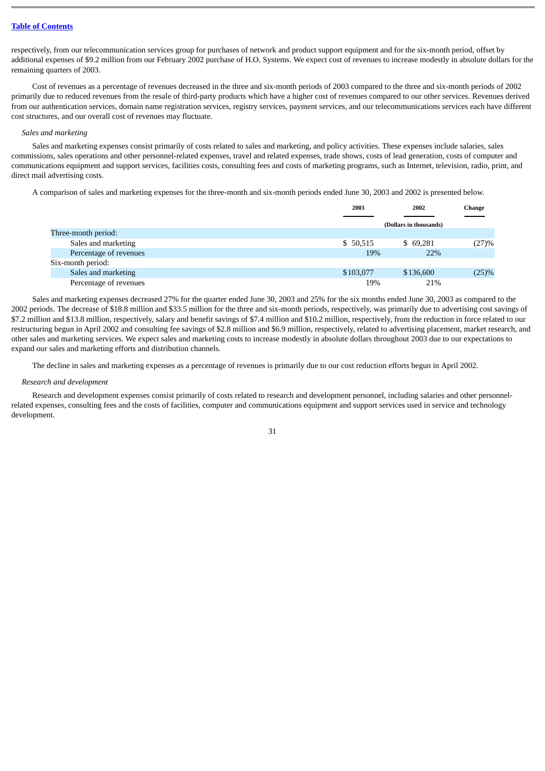respectively, from our telecommunication services group for purchases of network and product support equipment and for the six-month period, offset by additional expenses of $9.2 million from our February 2002 purchase of H.O. Systems. We expect cost of revenues to increase modestly in absolute dollars for the remaining quarters of 2003.

Cost of revenues as a percentage of revenues decreased in the three and six-month periods of 2003 compared to the three and six-month periods of 2002 primarily due to reduced revenues from the resale of third-party products which have a higher cost of revenues compared to our other services. Revenues derived from our authentication services, domain name registration services, registry services, payment services, and our telecommunications services each have different cost structures, and our overall cost of revenues may fluctuate.

*Sales and marketing*

Sales and marketing expenses consist primarily of costs related to sales and marketing, and policy activities. These expenses include salaries, sales commissions, sales operations and other personnel-related expenses, travel and related expenses, trade shows, costs of lead generation, costs of computer and communications equipment and support services, facilities costs, consulting fees and costs of marketing programs, such as Internet, television, radio, print, and direct mail advertising costs.

A comparison of sales and marketing expenses for the three-month and six-month periods ended June 30, 2003 and 2002 is presented below.

| | 2003 | 2002 | Change |
|---|---|---|---|
| | (Dollars in thousands) | | |
| Three-month period: | | | |
| Sales and marketing | $ 50,515 | $ 69,281 | (27)% |
| Percentage of revenues | 19% | 22% | |
| Six-month period: | | | |
| Sales and marketing | $103,077 | $136,600 | (25)% |
| Percentage of revenues | 19% | 21% | |

Sales and marketing expenses decreased 27% for the quarter ended June 30, 2003 and 25% for the six months ended June 30, 2003 as compared to the 2002 periods. The decrease of $18.8 million and $33.5 million for the three and six-month periods, respectively, was primarily due to advertising cost savings of $7.2 million and $13.8 million, respectively, salary and benefit savings of $7.4 million and $10.2 million, respectively, from the reduction in force related to our restructuring begun in April 2002 and consulting fee savings of $2.8 million and $6.9 million, respectively, related to advertising placement, market research, and other sales and marketing services. We expect sales and marketing costs to increase modestly in absolute dollars throughout 2003 due to our expectations to expand our sales and marketing efforts and distribution channels.

The decline in sales and marketing expenses as a percentage of revenues is primarily due to our cost reduction efforts begun in April 2002.

*Research and development*

Research and development expenses consist primarily of costs related to research and development personnel, including salaries and other personnel-related expenses, consulting fees and the costs of facilities, computer and communications equipment and support services used in service and technology development.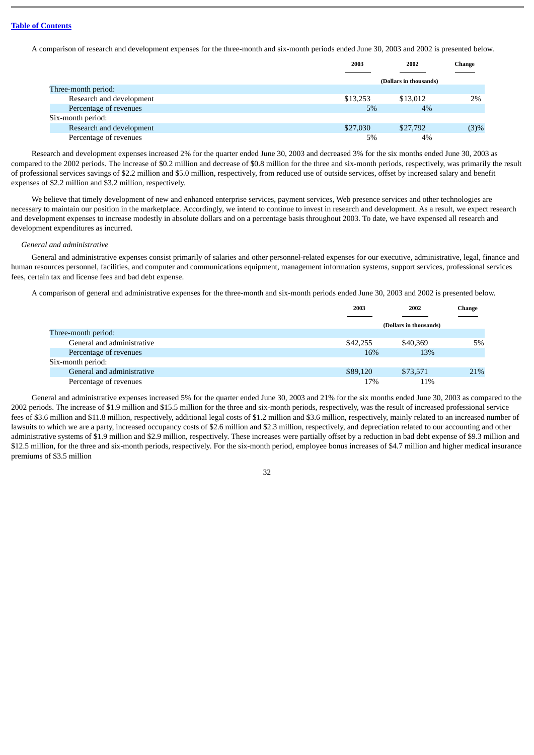[Table of Contents](#)

A comparison of research and development expenses for the three-month and six-month periods ended June 30, 2003 and 2002 is presented below.

| | 2003 | 2002 | Change |
|---|---|---|---|
| | (Dollars in thousands) | | |
| Three-month period: | | | |
| Research and development | $13,253 | $13,012 | 2% |
| Percentage of revenues | 5% | 4% | |
| Six-month period: | | | |
| Research and development | $27,030 | $27,792 | (3)% |
| Percentage of revenues | 5% | 4% | |

Research and development expenses increased 2% for the quarter ended June 30, 2003 and decreased 3% for the six months ended June 30, 2003 as compared to the 2002 periods. The increase of $0.2 million and decrease of $0.8 million for the three and six-month periods, respectively, was primarily the result of professional services savings of $2.2 million and $5.0 million, respectively, from reduced use of outside services, offset by increased salary and benefit expenses of $2.2 million and $3.2 million, respectively.

We believe that timely development of new and enhanced enterprise services, payment services, Web presence services and other technologies are necessary to maintain our position in the marketplace. Accordingly, we intend to continue to invest in research and development. As a result, we expect research and development expenses to increase modestly in absolute dollars and on a percentage basis throughout 2003. To date, we have expensed all research and development expenditures as incurred.

*General and administrative*

General and administrative expenses consist primarily of salaries and other personnel-related expenses for our executive, administrative, legal, finance and human resources personnel, facilities, and computer and communications equipment, management information systems, support services, professional services fees, certain tax and license fees and bad debt expense.

A comparison of general and administrative expenses for the three-month and six-month periods ended June 30, 2003 and 2002 is presented below.

| | 2003 | 2002 | Change |
|---|---|---|---|
| | (Dollars in thousands) | | |
| Three-month period: | | | |
| General and administrative | $42,255 | $40,369 | 5% |
| Percentage of revenues | 16% | 13% | |
| Six-month period: | | | |
| General and administrative | $89,120 | $73,571 | 21% |
| Percentage of revenues | 17% | 11% | |

General and administrative expenses increased 5% for the quarter ended June 30, 2003 and 21% for the six months ended June 30, 2003 as compared to the 2002 periods. The increase of $1.9 million and $15.5 million for the three and six-month periods, respectively, was the result of increased professional service fees of $3.6 million and $11.8 million, respectively, additional legal costs of $1.2 million and $3.6 million, respectively, mainly related to an increased number of lawsuits to which we are a party, increased occupancy costs of $2.6 million and $2.3 million, respectively, and depreciation related to our accounting and other administrative systems of $1.9 million and $2.9 million, respectively. These increases were partially offset by a reduction in bad debt expense of $9.3 million and $12.5 million, for the three and six-month periods, respectively. For the six-month period, employee bonus increases of $4.7 million and higher medical insurance premiums of $3.5 million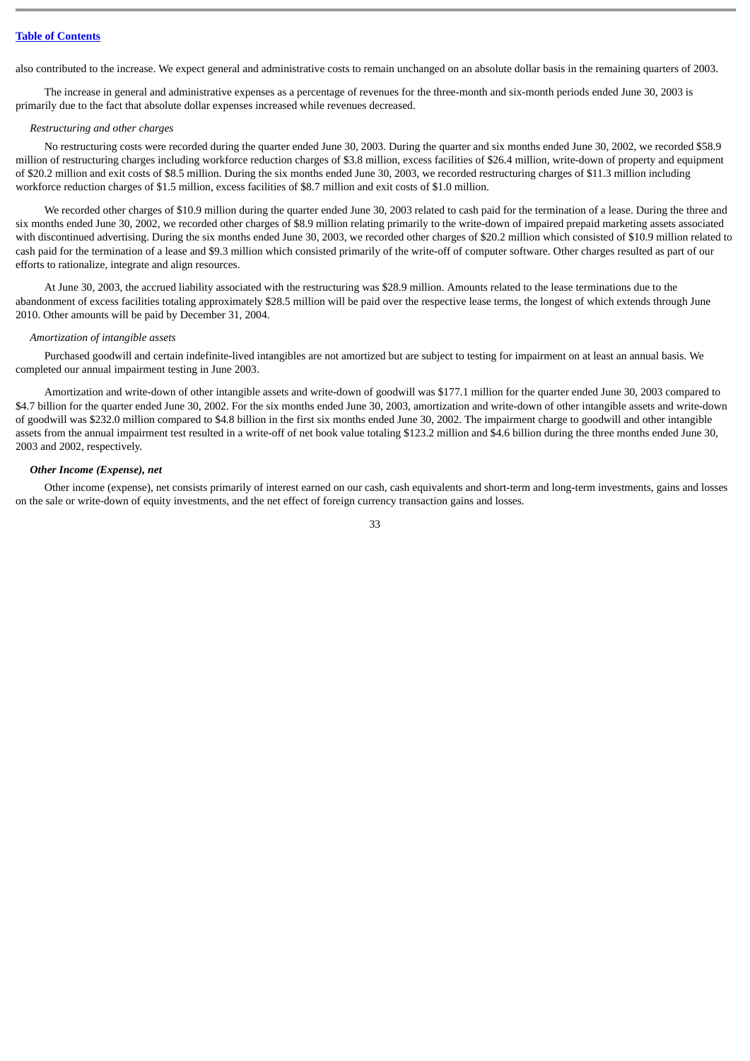also contributed to the increase. We expect general and administrative costs to remain unchanged on an absolute dollar basis in the remaining quarters of 2003.

The increase in general and administrative expenses as a percentage of revenues for the three-month and six-month periods ended June 30, 2003 is primarily due to the fact that absolute dollar expenses increased while revenues decreased.

*Restructuring and other charges*

No restructuring costs were recorded during the quarter ended June 30, 2003. During the quarter and six months ended June 30, 2002, we recorded $58.9 million of restructuring charges including workforce reduction charges of $3.8 million, excess facilities of $26.4 million, write-down of property and equipment of $20.2 million and exit costs of $8.5 million. During the six months ended June 30, 2003, we recorded restructuring charges of $11.3 million including workforce reduction charges of $1.5 million, excess facilities of $8.7 million and exit costs of $1.0 million.

We recorded other charges of $10.9 million during the quarter ended June 30, 2003 related to cash paid for the termination of a lease. During the three and six months ended June 30, 2002, we recorded other charges of $8.9 million relating primarily to the write-down of impaired prepaid marketing assets associated with discontinued advertising. During the six months ended June 30, 2003, we recorded other charges of $20.2 million which consisted of $10.9 million related to cash paid for the termination of a lease and $9.3 million which consisted primarily of the write-off of computer software. Other charges resulted as part of our efforts to rationalize, integrate and align resources.

At June 30, 2003, the accrued liability associated with the restructuring was $28.9 million. Amounts related to the lease terminations due to the abandonment of excess facilities totaling approximately $28.5 million will be paid over the respective lease terms, the longest of which extends through June 2010. Other amounts will be paid by December 31, 2004.

*Amortization of intangible assets*

Purchased goodwill and certain indefinite-lived intangibles are not amortized but are subject to testing for impairment on at least an annual basis. We completed our annual impairment testing in June 2003.

Amortization and write-down of other intangible assets and write-down of goodwill was $177.1 million for the quarter ended June 30, 2003 compared to $4.7 billion for the quarter ended June 30, 2002. For the six months ended June 30, 2003, amortization and write-down of other intangible assets and write-down of goodwill was $232.0 million compared to $4.8 billion in the first six months ended June 30, 2002. The impairment charge to goodwill and other intangible assets from the annual impairment test resulted in a write-off of net book value totaling $123.2 million and $4.6 billion during the three months ended June 30, 2003 and 2002, respectively.

***Other Income (Expense), net***

Other income (expense), net consists primarily of interest earned on our cash, cash equivalents and short-term and long-term investments, gains and losses on the sale or write-down of equity investments, and the net effect of foreign currency transaction gains and losses.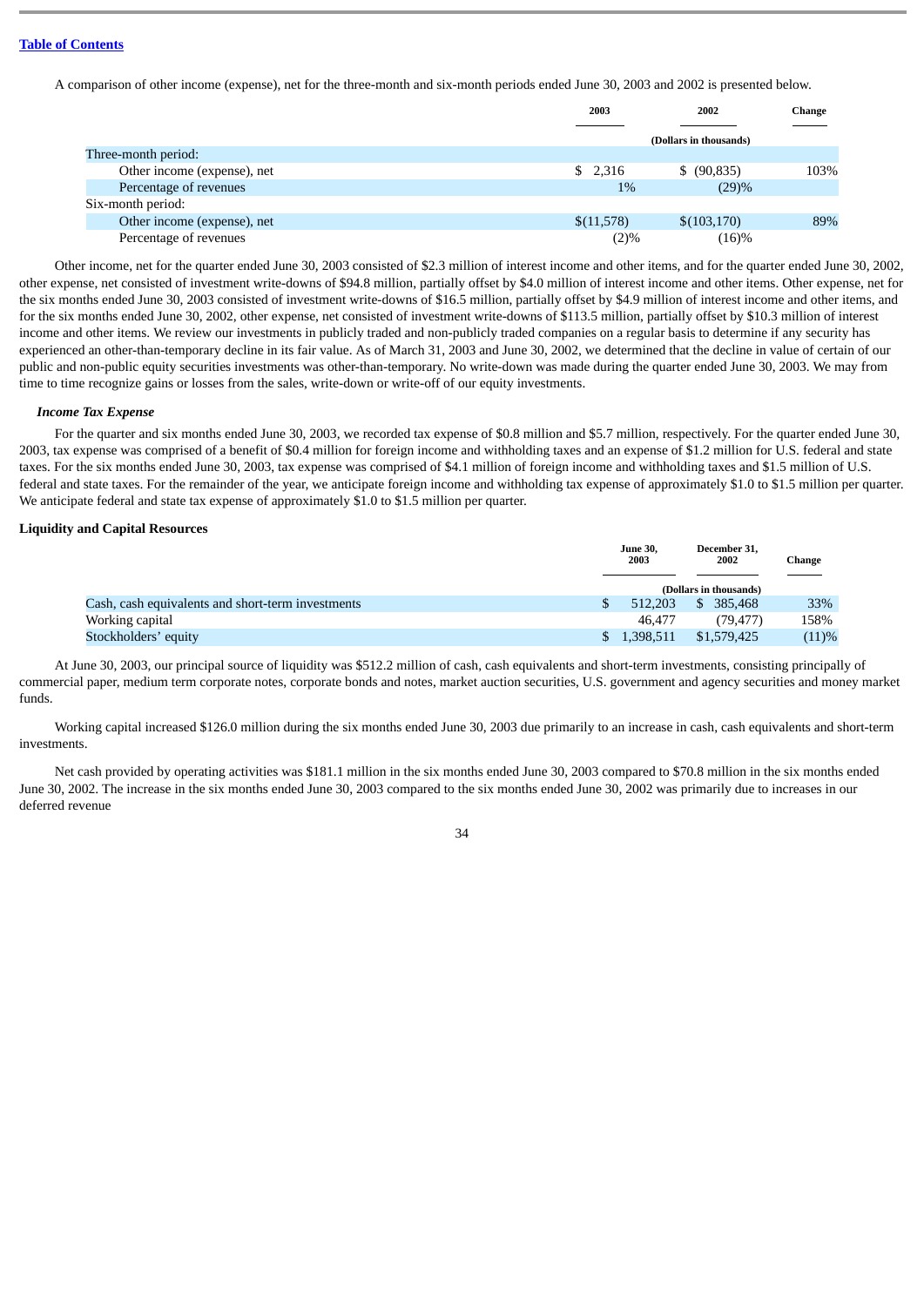[Table of Contents](#)

A comparison of other income (expense), net for the three-month and six-month periods ended June 30, 2003 and 2002 is presented below.

| | 2003 | 2002 | Change |
|---|---|---|---|
| | (Dollars in thousands) | | |
| Three-month period: | | | |
| Other income (expense), net | $ 2,316 | $ (90,835) | 103% |
| Percentage of revenues | 1% | (29)% | |
| Six-month period: | | | |
| Other income (expense), net | $(11,578) | $(103,170) | 89% |
| Percentage of revenues | (2)% | (16)% | |

Other income, net for the quarter ended June 30, 2003 consisted of $2.3 million of interest income and other items, and for the quarter ended June 30, 2002, other expense, net consisted of investment write-downs of $94.8 million, partially offset by $4.0 million of interest income and other items. Other expense, net for the six months ended June 30, 2003 consisted of investment write-downs of $16.5 million, partially offset by $4.9 million of interest income and other items, and for the six months ended June 30, 2002, other expense, net consisted of investment write-downs of $113.5 million, partially offset by $10.3 million of interest income and other items. We review our investments in publicly traded and non-publicly traded companies on a regular basis to determine if any security has experienced an other-than-temporary decline in its fair value. As of March 31, 2003 and June 30, 2002, we determined that the decline in value of certain of our public and non-public equity securities investments was other-than-temporary. No write-down was made during the quarter ended June 30, 2003. We may from time to time recognize gains or losses from the sales, write-down or write-off of our equity investments.

***Income Tax Expense***

For the quarter and six months ended June 30, 2003, we recorded tax expense of $0.8 million and $5.7 million, respectively. For the quarter ended June 30, 2003, tax expense was comprised of a benefit of $0.4 million for foreign income and withholding taxes and an expense of $1.2 million for U.S. federal and state taxes. For the six months ended June 30, 2003, tax expense was comprised of $4.1 million of foreign income and withholding taxes and $1.5 million of U.S. federal and state taxes. For the remainder of the year, we anticipate foreign income and withholding tax expense of approximately $1.0 to $1.5 million per quarter. We anticipate federal and state tax expense of approximately $1.0 to $1.5 million per quarter.

**Liquidity and Capital Resources**

| | June 30, 2003 | December 31, 2002 | Change |
|---|---|---|---|
| | (Dollars in thousands) | | |
| Cash, cash equivalents and short-term investments | $ 512,203 | $ 385,468 | 33% |
| Working capital | 46,477 | (79,477) | 158% |
| Stockholders' equity | $ 1,398,511 | $1,579,425 | (11)% |

At June 30, 2003, our principal source of liquidity was $512.2 million of cash, cash equivalents and short-term investments, consisting principally of commercial paper, medium term corporate notes, corporate bonds and notes, market auction securities, U.S. government and agency securities and money market funds.

Working capital increased $126.0 million during the six months ended June 30, 2003 due primarily to an increase in cash, cash equivalents and short-term investments.

Net cash provided by operating activities was $181.1 million in the six months ended June 30, 2003 compared to $70.8 million in the six months ended June 30, 2002. The increase in the six months ended June 30, 2003 compared to the six months ended June 30, 2002 was primarily due to increases in our deferred revenue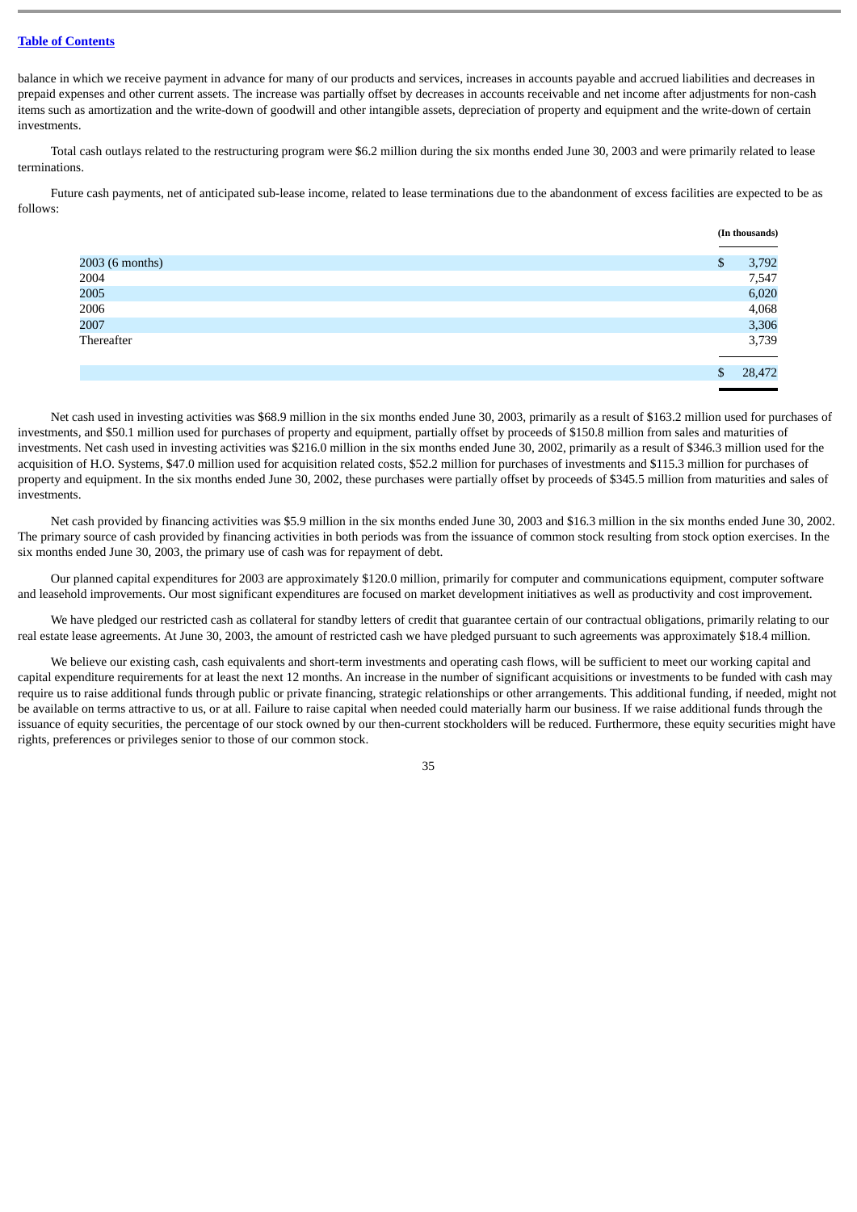[Table of Contents](#)

balance in which we receive payment in advance for many of our products and services, increases in accounts payable and accrued liabilities and decreases in prepaid expenses and other current assets. The increase was partially offset by decreases in accounts receivable and net income after adjustments for non-cash items such as amortization and the write-down of goodwill and other intangible assets, depreciation of property and equipment and the write-down of certain investments.

Total cash outlays related to the restructuring program were $6.2 million during the six months ended June 30, 2003 and were primarily related to lease terminations.

Future cash payments, net of anticipated sub-lease income, related to lease terminations due to the abandonment of excess facilities are expected to be as follows:

| | (In thousands) |
|---|---|
| 2003 (6 months) | $ 3,792 |
| 2004 | 7,547 |
| 2005 | 6,020 |
| 2006 | 4,068 |
| 2007 | 3,306 |
| Thereafter | 3,739 |
| | $ 28,472 |

Net cash used in investing activities was $68.9 million in the six months ended June 30, 2003, primarily as a result of $163.2 million used for purchases of investments, and $50.1 million used for purchases of property and equipment, partially offset by proceeds of $150.8 million from sales and maturities of investments. Net cash used in investing activities was $216.0 million in the six months ended June 30, 2002, primarily as a result of $346.3 million used for the acquisition of H.O. Systems, $47.0 million used for acquisition related costs, $52.2 million for purchases of investments and $115.3 million for purchases of property and equipment. In the six months ended June 30, 2002, these purchases were partially offset by proceeds of $345.5 million from maturities and sales of investments.

Net cash provided by financing activities was $5.9 million in the six months ended June 30, 2003 and $16.3 million in the six months ended June 30, 2002. The primary source of cash provided by financing activities in both periods was from the issuance of common stock resulting from stock option exercises. In the six months ended June 30, 2003, the primary use of cash was for repayment of debt.

Our planned capital expenditures for 2003 are approximately $120.0 million, primarily for computer and communications equipment, computer software and leasehold improvements. Our most significant expenditures are focused on market development initiatives as well as productivity and cost improvement.

We have pledged our restricted cash as collateral for standby letters of credit that guarantee certain of our contractual obligations, primarily relating to our real estate lease agreements. At June 30, 2003, the amount of restricted cash we have pledged pursuant to such agreements was approximately $18.4 million.

We believe our existing cash, cash equivalents and short-term investments and operating cash flows, will be sufficient to meet our working capital and capital expenditure requirements for at least the next 12 months. An increase in the number of significant acquisitions or investments to be funded with cash may require us to raise additional funds through public or private financing, strategic relationships or other arrangements. This additional funding, if needed, might not be available on terms attractive to us, or at all. Failure to raise capital when needed could materially harm our business. If we raise additional funds through the issuance of equity securities, the percentage of our stock owned by our then-current stockholders will be reduced. Furthermore, these equity securities might have rights, preferences or privileges senior to those of our common stock.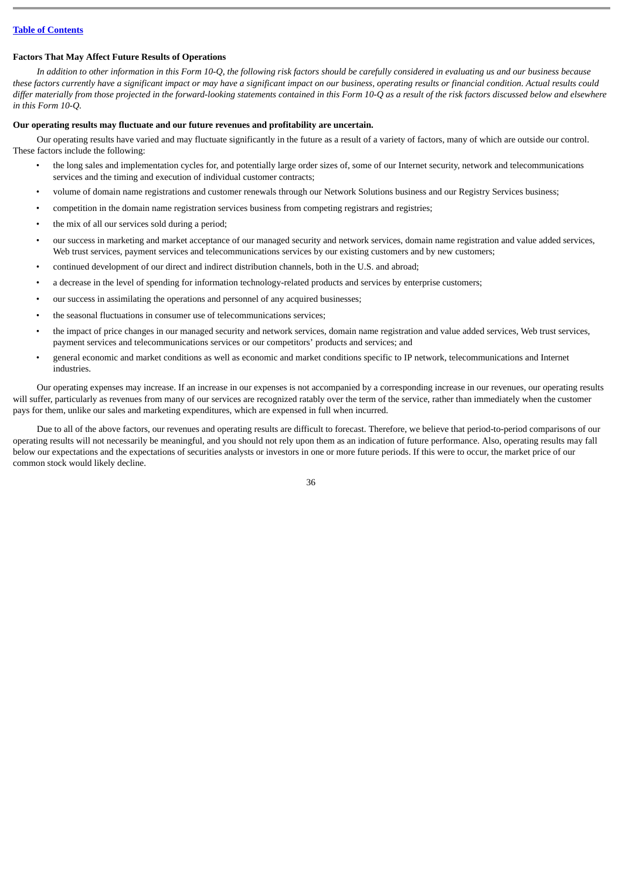### Factors That May Affect Future Results of Operations

*In addition to other information in this Form 10-Q, the following risk factors should be carefully considered in evaluating us and our business because these factors currently have a significant impact or may have a significant impact on our business, operating results or financial condition. Actual results could differ materially from those projected in the forward-looking statements contained in this Form 10-Q as a result of the risk factors discussed below and elsewhere in this Form 10-Q.*

**Our operating results may fluctuate and our future revenues and profitability are uncertain.**

Our operating results have varied and may fluctuate significantly in the future as a result of a variety of factors, many of which are outside our control. These factors include the following:

- the long sales and implementation cycles for, and potentially large order sizes of, some of our Internet security, network and telecommunications services and the timing and execution of individual customer contracts;
- volume of domain name registrations and customer renewals through our Network Solutions business and our Registry Services business;
- competition in the domain name registration services business from competing registrars and registries;
- the mix of all our services sold during a period;
- our success in marketing and market acceptance of our managed security and network services, domain name registration and value added services, Web trust services, payment services and telecommunications services by our existing customers and by new customers;
- continued development of our direct and indirect distribution channels, both in the U.S. and abroad;
- a decrease in the level of spending for information technology-related products and services by enterprise customers;
- our success in assimilating the operations and personnel of any acquired businesses;
- the seasonal fluctuations in consumer use of telecommunications services;
- the impact of price changes in our managed security and network services, domain name registration and value added services, Web trust services, payment services and telecommunications services or our competitors' products and services; and
- general economic and market conditions as well as economic and market conditions specific to IP network, telecommunications and Internet industries.

Our operating expenses may increase. If an increase in our expenses is not accompanied by a corresponding increase in our revenues, our operating results will suffer, particularly as revenues from many of our services are recognized ratably over the term of the service, rather than immediately when the customer pays for them, unlike our sales and marketing expenditures, which are expensed in full when incurred.

Due to all of the above factors, our revenues and operating results are difficult to forecast. Therefore, we believe that period-to-period comparisons of our operating results will not necessarily be meaningful, and you should not rely upon them as an indication of future performance. Also, operating results may fall below our expectations and the expectations of securities analysts or investors in one or more future periods. If this were to occur, the market price of our common stock would likely decline.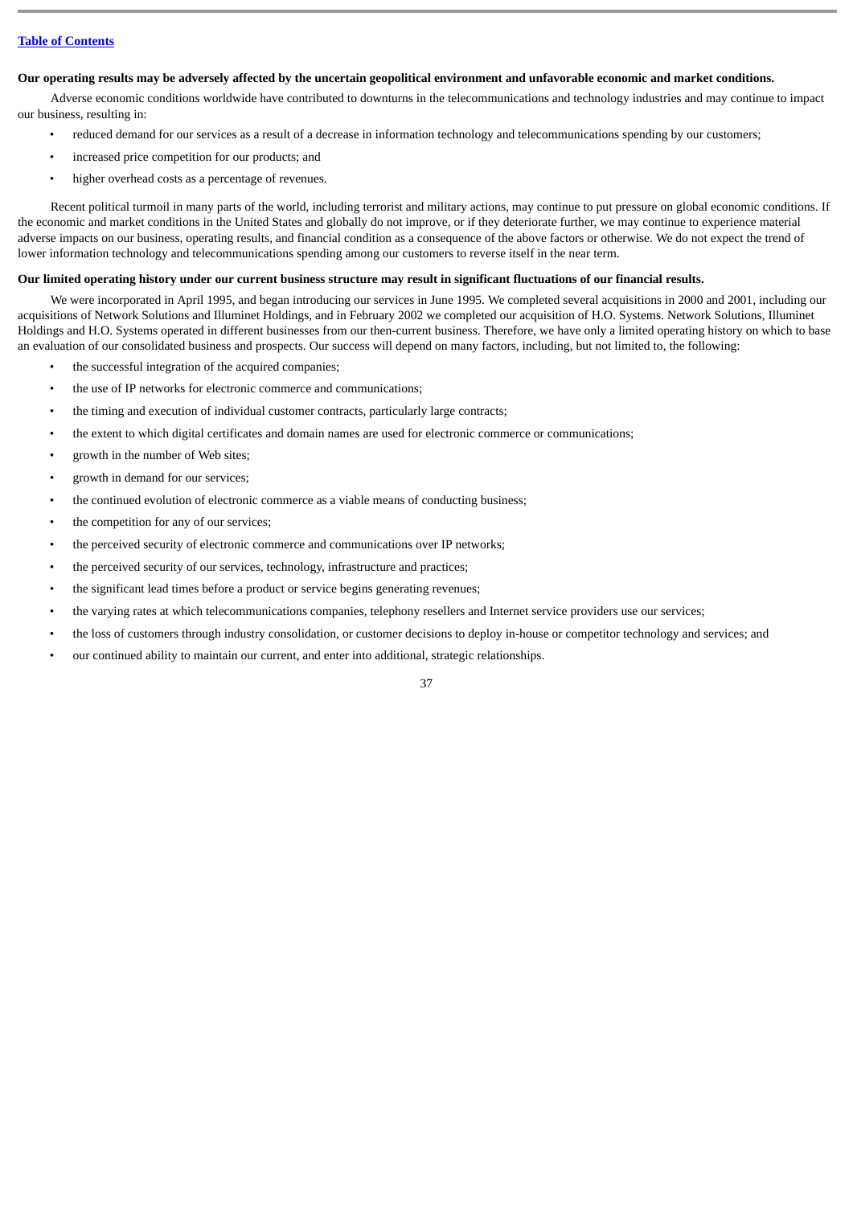**Our operating results may be adversely affected by the uncertain geopolitical environment and unfavorable economic and market conditions.**

Adverse economic conditions worldwide have contributed to downturns in the telecommunications and technology industries and may continue to impact our business, resulting in:

- reduced demand for our services as a result of a decrease in information technology and telecommunications spending by our customers;
- increased price competition for our products; and
- higher overhead costs as a percentage of revenues.

Recent political turmoil in many parts of the world, including terrorist and military actions, may continue to put pressure on global economic conditions. If the economic and market conditions in the United States and globally do not improve, or if they deteriorate further, we may continue to experience material adverse impacts on our business, operating results, and financial condition as a consequence of the above factors or otherwise. We do not expect the trend of lower information technology and telecommunications spending among our customers to reverse itself in the near term.

**Our limited operating history under our current business structure may result in significant fluctuations of our financial results.**

We were incorporated in April 1995, and began introducing our services in June 1995. We completed several acquisitions in 2000 and 2001, including our acquisitions of Network Solutions and Illuminet Holdings, and in February 2002 we completed our acquisition of H.O. Systems. Network Solutions, Illuminet Holdings and H.O. Systems operated in different businesses from our then-current business. Therefore, we have only a limited operating history on which to base an evaluation of our consolidated business and prospects. Our success will depend on many factors, including, but not limited to, the following:

- the successful integration of the acquired companies;
- the use of IP networks for electronic commerce and communications;
- the timing and execution of individual customer contracts, particularly large contracts;
- the extent to which digital certificates and domain names are used for electronic commerce or communications;
- growth in the number of Web sites;
- growth in demand for our services;
- the continued evolution of electronic commerce as a viable means of conducting business;
- the competition for any of our services;
- the perceived security of electronic commerce and communications over IP networks;
- the perceived security of our services, technology, infrastructure and practices;
- the significant lead times before a product or service begins generating revenues;
- the varying rates at which telecommunications companies, telephony resellers and Internet service providers use our services;
- the loss of customers through industry consolidation, or customer decisions to deploy in-house or competitor technology and services; and
- our continued ability to maintain our current, and enter into additional, strategic relationships.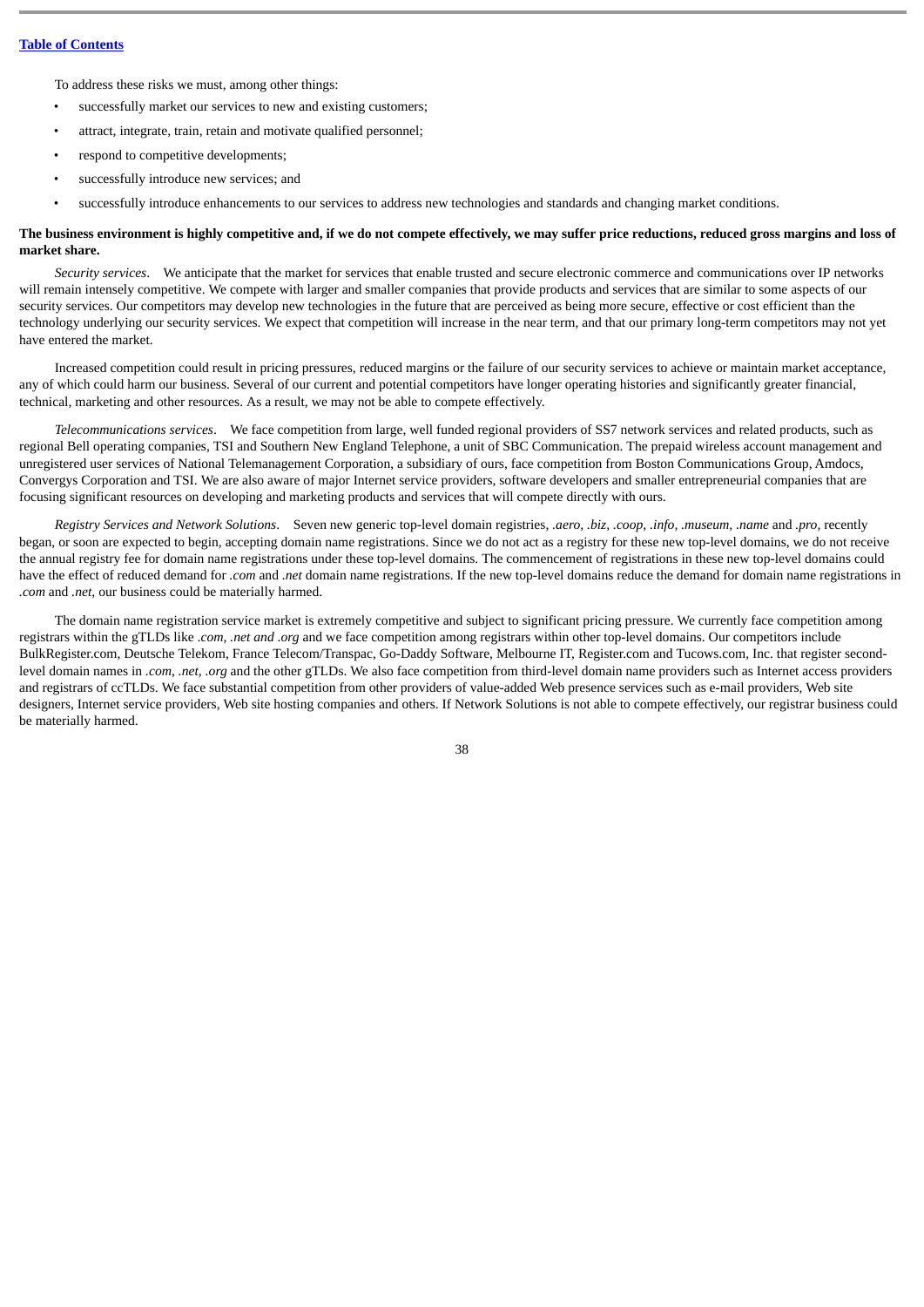To address these risks we must, among other things:

- successfully market our services to new and existing customers;
- attract, integrate, train, retain and motivate qualified personnel;
- respond to competitive developments;
- successfully introduce new services; and
- successfully introduce enhancements to our services to address new technologies and standards and changing market conditions.

**The business environment is highly competitive and, if we do not compete effectively, we may suffer price reductions, reduced gross margins and loss of market share.**

*Security services*. We anticipate that the market for services that enable trusted and secure electronic commerce and communications over IP networks will remain intensely competitive. We compete with larger and smaller companies that provide products and services that are similar to some aspects of our security services. Our competitors may develop new technologies in the future that are perceived as being more secure, effective or cost efficient than the technology underlying our security services. We expect that competition will increase in the near term, and that our primary long-term competitors may not yet have entered the market.

Increased competition could result in pricing pressures, reduced margins or the failure of our security services to achieve or maintain market acceptance, any of which could harm our business. Several of our current and potential competitors have longer operating histories and significantly greater financial, technical, marketing and other resources. As a result, we may not be able to compete effectively.

*Telecommunications services*. We face competition from large, well funded regional providers of SS7 network services and related products, such as regional Bell operating companies, TSI and Southern New England Telephone, a unit of SBC Communication. The prepaid wireless account management and unregistered user services of National Telemanagement Corporation, a subsidiary of ours, face competition from Boston Communications Group, Amdocs, Convergys Corporation and TSI. We are also aware of major Internet service providers, software developers and smaller entrepreneurial companies that are focusing significant resources on developing and marketing products and services that will compete directly with ours.

*Registry Services and Network Solutions*. Seven new generic top-level domain registries, *.aero, .biz, .coop, .info, .museum, .name* and *.pro,* recently began, or soon are expected to begin, accepting domain name registrations. Since we do not act as a registry for these new top-level domains, we do not receive the annual registry fee for domain name registrations under these top-level domains. The commencement of registrations in these new top-level domains could have the effect of reduced demand for *.com* and *.net* domain name registrations. If the new top-level domains reduce the demand for domain name registrations in *.com* and *.net*, our business could be materially harmed.

The domain name registration service market is extremely competitive and subject to significant pricing pressure. We currently face competition among registrars within the gTLDs like *.com, .net and .org* and we face competition among registrars within other top-level domains. Our competitors include BulkRegister.com, Deutsche Telekom, France Telecom/Transpac, Go-Daddy Software, Melbourne IT, Register.com and Tucows.com, Inc. that register second-level domain names in *.com*, *.net, .org* and the other gTLDs. We also face competition from third-level domain name providers such as Internet access providers and registrars of ccTLDs. We face substantial competition from other providers of value-added Web presence services such as e-mail providers, Web site designers, Internet service providers, Web site hosting companies and others. If Network Solutions is not able to compete effectively, our registrar business could be materially harmed.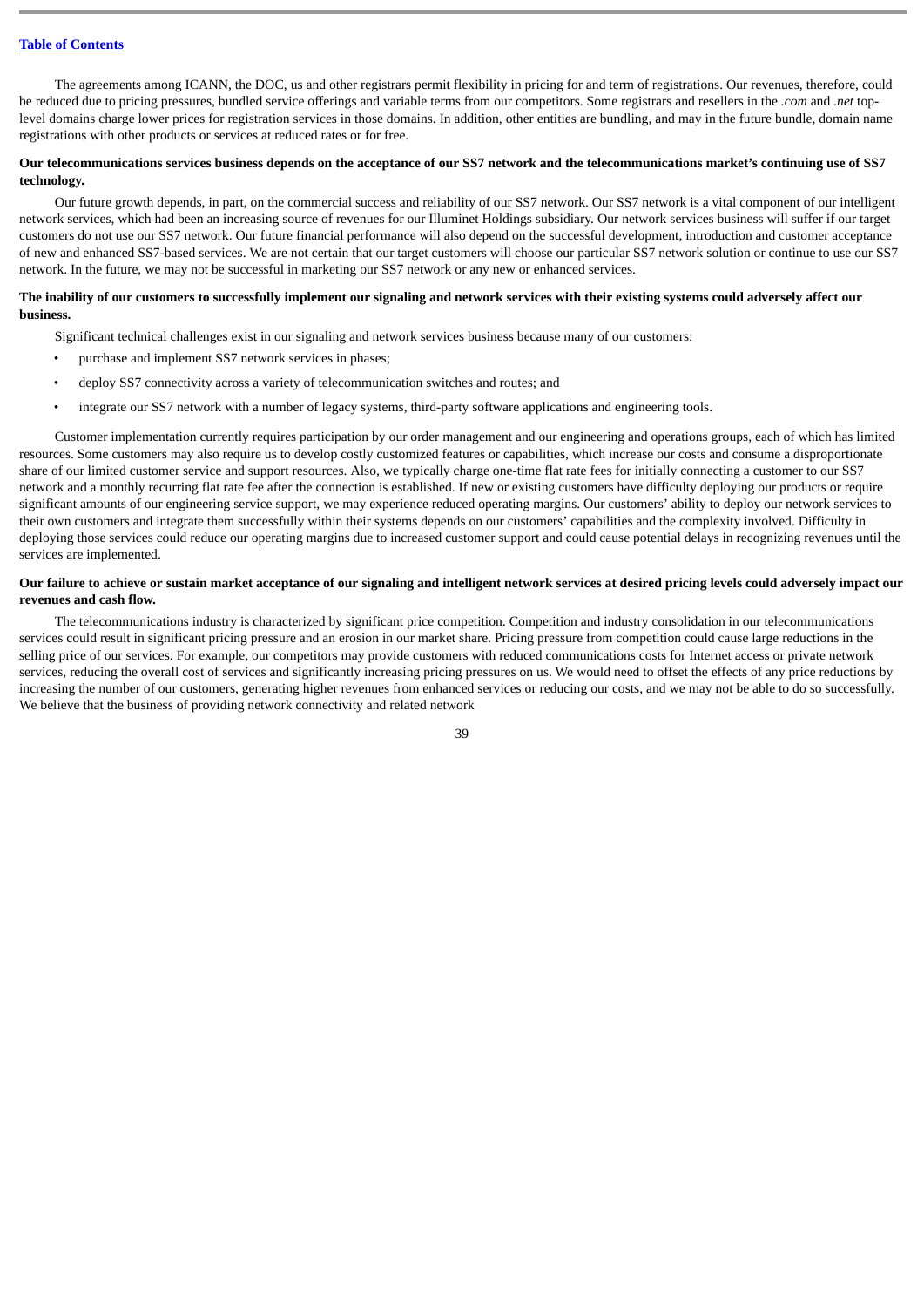The agreements among ICANN, the DOC, us and other registrars permit flexibility in pricing for and term of registrations. Our revenues, therefore, could be reduced due to pricing pressures, bundled service offerings and variable terms from our competitors. Some registrars and resellers in the *.com* and *.net* top-level domains charge lower prices for registration services in those domains. In addition, other entities are bundling, and may in the future bundle, domain name registrations with other products or services at reduced rates or for free.

**Our telecommunications services business depends on the acceptance of our SS7 network and the telecommunications market's continuing use of SS7 technology.**

Our future growth depends, in part, on the commercial success and reliability of our SS7 network. Our SS7 network is a vital component of our intelligent network services, which had been an increasing source of revenues for our Illuminet Holdings subsidiary. Our network services business will suffer if our target customers do not use our SS7 network. Our future financial performance will also depend on the successful development, introduction and customer acceptance of new and enhanced SS7-based services. We are not certain that our target customers will choose our particular SS7 network solution or continue to use our SS7 network. In the future, we may not be successful in marketing our SS7 network or any new or enhanced services.

**The inability of our customers to successfully implement our signaling and network services with their existing systems could adversely affect our business.**

Significant technical challenges exist in our signaling and network services business because many of our customers:

- purchase and implement SS7 network services in phases;
- deploy SS7 connectivity across a variety of telecommunication switches and routes; and
- integrate our SS7 network with a number of legacy systems, third-party software applications and engineering tools.

Customer implementation currently requires participation by our order management and our engineering and operations groups, each of which has limited resources. Some customers may also require us to develop costly customized features or capabilities, which increase our costs and consume a disproportionate share of our limited customer service and support resources. Also, we typically charge one-time flat rate fees for initially connecting a customer to our SS7 network and a monthly recurring flat rate fee after the connection is established. If new or existing customers have difficulty deploying our products or require significant amounts of our engineering service support, we may experience reduced operating margins. Our customers' ability to deploy our network services to their own customers and integrate them successfully within their systems depends on our customers' capabilities and the complexity involved. Difficulty in deploying those services could reduce our operating margins due to increased customer support and could cause potential delays in recognizing revenues until the services are implemented.

**Our failure to achieve or sustain market acceptance of our signaling and intelligent network services at desired pricing levels could adversely impact our revenues and cash flow.**

The telecommunications industry is characterized by significant price competition. Competition and industry consolidation in our telecommunications services could result in significant pricing pressure and an erosion in our market share. Pricing pressure from competition could cause large reductions in the selling price of our services. For example, our competitors may provide customers with reduced communications costs for Internet access or private network services, reducing the overall cost of services and significantly increasing pricing pressures on us. We would need to offset the effects of any price reductions by increasing the number of our customers, generating higher revenues from enhanced services or reducing our costs, and we may not be able to do so successfully. We believe that the business of providing network connectivity and related network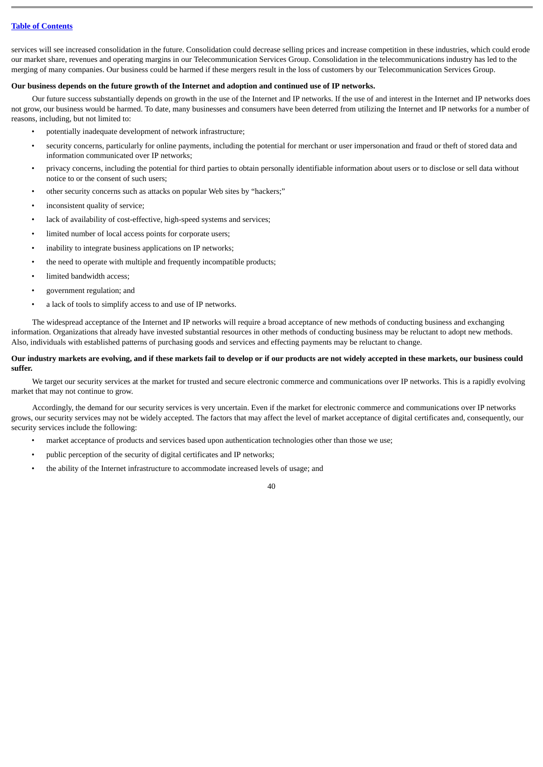services will see increased consolidation in the future. Consolidation could decrease selling prices and increase competition in these industries, which could erode our market share, revenues and operating margins in our Telecommunication Services Group. Consolidation in the telecommunications industry has led to the merging of many companies. Our business could be harmed if these mergers result in the loss of customers by our Telecommunication Services Group.

**Our business depends on the future growth of the Internet and adoption and continued use of IP networks.**

Our future success substantially depends on growth in the use of the Internet and IP networks. If the use of and interest in the Internet and IP networks does not grow, our business would be harmed. To date, many businesses and consumers have been deterred from utilizing the Internet and IP networks for a number of reasons, including, but not limited to:

- potentially inadequate development of network infrastructure;
- security concerns, particularly for online payments, including the potential for merchant or user impersonation and fraud or theft of stored data and information communicated over IP networks;
- privacy concerns, including the potential for third parties to obtain personally identifiable information about users or to disclose or sell data without notice to or the consent of such users;
- other security concerns such as attacks on popular Web sites by "hackers;"
- inconsistent quality of service;
- lack of availability of cost-effective, high-speed systems and services;
- limited number of local access points for corporate users;
- inability to integrate business applications on IP networks;
- the need to operate with multiple and frequently incompatible products;
- limited bandwidth access;
- government regulation; and
- a lack of tools to simplify access to and use of IP networks.

The widespread acceptance of the Internet and IP networks will require a broad acceptance of new methods of conducting business and exchanging information. Organizations that already have invested substantial resources in other methods of conducting business may be reluctant to adopt new methods. Also, individuals with established patterns of purchasing goods and services and effecting payments may be reluctant to change.

**Our industry markets are evolving, and if these markets fail to develop or if our products are not widely accepted in these markets, our business could suffer.**

We target our security services at the market for trusted and secure electronic commerce and communications over IP networks. This is a rapidly evolving market that may not continue to grow.

Accordingly, the demand for our security services is very uncertain. Even if the market for electronic commerce and communications over IP networks grows, our security services may not be widely accepted. The factors that may affect the level of market acceptance of digital certificates and, consequently, our security services include the following:

- market acceptance of products and services based upon authentication technologies other than those we use;
- public perception of the security of digital certificates and IP networks;
- the ability of the Internet infrastructure to accommodate increased levels of usage; and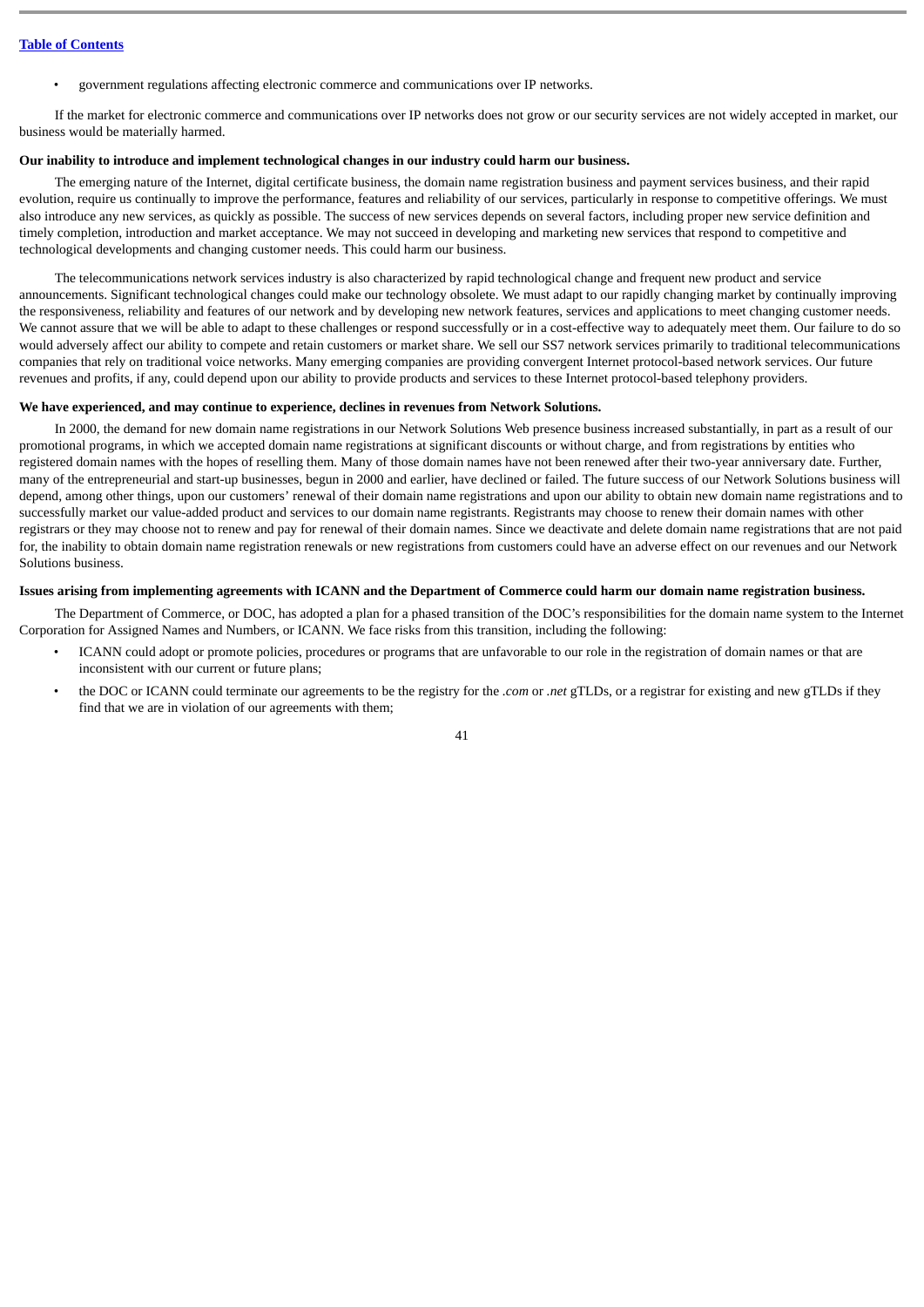- government regulations affecting electronic commerce and communications over IP networks.

If the market for electronic commerce and communications over IP networks does not grow or our security services are not widely accepted in market, our business would be materially harmed.

**Our inability to introduce and implement technological changes in our industry could harm our business.**

The emerging nature of the Internet, digital certificate business, the domain name registration business and payment services business, and their rapid evolution, require us continually to improve the performance, features and reliability of our services, particularly in response to competitive offerings. We must also introduce any new services, as quickly as possible. The success of new services depends on several factors, including proper new service definition and timely completion, introduction and market acceptance. We may not succeed in developing and marketing new services that respond to competitive and technological developments and changing customer needs. This could harm our business.

The telecommunications network services industry is also characterized by rapid technological change and frequent new product and service announcements. Significant technological changes could make our technology obsolete. We must adapt to our rapidly changing market by continually improving the responsiveness, reliability and features of our network and by developing new network features, services and applications to meet changing customer needs. We cannot assure that we will be able to adapt to these challenges or respond successfully or in a cost-effective way to adequately meet them. Our failure to do so would adversely affect our ability to compete and retain customers or market share. We sell our SS7 network services primarily to traditional telecommunications companies that rely on traditional voice networks. Many emerging companies are providing convergent Internet protocol-based network services. Our future revenues and profits, if any, could depend upon our ability to provide products and services to these Internet protocol-based telephony providers.

**We have experienced, and may continue to experience, declines in revenues from Network Solutions.**

In 2000, the demand for new domain name registrations in our Network Solutions Web presence business increased substantially, in part as a result of our promotional programs, in which we accepted domain name registrations at significant discounts or without charge, and from registrations by entities who registered domain names with the hopes of reselling them. Many of those domain names have not been renewed after their two-year anniversary date. Further, many of the entrepreneurial and start-up businesses, begun in 2000 and earlier, have declined or failed. The future success of our Network Solutions business will depend, among other things, upon our customers' renewal of their domain name registrations and upon our ability to obtain new domain name registrations and to successfully market our value-added product and services to our domain name registrants. Registrants may choose to renew their domain names with other registrars or they may choose not to renew and pay for renewal of their domain names. Since we deactivate and delete domain name registrations that are not paid for, the inability to obtain domain name registration renewals or new registrations from customers could have an adverse effect on our revenues and our Network Solutions business.

**Issues arising from implementing agreements with ICANN and the Department of Commerce could harm our domain name registration business.**

The Department of Commerce, or DOC, has adopted a plan for a phased transition of the DOC's responsibilities for the domain name system to the Internet Corporation for Assigned Names and Numbers, or ICANN. We face risks from this transition, including the following:

- ICANN could adopt or promote policies, procedures or programs that are unfavorable to our role in the registration of domain names or that are inconsistent with our current or future plans;
- the DOC or ICANN could terminate our agreements to be the registry for the *.com* or *.net* gTLDs, or a registrar for existing and new gTLDs if they find that we are in violation of our agreements with them;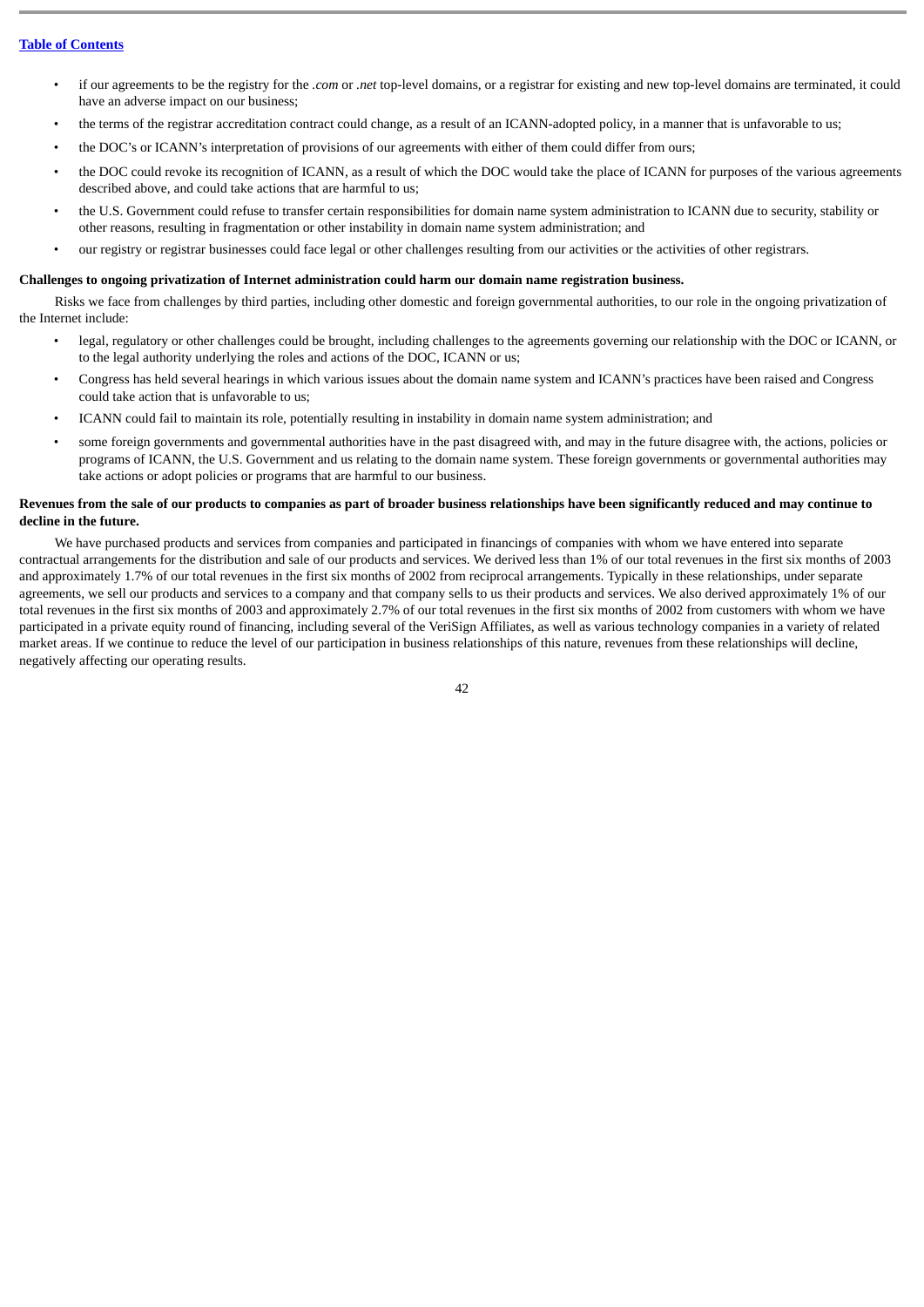- if our agreements to be the registry for the *.com* or *.net* top-level domains, or a registrar for existing and new top-level domains are terminated, it could have an adverse impact on our business;
- the terms of the registrar accreditation contract could change, as a result of an ICANN-adopted policy, in a manner that is unfavorable to us;
- the DOC's or ICANN's interpretation of provisions of our agreements with either of them could differ from ours;
- the DOC could revoke its recognition of ICANN, as a result of which the DOC would take the place of ICANN for purposes of the various agreements described above, and could take actions that are harmful to us;
- the U.S. Government could refuse to transfer certain responsibilities for domain name system administration to ICANN due to security, stability or other reasons, resulting in fragmentation or other instability in domain name system administration; and
- our registry or registrar businesses could face legal or other challenges resulting from our activities or the activities of other registrars.

**Challenges to ongoing privatization of Internet administration could harm our domain name registration business.**

Risks we face from challenges by third parties, including other domestic and foreign governmental authorities, to our role in the ongoing privatization of the Internet include:

- legal, regulatory or other challenges could be brought, including challenges to the agreements governing our relationship with the DOC or ICANN, or to the legal authority underlying the roles and actions of the DOC, ICANN or us;
- Congress has held several hearings in which various issues about the domain name system and ICANN's practices have been raised and Congress could take action that is unfavorable to us;
- ICANN could fail to maintain its role, potentially resulting in instability in domain name system administration; and
- some foreign governments and governmental authorities have in the past disagreed with, and may in the future disagree with, the actions, policies or programs of ICANN, the U.S. Government and us relating to the domain name system. These foreign governments or governmental authorities may take actions or adopt policies or programs that are harmful to our business.

**Revenues from the sale of our products to companies as part of broader business relationships have been significantly reduced and may continue to decline in the future.**

We have purchased products and services from companies and participated in financings of companies with whom we have entered into separate contractual arrangements for the distribution and sale of our products and services. We derived less than 1% of our total revenues in the first six months of 2003 and approximately 1.7% of our total revenues in the first six months of 2002 from reciprocal arrangements. Typically in these relationships, under separate agreements, we sell our products and services to a company and that company sells to us their products and services. We also derived approximately 1% of our total revenues in the first six months of 2003 and approximately 2.7% of our total revenues in the first six months of 2002 from customers with whom we have participated in a private equity round of financing, including several of the VeriSign Affiliates, as well as various technology companies in a variety of related market areas. If we continue to reduce the level of our participation in business relationships of this nature, revenues from these relationships will decline, negatively affecting our operating results.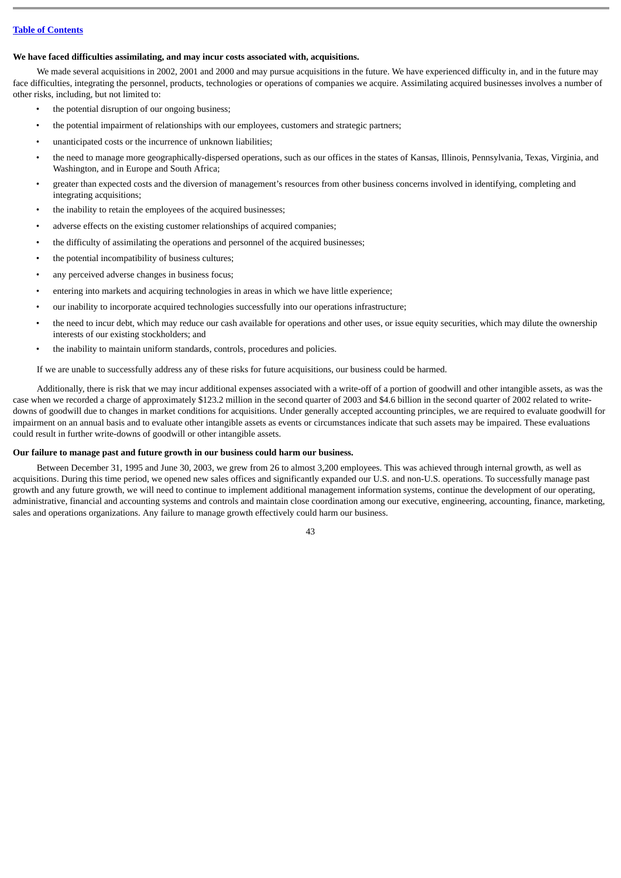**We have faced difficulties assimilating, and may incur costs associated with, acquisitions.**

We made several acquisitions in 2002, 2001 and 2000 and may pursue acquisitions in the future. We have experienced difficulty in, and in the future may face difficulties, integrating the personnel, products, technologies or operations of companies we acquire. Assimilating acquired businesses involves a number of other risks, including, but not limited to:

- the potential disruption of our ongoing business;
- the potential impairment of relationships with our employees, customers and strategic partners;
- unanticipated costs or the incurrence of unknown liabilities;
- the need to manage more geographically-dispersed operations, such as our offices in the states of Kansas, Illinois, Pennsylvania, Texas, Virginia, and Washington, and in Europe and South Africa;
- greater than expected costs and the diversion of management's resources from other business concerns involved in identifying, completing and integrating acquisitions;
- the inability to retain the employees of the acquired businesses;
- adverse effects on the existing customer relationships of acquired companies;
- the difficulty of assimilating the operations and personnel of the acquired businesses;
- the potential incompatibility of business cultures;
- any perceived adverse changes in business focus;
- entering into markets and acquiring technologies in areas in which we have little experience;
- our inability to incorporate acquired technologies successfully into our operations infrastructure;
- the need to incur debt, which may reduce our cash available for operations and other uses, or issue equity securities, which may dilute the ownership interests of our existing stockholders; and
- the inability to maintain uniform standards, controls, procedures and policies.

If we are unable to successfully address any of these risks for future acquisitions, our business could be harmed.

Additionally, there is risk that we may incur additional expenses associated with a write-off of a portion of goodwill and other intangible assets, as was the case when we recorded a charge of approximately $123.2 million in the second quarter of 2003 and $4.6 billion in the second quarter of 2002 related to write-downs of goodwill due to changes in market conditions for acquisitions. Under generally accepted accounting principles, we are required to evaluate goodwill for impairment on an annual basis and to evaluate other intangible assets as events or circumstances indicate that such assets may be impaired. These evaluations could result in further write-downs of goodwill or other intangible assets.

**Our failure to manage past and future growth in our business could harm our business.**

Between December 31, 1995 and June 30, 2003, we grew from 26 to almost 3,200 employees. This was achieved through internal growth, as well as acquisitions. During this time period, we opened new sales offices and significantly expanded our U.S. and non-U.S. operations. To successfully manage past growth and any future growth, we will need to continue to implement additional management information systems, continue the development of our operating, administrative, financial and accounting systems and controls and maintain close coordination among our executive, engineering, accounting, finance, marketing, sales and operations organizations. Any failure to manage growth effectively could harm our business.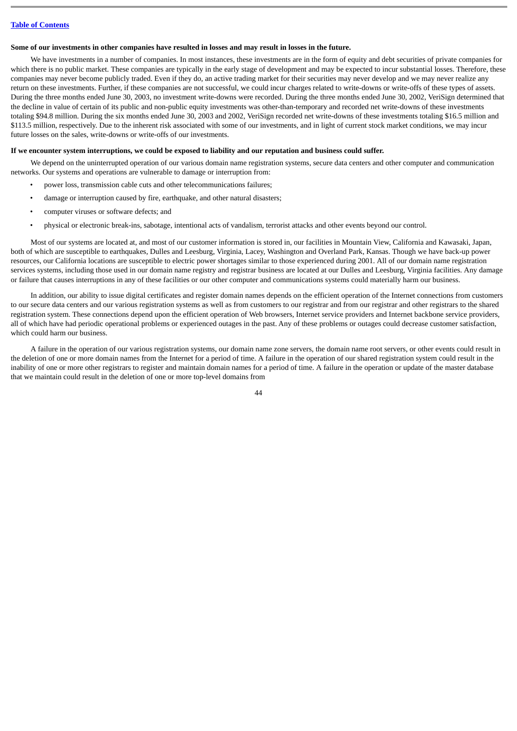**Some of our investments in other companies have resulted in losses and may result in losses in the future.**

We have investments in a number of companies. In most instances, these investments are in the form of equity and debt securities of private companies for which there is no public market. These companies are typically in the early stage of development and may be expected to incur substantial losses. Therefore, these companies may never become publicly traded. Even if they do, an active trading market for their securities may never develop and we may never realize any return on these investments. Further, if these companies are not successful, we could incur charges related to write-downs or write-offs of these types of assets. During the three months ended June 30, 2003, no investment write-downs were recorded. During the three months ended June 30, 2002, VeriSign determined that the decline in value of certain of its public and non-public equity investments was other-than-temporary and recorded net write-downs of these investments totaling $94.8 million. During the six months ended June 30, 2003 and 2002, VeriSign recorded net write-downs of these investments totaling $16.5 million and $113.5 million, respectively. Due to the inherent risk associated with some of our investments, and in light of current stock market conditions, we may incur future losses on the sales, write-downs or write-offs of our investments.

**If we encounter system interruptions, we could be exposed to liability and our reputation and business could suffer.**

We depend on the uninterrupted operation of our various domain name registration systems, secure data centers and other computer and communication networks. Our systems and operations are vulnerable to damage or interruption from:

- power loss, transmission cable cuts and other telecommunications failures;
- damage or interruption caused by fire, earthquake, and other natural disasters;
- computer viruses or software defects; and
- physical or electronic break-ins, sabotage, intentional acts of vandalism, terrorist attacks and other events beyond our control.

Most of our systems are located at, and most of our customer information is stored in, our facilities in Mountain View, California and Kawasaki, Japan, both of which are susceptible to earthquakes, Dulles and Leesburg, Virginia, Lacey, Washington and Overland Park, Kansas. Though we have back-up power resources, our California locations are susceptible to electric power shortages similar to those experienced during 2001. All of our domain name registration services systems, including those used in our domain name registry and registrar business are located at our Dulles and Leesburg, Virginia facilities. Any damage or failure that causes interruptions in any of these facilities or our other computer and communications systems could materially harm our business.

In addition, our ability to issue digital certificates and register domain names depends on the efficient operation of the Internet connections from customers to our secure data centers and our various registration systems as well as from customers to our registrar and from our registrar and other registrars to the shared registration system. These connections depend upon the efficient operation of Web browsers, Internet service providers and Internet backbone service providers, all of which have had periodic operational problems or experienced outages in the past. Any of these problems or outages could decrease customer satisfaction, which could harm our business.

A failure in the operation of our various registration systems, our domain name zone servers, the domain name root servers, or other events could result in the deletion of one or more domain names from the Internet for a period of time. A failure in the operation of our shared registration system could result in the inability of one or more other registrars to register and maintain domain names for a period of time. A failure in the operation or update of the master database that we maintain could result in the deletion of one or more top-level domains from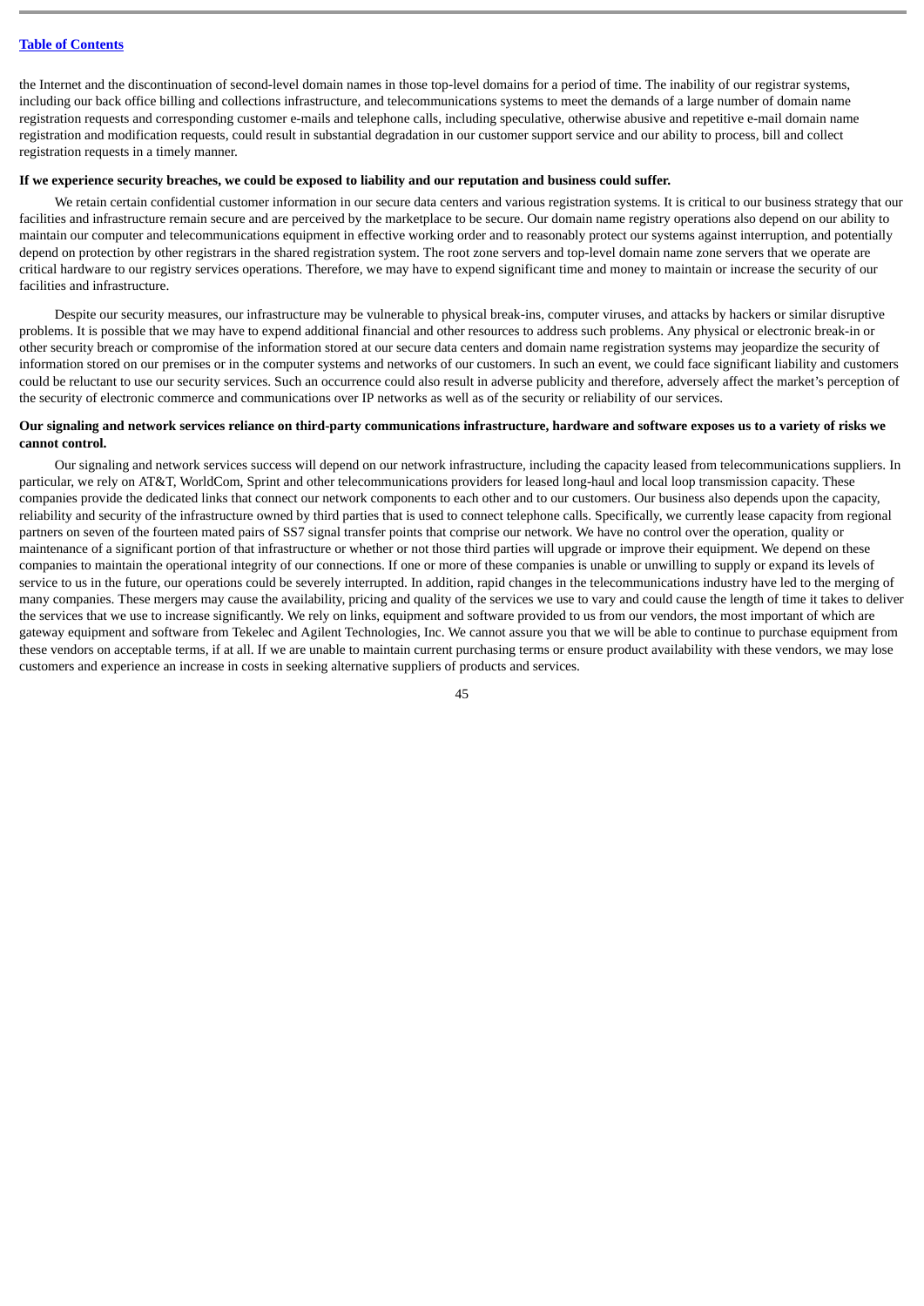the Internet and the discontinuation of second-level domain names in those top-level domains for a period of time. The inability of our registrar systems, including our back office billing and collections infrastructure, and telecommunications systems to meet the demands of a large number of domain name registration requests and corresponding customer e-mails and telephone calls, including speculative, otherwise abusive and repetitive e-mail domain name registration and modification requests, could result in substantial degradation in our customer support service and our ability to process, bill and collect registration requests in a timely manner.

**If we experience security breaches, we could be exposed to liability and our reputation and business could suffer.**

We retain certain confidential customer information in our secure data centers and various registration systems. It is critical to our business strategy that our facilities and infrastructure remain secure and are perceived by the marketplace to be secure. Our domain name registry operations also depend on our ability to maintain our computer and telecommunications equipment in effective working order and to reasonably protect our systems against interruption, and potentially depend on protection by other registrars in the shared registration system. The root zone servers and top-level domain name zone servers that we operate are critical hardware to our registry services operations. Therefore, we may have to expend significant time and money to maintain or increase the security of our facilities and infrastructure.

Despite our security measures, our infrastructure may be vulnerable to physical break-ins, computer viruses, and attacks by hackers or similar disruptive problems. It is possible that we may have to expend additional financial and other resources to address such problems. Any physical or electronic break-in or other security breach or compromise of the information stored at our secure data centers and domain name registration systems may jeopardize the security of information stored on our premises or in the computer systems and networks of our customers. In such an event, we could face significant liability and customers could be reluctant to use our security services. Such an occurrence could also result in adverse publicity and therefore, adversely affect the market's perception of the security of electronic commerce and communications over IP networks as well as of the security or reliability of our services.

**Our signaling and network services reliance on third-party communications infrastructure, hardware and software exposes us to a variety of risks we cannot control.**

Our signaling and network services success will depend on our network infrastructure, including the capacity leased from telecommunications suppliers. In particular, we rely on AT&T, WorldCom, Sprint and other telecommunications providers for leased long-haul and local loop transmission capacity. These companies provide the dedicated links that connect our network components to each other and to our customers. Our business also depends upon the capacity, reliability and security of the infrastructure owned by third parties that is used to connect telephone calls. Specifically, we currently lease capacity from regional partners on seven of the fourteen mated pairs of SS7 signal transfer points that comprise our network. We have no control over the operation, quality or maintenance of a significant portion of that infrastructure or whether or not those third parties will upgrade or improve their equipment. We depend on these companies to maintain the operational integrity of our connections. If one or more of these companies is unable or unwilling to supply or expand its levels of service to us in the future, our operations could be severely interrupted. In addition, rapid changes in the telecommunications industry have led to the merging of many companies. These mergers may cause the availability, pricing and quality of the services we use to vary and could cause the length of time it takes to deliver the services that we use to increase significantly. We rely on links, equipment and software provided to us from our vendors, the most important of which are gateway equipment and software from Tekelec and Agilent Technologies, Inc. We cannot assure you that we will be able to continue to purchase equipment from these vendors on acceptable terms, if at all. If we are unable to maintain current purchasing terms or ensure product availability with these vendors, we may lose customers and experience an increase in costs in seeking alternative suppliers of products and services.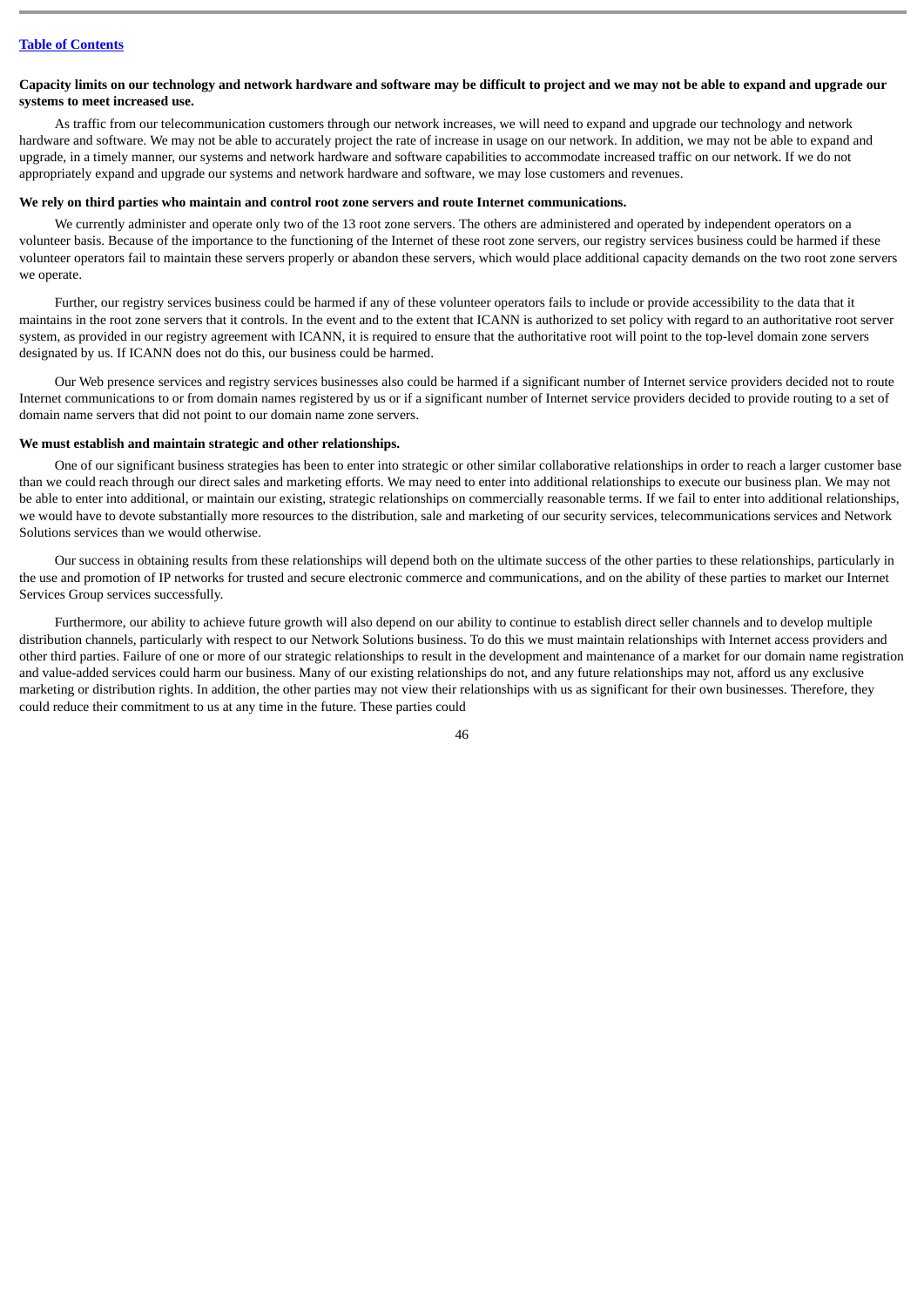**Capacity limits on our technology and network hardware and software may be difficult to project and we may not be able to expand and upgrade our systems to meet increased use.**

As traffic from our telecommunication customers through our network increases, we will need to expand and upgrade our technology and network hardware and software. We may not be able to accurately project the rate of increase in usage on our network. In addition, we may not be able to expand and upgrade, in a timely manner, our systems and network hardware and software capabilities to accommodate increased traffic on our network. If we do not appropriately expand and upgrade our systems and network hardware and software, we may lose customers and revenues.

**We rely on third parties who maintain and control root zone servers and route Internet communications.**

We currently administer and operate only two of the 13 root zone servers. The others are administered and operated by independent operators on a volunteer basis. Because of the importance to the functioning of the Internet of these root zone servers, our registry services business could be harmed if these volunteer operators fail to maintain these servers properly or abandon these servers, which would place additional capacity demands on the two root zone servers we operate.

Further, our registry services business could be harmed if any of these volunteer operators fails to include or provide accessibility to the data that it maintains in the root zone servers that it controls. In the event and to the extent that ICANN is authorized to set policy with regard to an authoritative root server system, as provided in our registry agreement with ICANN, it is required to ensure that the authoritative root will point to the top-level domain zone servers designated by us. If ICANN does not do this, our business could be harmed.

Our Web presence services and registry services businesses also could be harmed if a significant number of Internet service providers decided not to route Internet communications to or from domain names registered by us or if a significant number of Internet service providers decided to provide routing to a set of domain name servers that did not point to our domain name zone servers.

**We must establish and maintain strategic and other relationships.**

One of our significant business strategies has been to enter into strategic or other similar collaborative relationships in order to reach a larger customer base than we could reach through our direct sales and marketing efforts. We may need to enter into additional relationships to execute our business plan. We may not be able to enter into additional, or maintain our existing, strategic relationships on commercially reasonable terms. If we fail to enter into additional relationships, we would have to devote substantially more resources to the distribution, sale and marketing of our security services, telecommunications services and Network Solutions services than we would otherwise.

Our success in obtaining results from these relationships will depend both on the ultimate success of the other parties to these relationships, particularly in the use and promotion of IP networks for trusted and secure electronic commerce and communications, and on the ability of these parties to market our Internet Services Group services successfully.

Furthermore, our ability to achieve future growth will also depend on our ability to continue to establish direct seller channels and to develop multiple distribution channels, particularly with respect to our Network Solutions business. To do this we must maintain relationships with Internet access providers and other third parties. Failure of one or more of our strategic relationships to result in the development and maintenance of a market for our domain name registration and value-added services could harm our business. Many of our existing relationships do not, and any future relationships may not, afford us any exclusive marketing or distribution rights. In addition, the other parties may not view their relationships with us as significant for their own businesses. Therefore, they could reduce their commitment to us at any time in the future. These parties could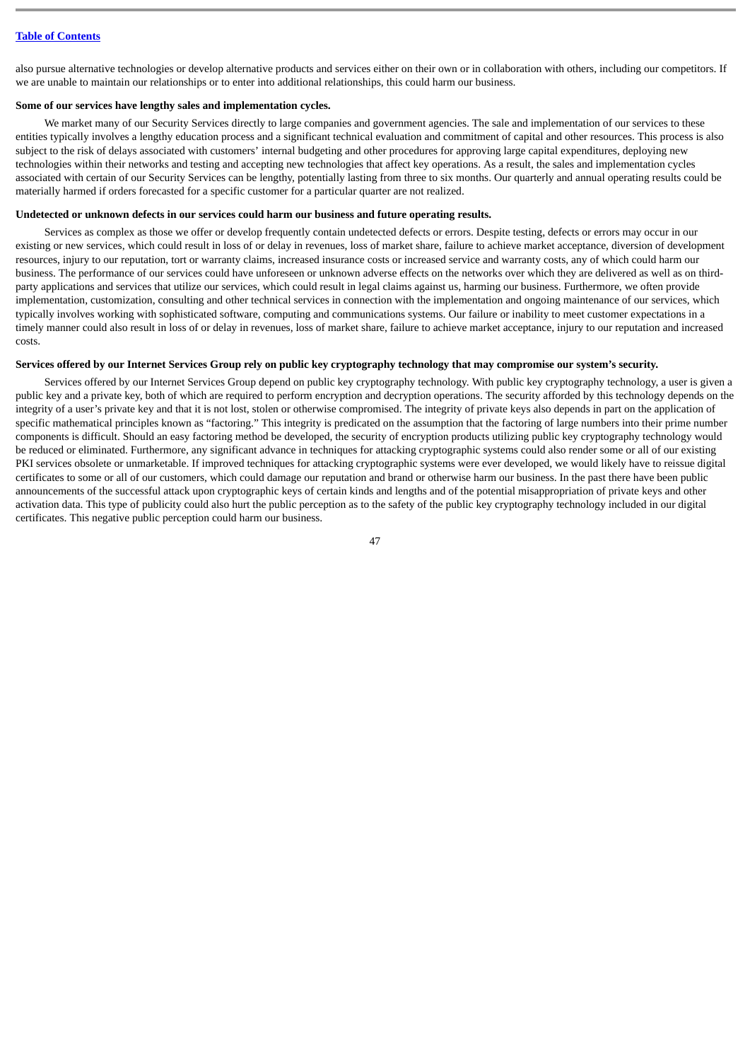also pursue alternative technologies or develop alternative products and services either on their own or in collaboration with others, including our competitors. If we are unable to maintain our relationships or to enter into additional relationships, this could harm our business.

**Some of our services have lengthy sales and implementation cycles.**

We market many of our Security Services directly to large companies and government agencies. The sale and implementation of our services to these entities typically involves a lengthy education process and a significant technical evaluation and commitment of capital and other resources. This process is also subject to the risk of delays associated with customers' internal budgeting and other procedures for approving large capital expenditures, deploying new technologies within their networks and testing and accepting new technologies that affect key operations. As a result, the sales and implementation cycles associated with certain of our Security Services can be lengthy, potentially lasting from three to six months. Our quarterly and annual operating results could be materially harmed if orders forecasted for a specific customer for a particular quarter are not realized.

**Undetected or unknown defects in our services could harm our business and future operating results.**

Services as complex as those we offer or develop frequently contain undetected defects or errors. Despite testing, defects or errors may occur in our existing or new services, which could result in loss of or delay in revenues, loss of market share, failure to achieve market acceptance, diversion of development resources, injury to our reputation, tort or warranty claims, increased insurance costs or increased service and warranty costs, any of which could harm our business. The performance of our services could have unforeseen or unknown adverse effects on the networks over which they are delivered as well as on third-party applications and services that utilize our services, which could result in legal claims against us, harming our business. Furthermore, we often provide implementation, customization, consulting and other technical services in connection with the implementation and ongoing maintenance of our services, which typically involves working with sophisticated software, computing and communications systems. Our failure or inability to meet customer expectations in a timely manner could also result in loss of or delay in revenues, loss of market share, failure to achieve market acceptance, injury to our reputation and increased costs.

**Services offered by our Internet Services Group rely on public key cryptography technology that may compromise our system's security.**

Services offered by our Internet Services Group depend on public key cryptography technology. With public key cryptography technology, a user is given a public key and a private key, both of which are required to perform encryption and decryption operations. The security afforded by this technology depends on the integrity of a user's private key and that it is not lost, stolen or otherwise compromised. The integrity of private keys also depends in part on the application of specific mathematical principles known as "factoring." This integrity is predicated on the assumption that the factoring of large numbers into their prime number components is difficult. Should an easy factoring method be developed, the security of encryption products utilizing public key cryptography technology would be reduced or eliminated. Furthermore, any significant advance in techniques for attacking cryptographic systems could also render some or all of our existing PKI services obsolete or unmarketable. If improved techniques for attacking cryptographic systems were ever developed, we would likely have to reissue digital certificates to some or all of our customers, which could damage our reputation and brand or otherwise harm our business. In the past there have been public announcements of the successful attack upon cryptographic keys of certain kinds and lengths and of the potential misappropriation of private keys and other activation data. This type of publicity could also hurt the public perception as to the safety of the public key cryptography technology included in our digital certificates. This negative public perception could harm our business.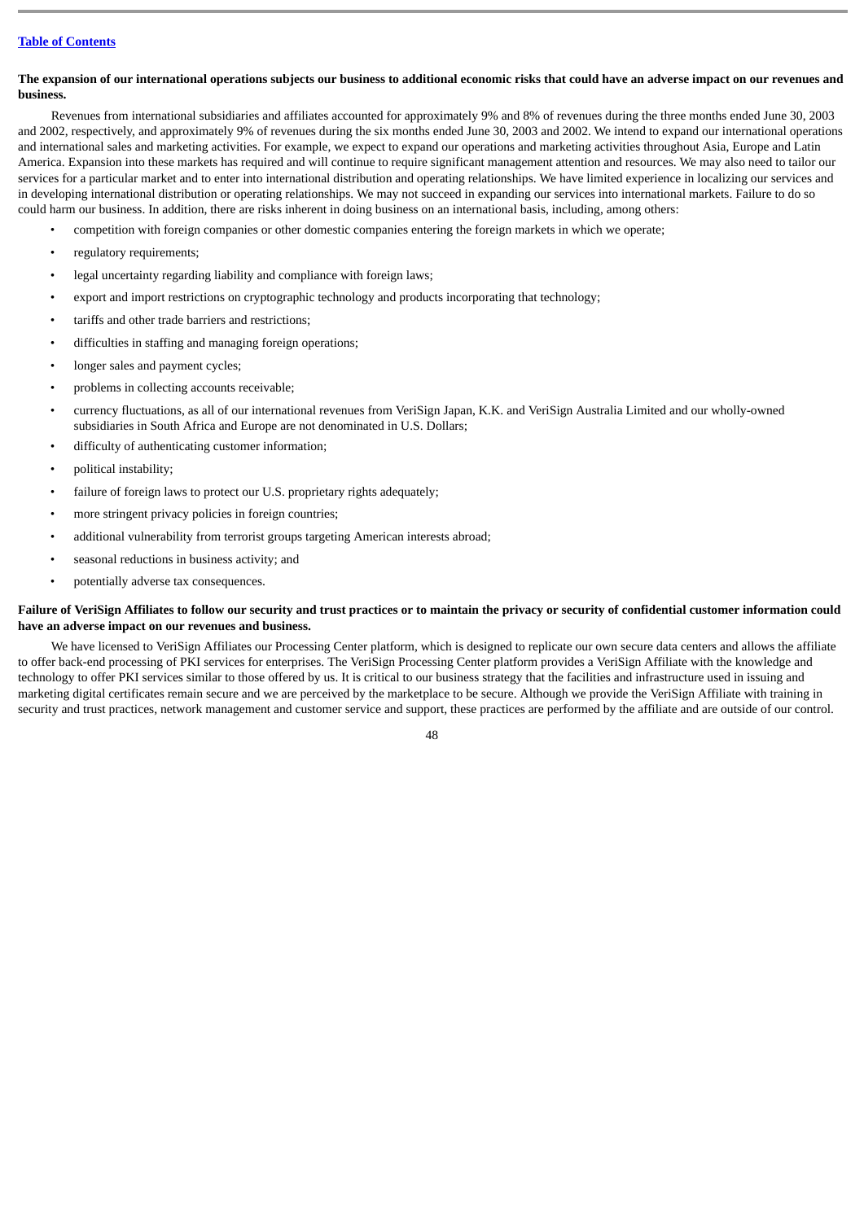**The expansion of our international operations subjects our business to additional economic risks that could have an adverse impact on our revenues and business.**

Revenues from international subsidiaries and affiliates accounted for approximately 9% and 8% of revenues during the three months ended June 30, 2003 and 2002, respectively, and approximately 9% of revenues during the six months ended June 30, 2003 and 2002. We intend to expand our international operations and international sales and marketing activities. For example, we expect to expand our operations and marketing activities throughout Asia, Europe and Latin America. Expansion into these markets has required and will continue to require significant management attention and resources. We may also need to tailor our services for a particular market and to enter into international distribution and operating relationships. We have limited experience in localizing our services and in developing international distribution or operating relationships. We may not succeed in expanding our services into international markets. Failure to do so could harm our business. In addition, there are risks inherent in doing business on an international basis, including, among others:

- competition with foreign companies or other domestic companies entering the foreign markets in which we operate;
- regulatory requirements;
- legal uncertainty regarding liability and compliance with foreign laws;
- export and import restrictions on cryptographic technology and products incorporating that technology;
- tariffs and other trade barriers and restrictions;
- difficulties in staffing and managing foreign operations;
- longer sales and payment cycles;
- problems in collecting accounts receivable;
- currency fluctuations, as all of our international revenues from VeriSign Japan, K.K. and VeriSign Australia Limited and our wholly-owned subsidiaries in South Africa and Europe are not denominated in U.S. Dollars;
- difficulty of authenticating customer information;
- political instability;
- failure of foreign laws to protect our U.S. proprietary rights adequately;
- more stringent privacy policies in foreign countries;
- additional vulnerability from terrorist groups targeting American interests abroad;
- seasonal reductions in business activity; and
- potentially adverse tax consequences.

**Failure of VeriSign Affiliates to follow our security and trust practices or to maintain the privacy or security of confidential customer information could have an adverse impact on our revenues and business.**

We have licensed to VeriSign Affiliates our Processing Center platform, which is designed to replicate our own secure data centers and allows the affiliate to offer back-end processing of PKI services for enterprises. The VeriSign Processing Center platform provides a VeriSign Affiliate with the knowledge and technology to offer PKI services similar to those offered by us. It is critical to our business strategy that the facilities and infrastructure used in issuing and marketing digital certificates remain secure and we are perceived by the marketplace to be secure. Although we provide the VeriSign Affiliate with training in security and trust practices, network management and customer service and support, these practices are performed by the affiliate and are outside of our control.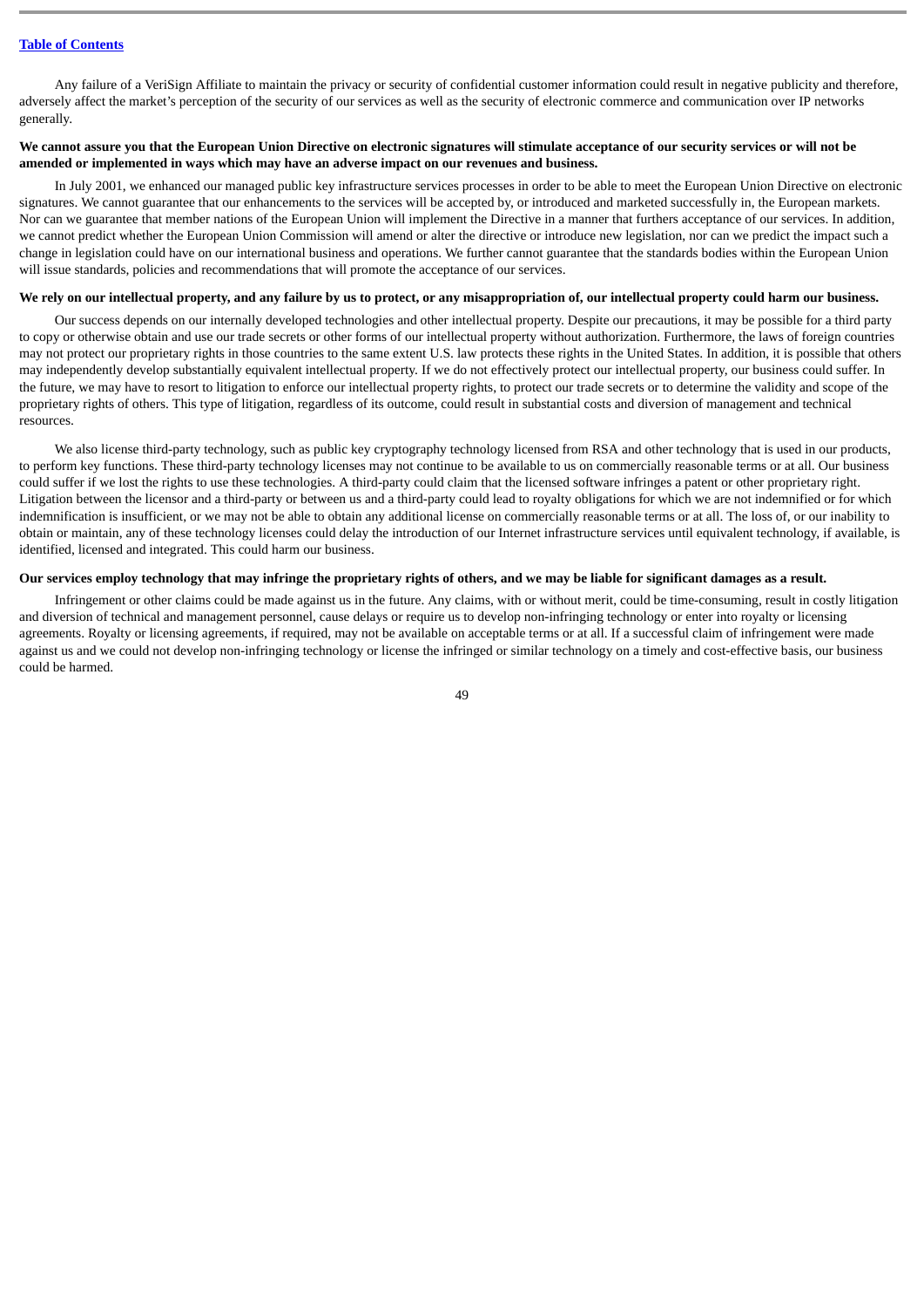Any failure of a VeriSign Affiliate to maintain the privacy or security of confidential customer information could result in negative publicity and therefore, adversely affect the market's perception of the security of our services as well as the security of electronic commerce and communication over IP networks generally.

**We cannot assure you that the European Union Directive on electronic signatures will stimulate acceptance of our security services or will not be amended or implemented in ways which may have an adverse impact on our revenues and business.**

In July 2001, we enhanced our managed public key infrastructure services processes in order to be able to meet the European Union Directive on electronic signatures. We cannot guarantee that our enhancements to the services will be accepted by, or introduced and marketed successfully in, the European markets. Nor can we guarantee that member nations of the European Union will implement the Directive in a manner that furthers acceptance of our services. In addition, we cannot predict whether the European Union Commission will amend or alter the directive or introduce new legislation, nor can we predict the impact such a change in legislation could have on our international business and operations. We further cannot guarantee that the standards bodies within the European Union will issue standards, policies and recommendations that will promote the acceptance of our services.

**We rely on our intellectual property, and any failure by us to protect, or any misappropriation of, our intellectual property could harm our business.**

Our success depends on our internally developed technologies and other intellectual property. Despite our precautions, it may be possible for a third party to copy or otherwise obtain and use our trade secrets or other forms of our intellectual property without authorization. Furthermore, the laws of foreign countries may not protect our proprietary rights in those countries to the same extent U.S. law protects these rights in the United States. In addition, it is possible that others may independently develop substantially equivalent intellectual property. If we do not effectively protect our intellectual property, our business could suffer. In the future, we may have to resort to litigation to enforce our intellectual property rights, to protect our trade secrets or to determine the validity and scope of the proprietary rights of others. This type of litigation, regardless of its outcome, could result in substantial costs and diversion of management and technical resources.

We also license third-party technology, such as public key cryptography technology licensed from RSA and other technology that is used in our products, to perform key functions. These third-party technology licenses may not continue to be available to us on commercially reasonable terms or at all. Our business could suffer if we lost the rights to use these technologies. A third-party could claim that the licensed software infringes a patent or other proprietary right. Litigation between the licensor and a third-party or between us and a third-party could lead to royalty obligations for which we are not indemnified or for which indemnification is insufficient, or we may not be able to obtain any additional license on commercially reasonable terms or at all. The loss of, or our inability to obtain or maintain, any of these technology licenses could delay the introduction of our Internet infrastructure services until equivalent technology, if available, is identified, licensed and integrated. This could harm our business.

**Our services employ technology that may infringe the proprietary rights of others, and we may be liable for significant damages as a result.**

Infringement or other claims could be made against us in the future. Any claims, with or without merit, could be time-consuming, result in costly litigation and diversion of technical and management personnel, cause delays or require us to develop non-infringing technology or enter into royalty or licensing agreements. Royalty or licensing agreements, if required, may not be available on acceptable terms or at all. If a successful claim of infringement were made against us and we could not develop non-infringing technology or license the infringed or similar technology on a timely and cost-effective basis, our business could be harmed.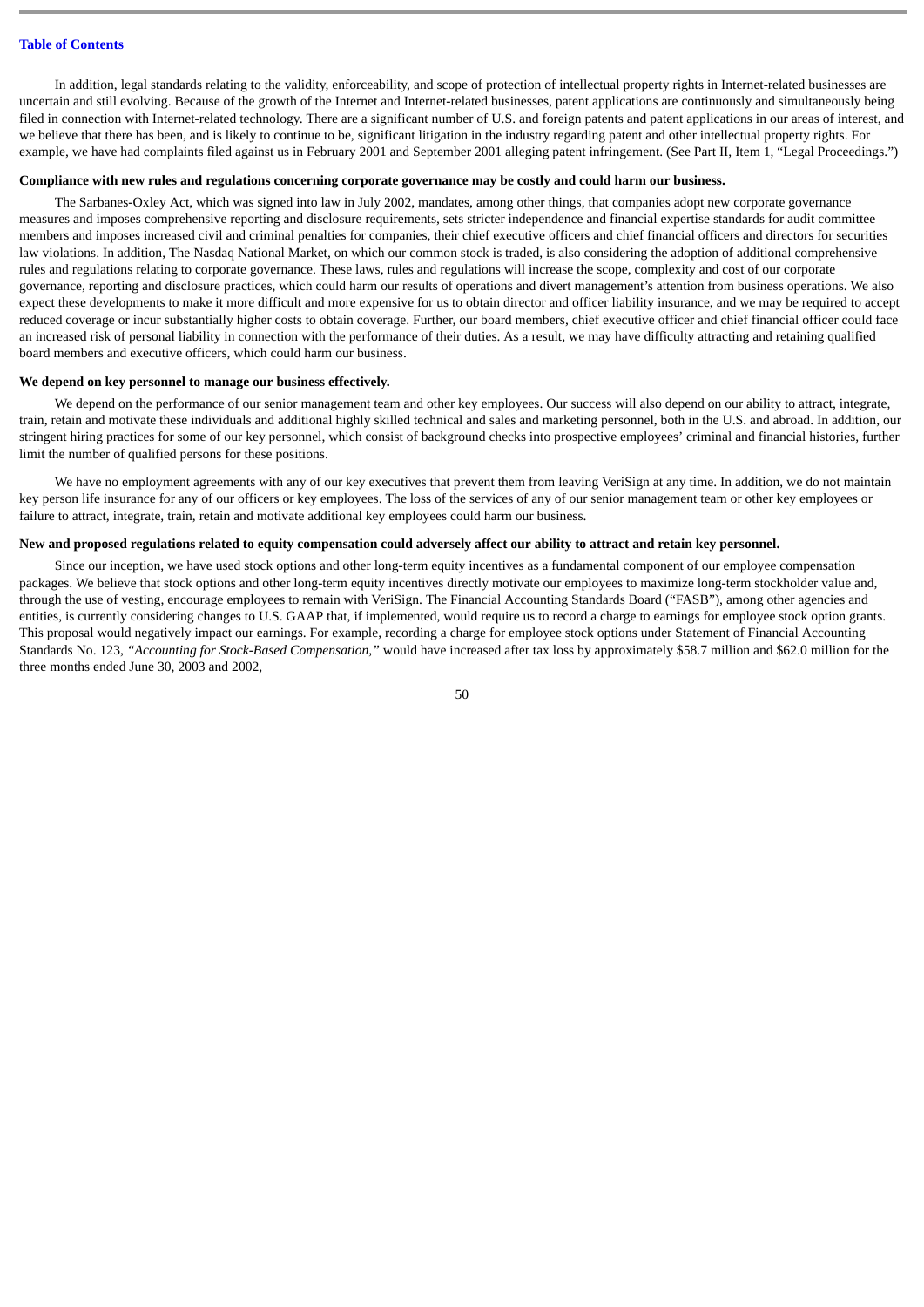In addition, legal standards relating to the validity, enforceability, and scope of protection of intellectual property rights in Internet-related businesses are uncertain and still evolving. Because of the growth of the Internet and Internet-related businesses, patent applications are continuously and simultaneously being filed in connection with Internet-related technology. There are a significant number of U.S. and foreign patents and patent applications in our areas of interest, and we believe that there has been, and is likely to continue to be, significant litigation in the industry regarding patent and other intellectual property rights. For example, we have had complaints filed against us in February 2001 and September 2001 alleging patent infringement. (See Part II, Item 1, "Legal Proceedings.")

**Compliance with new rules and regulations concerning corporate governance may be costly and could harm our business.**

The Sarbanes-Oxley Act, which was signed into law in July 2002, mandates, among other things, that companies adopt new corporate governance measures and imposes comprehensive reporting and disclosure requirements, sets stricter independence and financial expertise standards for audit committee members and imposes increased civil and criminal penalties for companies, their chief executive officers and chief financial officers and directors for securities law violations. In addition, The Nasdaq National Market, on which our common stock is traded, is also considering the adoption of additional comprehensive rules and regulations relating to corporate governance. These laws, rules and regulations will increase the scope, complexity and cost of our corporate governance, reporting and disclosure practices, which could harm our results of operations and divert management's attention from business operations. We also expect these developments to make it more difficult and more expensive for us to obtain director and officer liability insurance, and we may be required to accept reduced coverage or incur substantially higher costs to obtain coverage. Further, our board members, chief executive officer and chief financial officer could face an increased risk of personal liability in connection with the performance of their duties. As a result, we may have difficulty attracting and retaining qualified board members and executive officers, which could harm our business.

**We depend on key personnel to manage our business effectively.**

We depend on the performance of our senior management team and other key employees. Our success will also depend on our ability to attract, integrate, train, retain and motivate these individuals and additional highly skilled technical and sales and marketing personnel, both in the U.S. and abroad. In addition, our stringent hiring practices for some of our key personnel, which consist of background checks into prospective employees' criminal and financial histories, further limit the number of qualified persons for these positions.

We have no employment agreements with any of our key executives that prevent them from leaving VeriSign at any time. In addition, we do not maintain key person life insurance for any of our officers or key employees. The loss of the services of any of our senior management team or other key employees or failure to attract, integrate, train, retain and motivate additional key employees could harm our business.

**New and proposed regulations related to equity compensation could adversely affect our ability to attract and retain key personnel.**

Since our inception, we have used stock options and other long-term equity incentives as a fundamental component of our employee compensation packages. We believe that stock options and other long-term equity incentives directly motivate our employees to maximize long-term stockholder value and, through the use of vesting, encourage employees to remain with VeriSign. The Financial Accounting Standards Board ("FASB"), among other agencies and entities, is currently considering changes to U.S. GAAP that, if implemented, would require us to record a charge to earnings for employee stock option grants. This proposal would negatively impact our earnings. For example, recording a charge for employee stock options under Statement of Financial Accounting Standards No. 123, *"Accounting for Stock-Based Compensation,"* would have increased after tax loss by approximately $58.7 million and $62.0 million for the three months ended June 30, 2003 and 2002,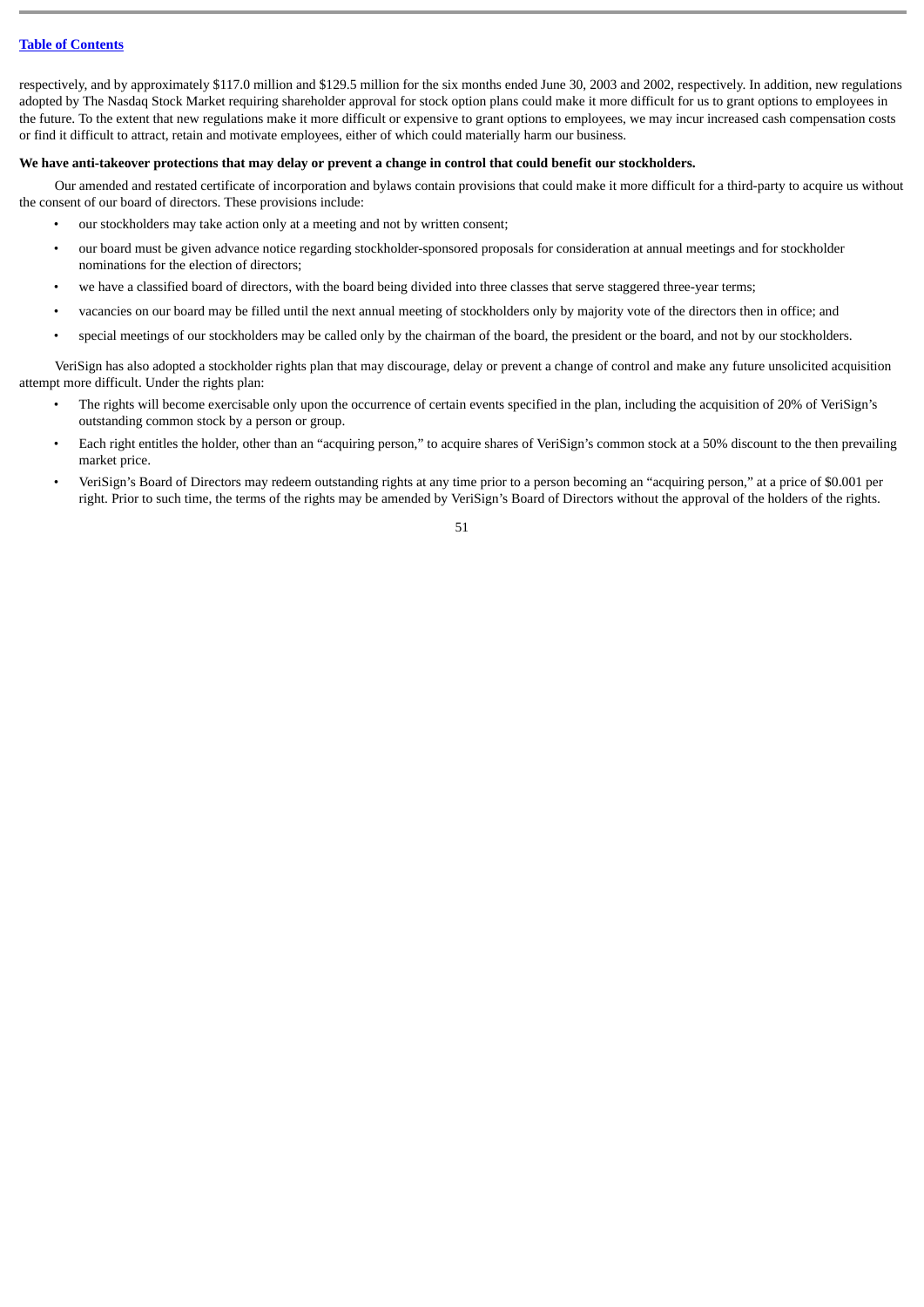respectively, and by approximately $117.0 million and $129.5 million for the six months ended June 30, 2003 and 2002, respectively. In addition, new regulations adopted by The Nasdaq Stock Market requiring shareholder approval for stock option plans could make it more difficult for us to grant options to employees in the future. To the extent that new regulations make it more difficult or expensive to grant options to employees, we may incur increased cash compensation costs or find it difficult to attract, retain and motivate employees, either of which could materially harm our business.

**We have anti-takeover protections that may delay or prevent a change in control that could benefit our stockholders.**

Our amended and restated certificate of incorporation and bylaws contain provisions that could make it more difficult for a third-party to acquire us without the consent of our board of directors. These provisions include:

- our stockholders may take action only at a meeting and not by written consent;
- our board must be given advance notice regarding stockholder-sponsored proposals for consideration at annual meetings and for stockholder nominations for the election of directors;
- we have a classified board of directors, with the board being divided into three classes that serve staggered three-year terms;
- vacancies on our board may be filled until the next annual meeting of stockholders only by majority vote of the directors then in office; and
- special meetings of our stockholders may be called only by the chairman of the board, the president or the board, and not by our stockholders.

VeriSign has also adopted a stockholder rights plan that may discourage, delay or prevent a change of control and make any future unsolicited acquisition attempt more difficult. Under the rights plan:

- The rights will become exercisable only upon the occurrence of certain events specified in the plan, including the acquisition of 20% of VeriSign's outstanding common stock by a person or group.
- Each right entitles the holder, other than an "acquiring person," to acquire shares of VeriSign's common stock at a 50% discount to the then prevailing market price.
- VeriSign's Board of Directors may redeem outstanding rights at any time prior to a person becoming an "acquiring person," at a price of $0.001 per right. Prior to such time, the terms of the rights may be amended by VeriSign's Board of Directors without the approval of the holders of the rights.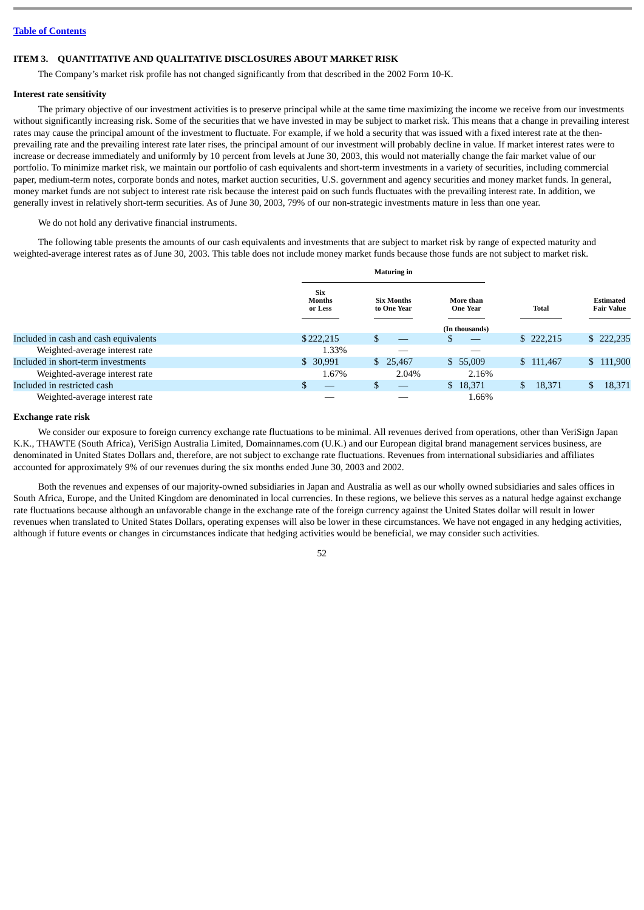[Table of Contents](#)

## ITEM 3. QUANTITATIVE AND QUALITATIVE DISCLOSURES ABOUT MARKET RISK

The Company's market risk profile has not changed significantly from that described in the 2002 Form 10-K.

### Interest rate sensitivity

The primary objective of our investment activities is to preserve principal while at the same time maximizing the income we receive from our investments without significantly increasing risk. Some of the securities that we have invested in may be subject to market risk. This means that a change in prevailing interest rates may cause the principal amount of the investment to fluctuate. For example, if we hold a security that was issued with a fixed interest rate at the then-prevailing rate and the prevailing interest rate later rises, the principal amount of our investment will probably decline in value. If market interest rates were to increase or decrease immediately and uniformly by 10 percent from levels at June 30, 2003, this would not materially change the fair market value of our portfolio. To minimize market risk, we maintain our portfolio of cash equivalents and short-term investments in a variety of securities, including commercial paper, medium-term notes, corporate bonds and notes, market auction securities, U.S. government and agency securities and money market funds. In general, money market funds are not subject to interest rate risk because the interest paid on such funds fluctuates with the prevailing interest rate. In addition, we generally invest in relatively short-term securities. As of June 30, 2003, 79% of our non-strategic investments mature in less than one year.

We do not hold any derivative financial instruments.

The following table presents the amounts of our cash equivalents and investments that are subject to market risk by range of expected maturity and weighted-average interest rates as of June 30, 2003. This table does not include money market funds because those funds are not subject to market risk.

| | Maturing in | | | | |
|---|---|---|---|---|---|
| | Six Months or Less | Six Months to One Year | More than One Year | Total | Estimated Fair Value |
| | | | (In thousands) | | |
| Included in cash and cash equivalents | $222,215 | $ — | $ — | $ 222,215 | $ 222,235 |
| Weighted-average interest rate | 1.33% | — | — | | |
| Included in short-term investments | $ 30,991 | $ 25,467 | $ 55,009 | $ 111,467 | $ 111,900 |
| Weighted-average interest rate | 1.67% | 2.04% | 2.16% | | |
| Included in restricted cash | $ — | $ — | $ 18,371 | $ 18,371 | $ 18,371 |
| Weighted-average interest rate | — | — | 1.66% | | |

### Exchange rate risk

We consider our exposure to foreign currency exchange rate fluctuations to be minimal. All revenues derived from operations, other than VeriSign Japan K.K., THAWTE (South Africa), VeriSign Australia Limited, Domainnames.com (U.K.) and our European digital brand management services business, are denominated in United States Dollars and, therefore, are not subject to exchange rate fluctuations. Revenues from international subsidiaries and affiliates accounted for approximately 9% of our revenues during the six months ended June 30, 2003 and 2002.

Both the revenues and expenses of our majority-owned subsidiaries in Japan and Australia as well as our wholly owned subsidiaries and sales offices in South Africa, Europe, and the United Kingdom are denominated in local currencies. In these regions, we believe this serves as a natural hedge against exchange rate fluctuations because although an unfavorable change in the exchange rate of the foreign currency against the United States dollar will result in lower revenues when translated to United States Dollars, operating expenses will also be lower in these circumstances. We have not engaged in any hedging activities, although if future events or changes in circumstances indicate that hedging activities would be beneficial, we may consider such activities.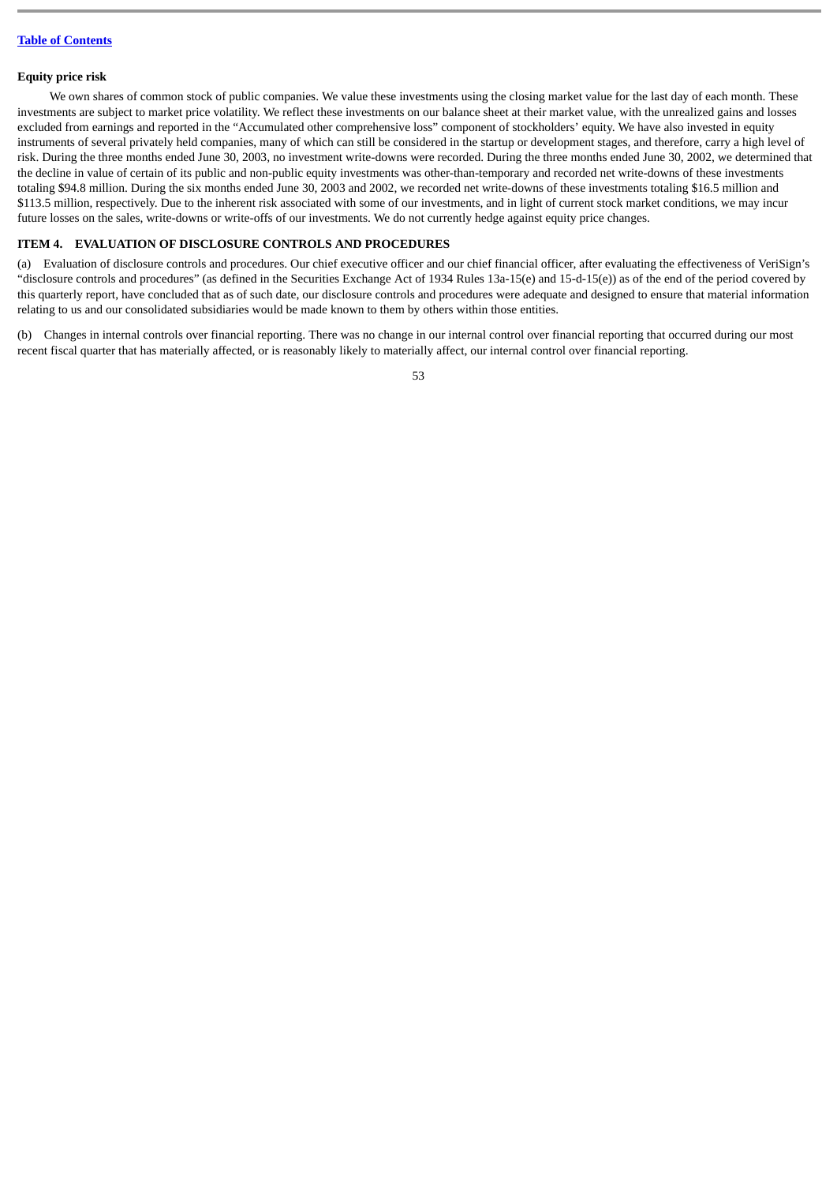**Equity price risk**

We own shares of common stock of public companies. We value these investments using the closing market value for the last day of each month. These investments are subject to market price volatility. We reflect these investments on our balance sheet at their market value, with the unrealized gains and losses excluded from earnings and reported in the "Accumulated other comprehensive loss" component of stockholders' equity. We have also invested in equity instruments of several privately held companies, many of which can still be considered in the startup or development stages, and therefore, carry a high level of risk. During the three months ended June 30, 2003, no investment write-downs were recorded. During the three months ended June 30, 2002, we determined that the decline in value of certain of its public and non-public equity investments was other-than-temporary and recorded net write-downs of these investments totaling $94.8 million. During the six months ended June 30, 2003 and 2002, we recorded net write-downs of these investments totaling $16.5 million and $113.5 million, respectively. Due to the inherent risk associated with some of our investments, and in light of current stock market conditions, we may incur future losses on the sales, write-downs or write-offs of our investments. We do not currently hedge against equity price changes.

## ITEM 4. EVALUATION OF DISCLOSURE CONTROLS AND PROCEDURES

(a) Evaluation of disclosure controls and procedures. Our chief executive officer and our chief financial officer, after evaluating the effectiveness of VeriSign's "disclosure controls and procedures" (as defined in the Securities Exchange Act of 1934 Rules 13a-15(e) and 15-d-15(e)) as of the end of the period covered by this quarterly report, have concluded that as of such date, our disclosure controls and procedures were adequate and designed to ensure that material information relating to us and our consolidated subsidiaries would be made known to them by others within those entities.

(b) Changes in internal controls over financial reporting. There was no change in our internal control over financial reporting that occurred during our most recent fiscal quarter that has materially affected, or is reasonably likely to materially affect, our internal control over financial reporting.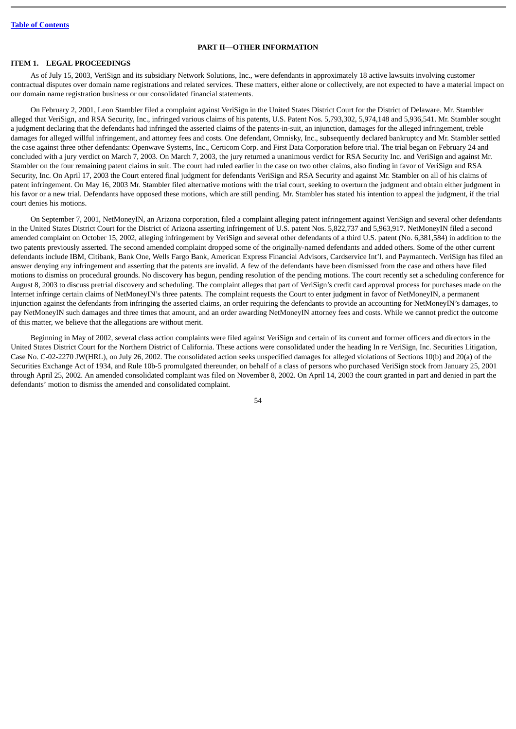## PART II—OTHER INFORMATION

### ITEM 1. LEGAL PROCEEDINGS

As of July 15, 2003, VeriSign and its subsidiary Network Solutions, Inc., were defendants in approximately 18 active lawsuits involving customer contractual disputes over domain name registrations and related services. These matters, either alone or collectively, are not expected to have a material impact on our domain name registration business or our consolidated financial statements.

On February 2, 2001, Leon Stambler filed a complaint against VeriSign in the United States District Court for the District of Delaware. Mr. Stambler alleged that VeriSign, and RSA Security, Inc., infringed various claims of his patents, U.S. Patent Nos. 5,793,302, 5,974,148 and 5,936,541. Mr. Stambler sought a judgment declaring that the defendants had infringed the asserted claims of the patents-in-suit, an injunction, damages for the alleged infringement, treble damages for alleged willful infringement, and attorney fees and costs. One defendant, Omnisky, Inc., subsequently declared bankruptcy and Mr. Stambler settled the case against three other defendants: Openwave Systems, Inc., Certicom Corp. and First Data Corporation before trial. The trial began on February 24 and concluded with a jury verdict on March 7, 2003. On March 7, 2003, the jury returned a unanimous verdict for RSA Security Inc. and VeriSign and against Mr. Stambler on the four remaining patent claims in suit. The court had ruled earlier in the case on two other claims, also finding in favor of VeriSign and RSA Security, Inc. On April 17, 2003 the Court entered final judgment for defendants VeriSign and RSA Security and against Mr. Stambler on all of his claims of patent infringement. On May 16, 2003 Mr. Stambler filed alternative motions with the trial court, seeking to overturn the judgment and obtain either judgment in his favor or a new trial. Defendants have opposed these motions, which are still pending. Mr. Stambler has stated his intention to appeal the judgment, if the trial court denies his motions.

On September 7, 2001, NetMoneyIN, an Arizona corporation, filed a complaint alleging patent infringement against VeriSign and several other defendants in the United States District Court for the District of Arizona asserting infringement of U.S. patent Nos. 5,822,737 and 5,963,917. NetMoneyIN filed a second amended complaint on October 15, 2002, alleging infringement by VeriSign and several other defendants of a third U.S. patent (No. 6,381,584) in addition to the two patents previously asserted. The second amended complaint dropped some of the originally-named defendants and added others. Some of the other current defendants include IBM, Citibank, Bank One, Wells Fargo Bank, American Express Financial Advisors, Cardservice Int'l. and Paymantech. VeriSign has filed an answer denying any infringement and asserting that the patents are invalid. A few of the defendants have been dismissed from the case and others have filed motions to dismiss on procedural grounds. No discovery has begun, pending resolution of the pending motions. The court recently set a scheduling conference for August 8, 2003 to discuss pretrial discovery and scheduling. The complaint alleges that part of VeriSign's credit card approval process for purchases made on the Internet infringe certain claims of NetMoneyIN's three patents. The complaint requests the Court to enter judgment in favor of NetMoneyIN, a permanent injunction against the defendants from infringing the asserted claims, an order requiring the defendants to provide an accounting for NetMoneyIN's damages, to pay NetMoneyIN such damages and three times that amount, and an order awarding NetMoneyIN attorney fees and costs. While we cannot predict the outcome of this matter, we believe that the allegations are without merit.

Beginning in May of 2002, several class action complaints were filed against VeriSign and certain of its current and former officers and directors in the United States District Court for the Northern District of California. These actions were consolidated under the heading In re VeriSign, Inc. Securities Litigation, Case No. C-02-2270 JW(HRL), on July 26, 2002. The consolidated action seeks unspecified damages for alleged violations of Sections 10(b) and 20(a) of the Securities Exchange Act of 1934, and Rule 10b-5 promulgated thereunder, on behalf of a class of persons who purchased VeriSign stock from January 25, 2001 through April 25, 2002. An amended consolidated complaint was filed on November 8, 2002. On April 14, 2003 the court granted in part and denied in part the defendants' motion to dismiss the amended and consolidated complaint.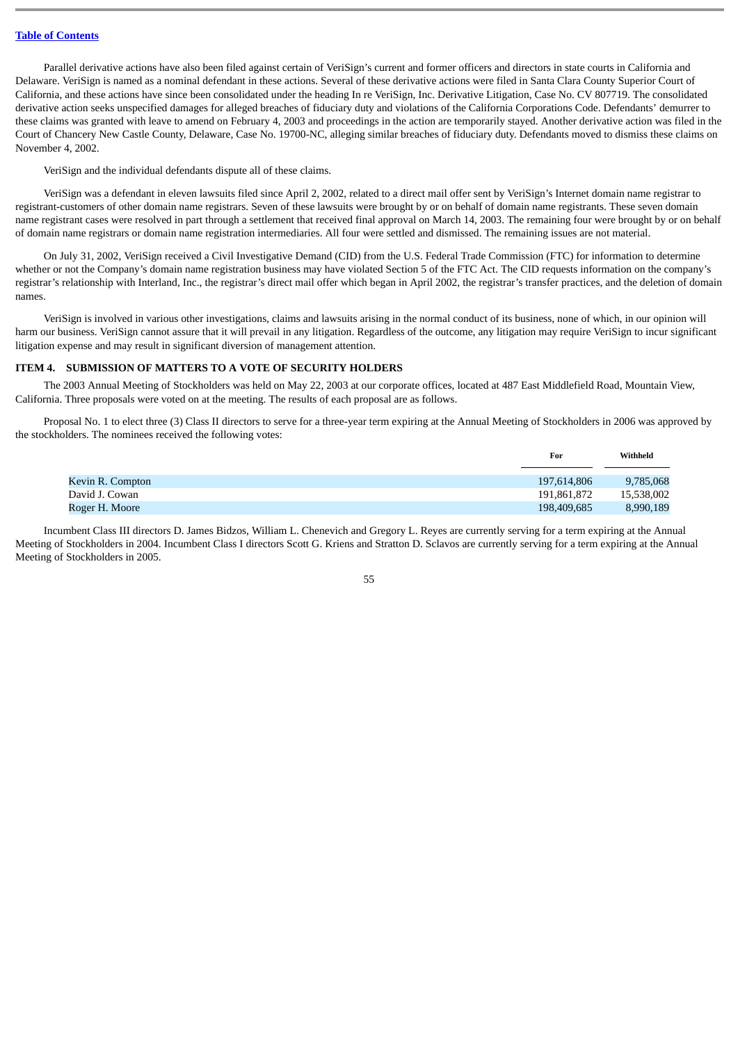[Table of Contents](#)

Parallel derivative actions have also been filed against certain of VeriSign's current and former officers and directors in state courts in California and Delaware. VeriSign is named as a nominal defendant in these actions. Several of these derivative actions were filed in Santa Clara County Superior Court of California, and these actions have since been consolidated under the heading In re VeriSign, Inc. Derivative Litigation, Case No. CV 807719. The consolidated derivative action seeks unspecified damages for alleged breaches of fiduciary duty and violations of the California Corporations Code. Defendants' demurrer to these claims was granted with leave to amend on February 4, 2003 and proceedings in the action are temporarily stayed. Another derivative action was filed in the Court of Chancery New Castle County, Delaware, Case No. 19700-NC, alleging similar breaches of fiduciary duty. Defendants moved to dismiss these claims on November 4, 2002.

VeriSign and the individual defendants dispute all of these claims.

VeriSign was a defendant in eleven lawsuits filed since April 2, 2002, related to a direct mail offer sent by VeriSign's Internet domain name registrar to registrant-customers of other domain name registrars. Seven of these lawsuits were brought by or on behalf of domain name registrants. These seven domain name registrant cases were resolved in part through a settlement that received final approval on March 14, 2003. The remaining four were brought by or on behalf of domain name registrars or domain name registration intermediaries. All four were settled and dismissed. The remaining issues are not material.

On July 31, 2002, VeriSign received a Civil Investigative Demand (CID) from the U.S. Federal Trade Commission (FTC) for information to determine whether or not the Company's domain name registration business may have violated Section 5 of the FTC Act. The CID requests information on the company's registrar's relationship with Interland, Inc., the registrar's direct mail offer which began in April 2002, the registrar's transfer practices, and the deletion of domain names.

VeriSign is involved in various other investigations, claims and lawsuits arising in the normal conduct of its business, none of which, in our opinion will harm our business. VeriSign cannot assure that it will prevail in any litigation. Regardless of the outcome, any litigation may require VeriSign to incur significant litigation expense and may result in significant diversion of management attention.

## ITEM 4. SUBMISSION OF MATTERS TO A VOTE OF SECURITY HOLDERS

The 2003 Annual Meeting of Stockholders was held on May 22, 2003 at our corporate offices, located at 487 East Middlefield Road, Mountain View, California. Three proposals were voted on at the meeting. The results of each proposal are as follows.

Proposal No. 1 to elect three (3) Class II directors to serve for a three-year term expiring at the Annual Meeting of Stockholders in 2006 was approved by the stockholders. The nominees received the following votes:

| | For | Withheld |
|---|---|---|
| Kevin R. Compton | 197,614,806 | 9,785,068 |
| David J. Cowan | 191,861,872 | 15,538,002 |
| Roger H. Moore | 198,409,685 | 8,990,189 |

Incumbent Class III directors D. James Bidzos, William L. Chenevich and Gregory L. Reyes are currently serving for a term expiring at the Annual Meeting of Stockholders in 2004. Incumbent Class I directors Scott G. Kriens and Stratton D. Sclavos are currently serving for a term expiring at the Annual Meeting of Stockholders in 2005.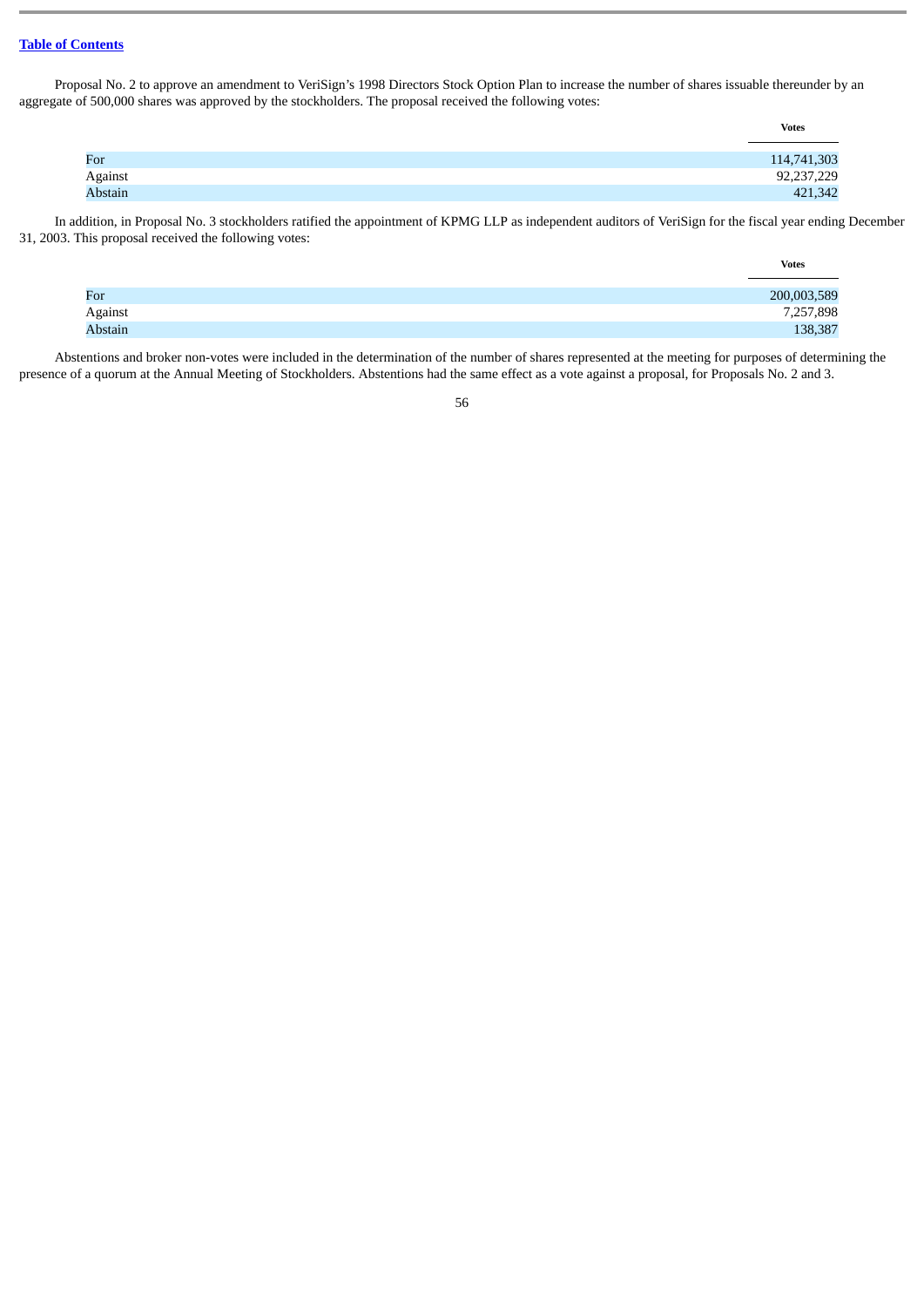Proposal No. 2 to approve an amendment to VeriSign's 1998 Directors Stock Option Plan to increase the number of shares issuable thereunder by an aggregate of 500,000 shares was approved by the stockholders. The proposal received the following votes:

| | Votes |
|---|---|
| For | 114,741,303 |
| Against | 92,237,229 |
| Abstain | 421,342 |

In addition, in Proposal No. 3 stockholders ratified the appointment of KPMG LLP as independent auditors of VeriSign for the fiscal year ending December 31, 2003. This proposal received the following votes:

| | Votes |
|---|---|
| For | 200,003,589 |
| Against | 7,257,898 |
| Abstain | 138,387 |

Abstentions and broker non-votes were included in the determination of the number of shares represented at the meeting for purposes of determining the presence of a quorum at the Annual Meeting of Stockholders. Abstentions had the same effect as a vote against a proposal, for Proposals No. 2 and 3.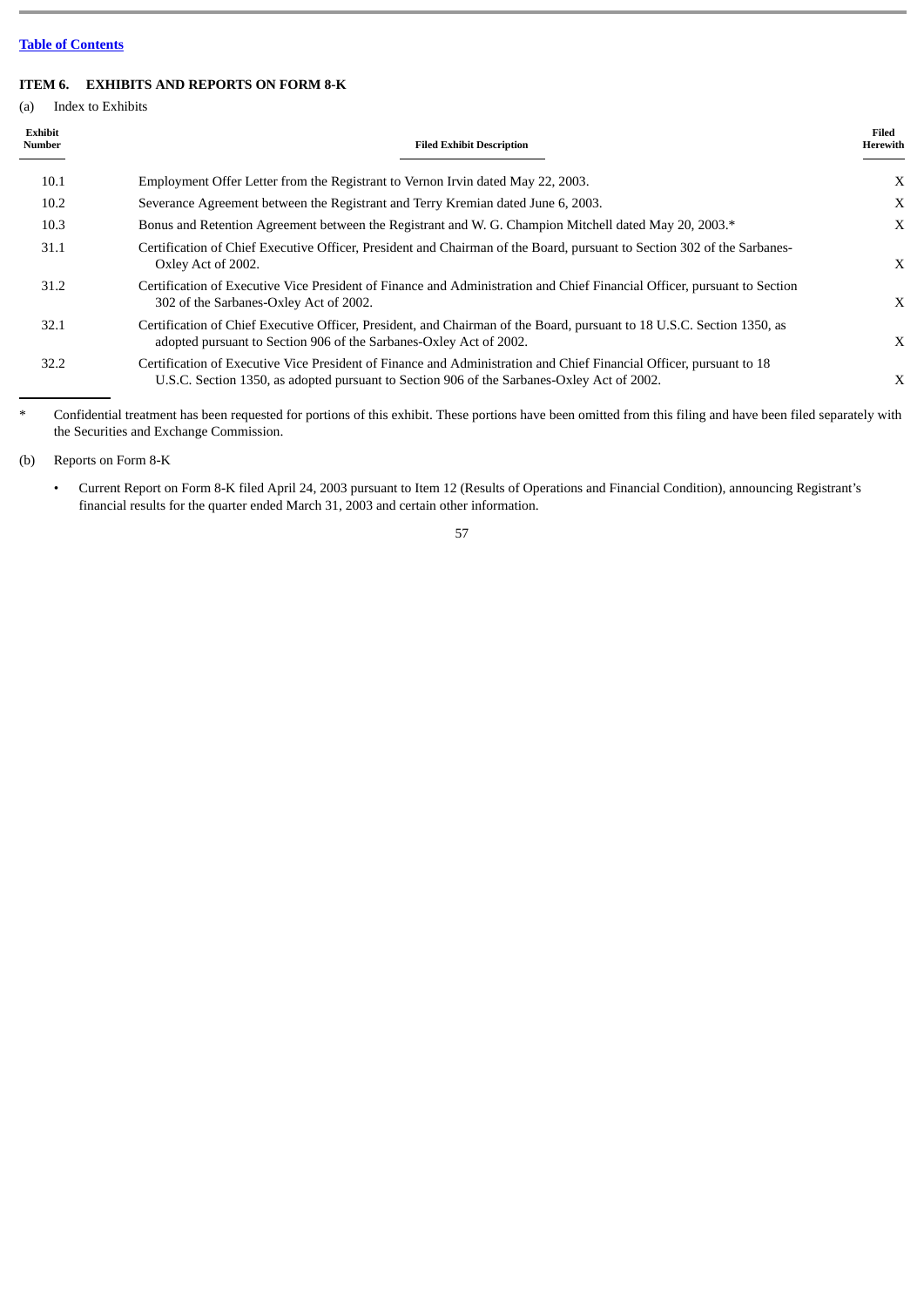[Table of Contents](#)

## ITEM 6. EXHIBITS AND REPORTS ON FORM 8-K

(a) Index to Exhibits

| Exhibit Number | Filed Exhibit Description | Filed Herewith |
|---|---|---|
| 10.1 | Employment Offer Letter from the Registrant to Vernon Irvin dated May 22, 2003. | X |
| 10.2 | Severance Agreement between the Registrant and Terry Kremian dated June 6, 2003. | X |
| 10.3 | Bonus and Retention Agreement between the Registrant and W. G. Champion Mitchell dated May 20, 2003.* | X |
| 31.1 | Certification of Chief Executive Officer, President and Chairman of the Board, pursuant to Section 302 of the Sarbanes-Oxley Act of 2002. | X |
| 31.2 | Certification of Executive Vice President of Finance and Administration and Chief Financial Officer, pursuant to Section 302 of the Sarbanes-Oxley Act of 2002. | X |
| 32.1 | Certification of Chief Executive Officer, President, and Chairman of the Board, pursuant to 18 U.S.C. Section 1350, as adopted pursuant to Section 906 of the Sarbanes-Oxley Act of 2002. | X |
| 32.2 | Certification of Executive Vice President of Finance and Administration and Chief Financial Officer, pursuant to 18 U.S.C. Section 1350, as adopted pursuant to Section 906 of the Sarbanes-Oxley Act of 2002. | X |

\* Confidential treatment has been requested for portions of this exhibit. These portions have been omitted from this filing and have been filed separately with the Securities and Exchange Commission.

(b) Reports on Form 8-K

- Current Report on Form 8-K filed April 24, 2003 pursuant to Item 12 (Results of Operations and Financial Condition), announcing Registrant's financial results for the quarter ended March 31, 2003 and certain other information.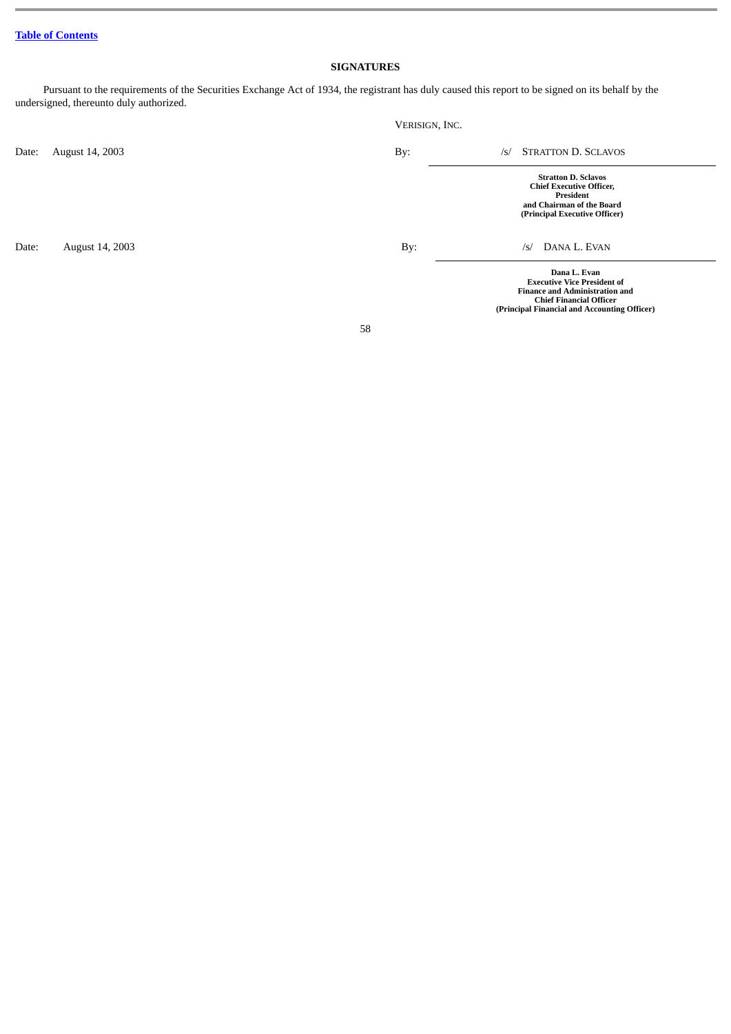[Table of Contents](#)

## SIGNATURES

Pursuant to the requirements of the Securities Exchange Act of 1934, the registrant has duly caused this report to be signed on its behalf by the undersigned, thereunto duly authorized.

VERISIGN, INC.

| | | | |
|---|---|---|---|
| Date: | August 14, 2003 | By: | /s/ STRATTON D. SCLAVOS |
| | | | **Stratton D. Sclavos**<br>**Chief Executive Officer,**<br>**President**<br>**and Chairman of the Board**<br>**(Principal Executive Officer)** |
| Date: | August 14, 2003 | By: | /s/ DANA L. EVAN |
| | | | **Dana L. Evan**<br>**Executive Vice President of**<br>**Finance and Administration and**<br>**Chief Financial Officer**<br>**(Principal Financial and Accounting Officer)** |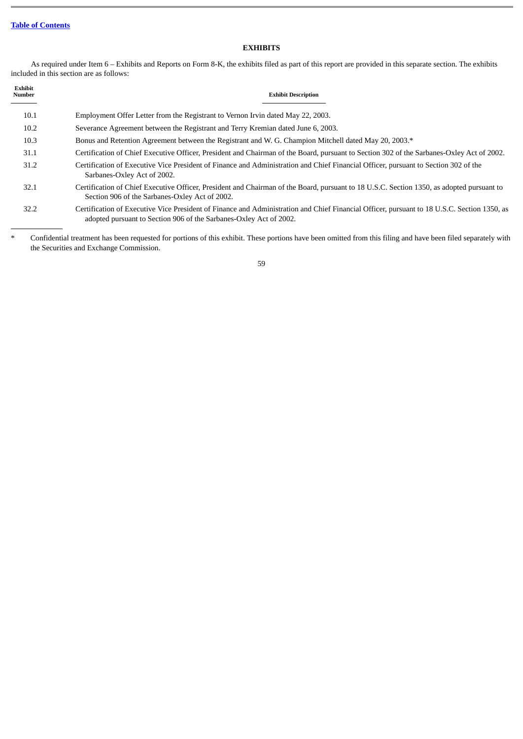[Table of Contents](#)

## EXHIBITS

As required under Item 6 – Exhibits and Reports on Form 8-K, the exhibits filed as part of this report are provided in this separate section. The exhibits included in this section are as follows:

| Exhibit Number | Exhibit Description |
|---|---|
| 10.1 | Employment Offer Letter from the Registrant to Vernon Irvin dated May 22, 2003. |
| 10.2 | Severance Agreement between the Registrant and Terry Kremian dated June 6, 2003. |
| 10.3 | Bonus and Retention Agreement between the Registrant and W. G. Champion Mitchell dated May 20, 2003.* |
| 31.1 | Certification of Chief Executive Officer, President and Chairman of the Board, pursuant to Section 302 of the Sarbanes-Oxley Act of 2002. |
| 31.2 | Certification of Executive Vice President of Finance and Administration and Chief Financial Officer, pursuant to Section 302 of the Sarbanes-Oxley Act of 2002. |
| 32.1 | Certification of Chief Executive Officer, President and Chairman of the Board, pursuant to 18 U.S.C. Section 1350, as adopted pursuant to Section 906 of the Sarbanes-Oxley Act of 2002. |
| 32.2 | Certification of Executive Vice President of Finance and Administration and Chief Financial Officer, pursuant to 18 U.S.C. Section 1350, as adopted pursuant to Section 906 of the Sarbanes-Oxley Act of 2002. |

\* Confidential treatment has been requested for portions of this exhibit. These portions have been omitted from this filing and have been filed separately with the Securities and Exchange Commission.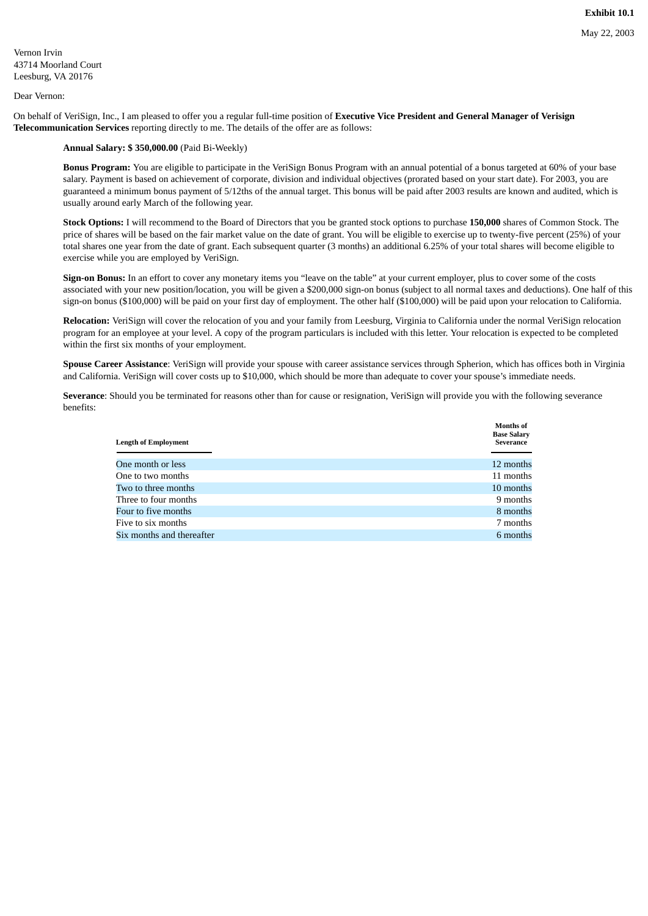**Exhibit 10.1**

May 22, 2003

Vernon Irvin
43714 Moorland Court
Leesburg, VA 20176

Dear Vernon:

On behalf of VeriSign, Inc., I am pleased to offer you a regular full-time position of **Executive Vice President and General Manager of Verisign Telecommunication Services** reporting directly to me. The details of the offer are as follows:

**Annual Salary: $ 350,000.00** (Paid Bi-Weekly)

**Bonus Program:** You are eligible to participate in the VeriSign Bonus Program with an annual potential of a bonus targeted at 60% of your base salary. Payment is based on achievement of corporate, division and individual objectives (prorated based on your start date). For 2003, you are guaranteed a minimum bonus payment of 5/12ths of the annual target. This bonus will be paid after 2003 results are known and audited, which is usually around early March of the following year.

**Stock Options:** I will recommend to the Board of Directors that you be granted stock options to purchase **150,000** shares of Common Stock. The price of shares will be based on the fair market value on the date of grant. You will be eligible to exercise up to twenty-five percent (25%) of your total shares one year from the date of grant. Each subsequent quarter (3 months) an additional 6.25% of your total shares will become eligible to exercise while you are employed by VeriSign.

**Sign-on Bonus:** In an effort to cover any monetary items you "leave on the table" at your current employer, plus to cover some of the costs associated with your new position/location, you will be given a $200,000 sign-on bonus (subject to all normal taxes and deductions). One half of this sign-on bonus ($100,000) will be paid on your first day of employment. The other half ($100,000) will be paid upon your relocation to California.

**Relocation:** VeriSign will cover the relocation of you and your family from Leesburg, Virginia to California under the normal VeriSign relocation program for an employee at your level. A copy of the program particulars is included with this letter. Your relocation is expected to be completed within the first six months of your employment.

**Spouse Career Assistance**: VeriSign will provide your spouse with career assistance services through Spherion, which has offices both in Virginia and California. VeriSign will cover costs up to $10,000, which should be more than adequate to cover your spouse's immediate needs.

**Severance**: Should you be terminated for reasons other than for cause or resignation, VeriSign will provide you with the following severance benefits:

| Length of Employment | Months of Base Salary Severance |
|---|---|
| One month or less | 12 months |
| One to two months | 11 months |
| Two to three months | 10 months |
| Three to four months | 9 months |
| Four to five months | 8 months |
| Five to six months | 7 months |
| Six months and thereafter | 6 months |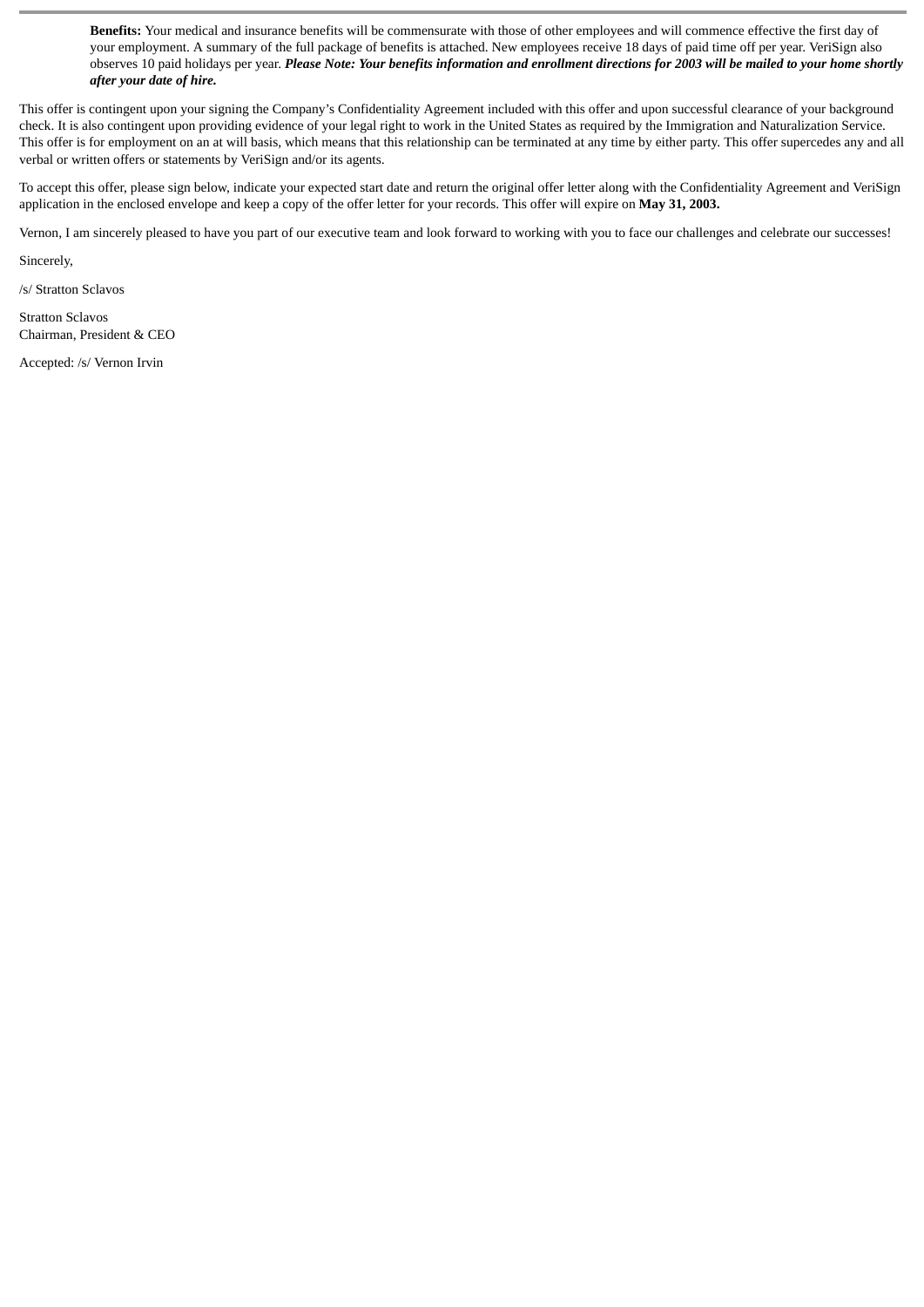**Benefits:** Your medical and insurance benefits will be commensurate with those of other employees and will commence effective the first day of your employment. A summary of the full package of benefits is attached. New employees receive 18 days of paid time off per year. VeriSign also observes 10 paid holidays per year. ***Please Note: Your benefits information and enrollment directions for 2003 will be mailed to your home shortly after your date of hire.***

This offer is contingent upon your signing the Company's Confidentiality Agreement included with this offer and upon successful clearance of your background check. It is also contingent upon providing evidence of your legal right to work in the United States as required by the Immigration and Naturalization Service. This offer is for employment on an at will basis, which means that this relationship can be terminated at any time by either party. This offer supercedes any and all verbal or written offers or statements by VeriSign and/or its agents.

To accept this offer, please sign below, indicate your expected start date and return the original offer letter along with the Confidentiality Agreement and VeriSign application in the enclosed envelope and keep a copy of the offer letter for your records. This offer will expire on **May 31, 2003.**

Vernon, I am sincerely pleased to have you part of our executive team and look forward to working with you to face our challenges and celebrate our successes!

Sincerely,

/s/ Stratton Sclavos

Stratton Sclavos
Chairman, President & CEO

Accepted: /s/ Vernon Irvin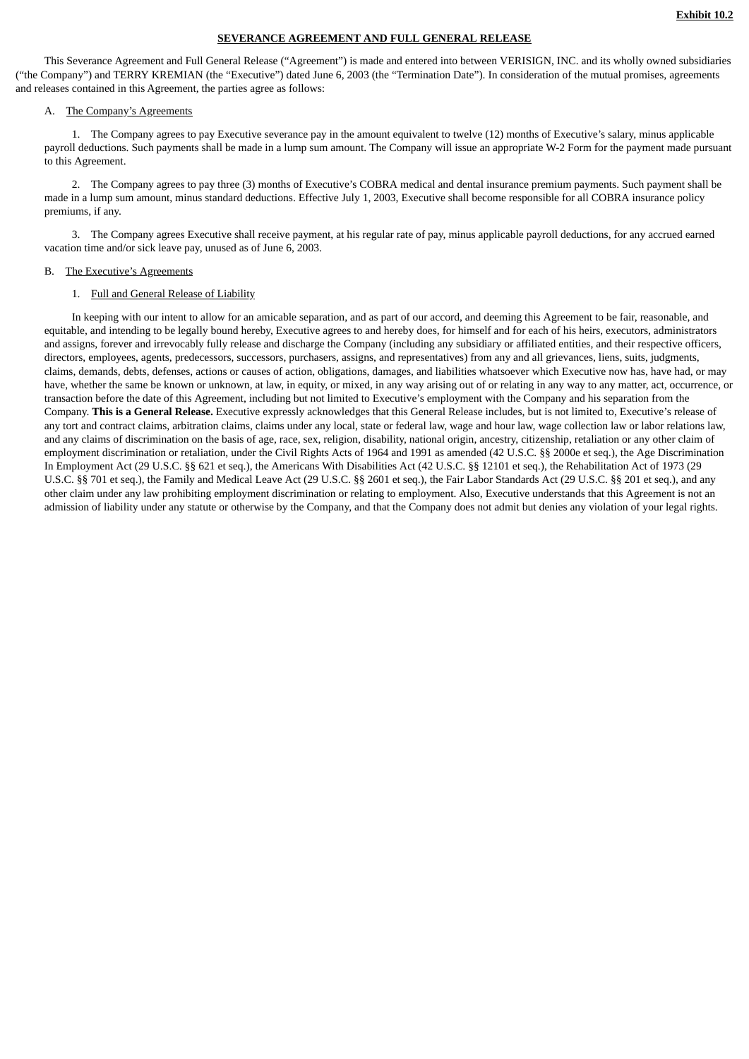**Exhibit 10.2**

**SEVERANCE AGREEMENT AND FULL GENERAL RELEASE**

This Severance Agreement and Full General Release (“Agreement”) is made and entered into between VERISIGN, INC. and its wholly owned subsidiaries (“the Company”) and TERRY KREMIAN (the “Executive”) dated June 6, 2003 (the “Termination Date”). In consideration of the mutual promises, agreements and releases contained in this Agreement, the parties agree as follows:

A. The Company’s Agreements

1. The Company agrees to pay Executive severance pay in the amount equivalent to twelve (12) months of Executive’s salary, minus applicable payroll deductions. Such payments shall be made in a lump sum amount. The Company will issue an appropriate W-2 Form for the payment made pursuant to this Agreement.

2. The Company agrees to pay three (3) months of Executive’s COBRA medical and dental insurance premium payments. Such payment shall be made in a lump sum amount, minus standard deductions. Effective July 1, 2003, Executive shall become responsible for all COBRA insurance policy premiums, if any.

3. The Company agrees Executive shall receive payment, at his regular rate of pay, minus applicable payroll deductions, for any accrued earned vacation time and/or sick leave pay, unused as of June 6, 2003.

B. The Executive’s Agreements

1. Full and General Release of Liability

In keeping with our intent to allow for an amicable separation, and as part of our accord, and deeming this Agreement to be fair, reasonable, and equitable, and intending to be legally bound hereby, Executive agrees to and hereby does, for himself and for each of his heirs, executors, administrators and assigns, forever and irrevocably fully release and discharge the Company (including any subsidiary or affiliated entities, and their respective officers, directors, employees, agents, predecessors, successors, purchasers, assigns, and representatives) from any and all grievances, liens, suits, judgments, claims, demands, debts, defenses, actions or causes of action, obligations, damages, and liabilities whatsoever which Executive now has, have had, or may have, whether the same be known or unknown, at law, in equity, or mixed, in any way arising out of or relating in any way to any matter, act, occurrence, or transaction before the date of this Agreement, including but not limited to Executive’s employment with the Company and his separation from the Company. **This is a General Release.** Executive expressly acknowledges that this General Release includes, but is not limited to, Executive’s release of any tort and contract claims, arbitration claims, claims under any local, state or federal law, wage and hour law, wage collection law or labor relations law, and any claims of discrimination on the basis of age, race, sex, religion, disability, national origin, ancestry, citizenship, retaliation or any other claim of employment discrimination or retaliation, under the Civil Rights Acts of 1964 and 1991 as amended (42 U.S.C. §§ 2000e et seq.), the Age Discrimination In Employment Act (29 U.S.C. §§ 621 et seq.), the Americans With Disabilities Act (42 U.S.C. §§ 12101 et seq.), the Rehabilitation Act of 1973 (29 U.S.C. §§ 701 et seq.), the Family and Medical Leave Act (29 U.S.C. §§ 2601 et seq.), the Fair Labor Standards Act (29 U.S.C. §§ 201 et seq.), and any other claim under any law prohibiting employment discrimination or relating to employment. Also, Executive understands that this Agreement is not an admission of liability under any statute or otherwise by the Company, and that the Company does not admit but denies any violation of your legal rights.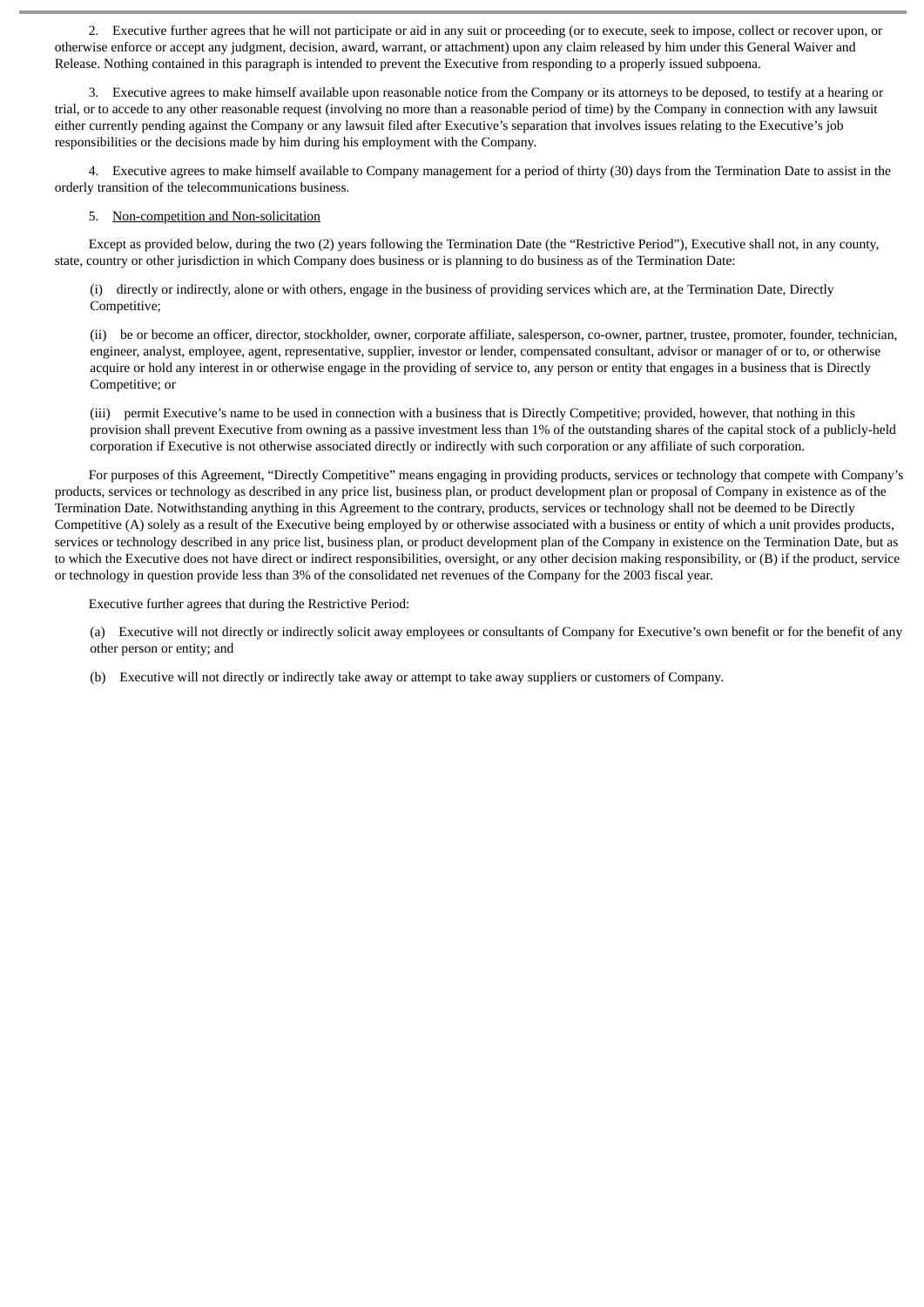2. Executive further agrees that he will not participate or aid in any suit or proceeding (or to execute, seek to impose, collect or recover upon, or otherwise enforce or accept any judgment, decision, award, warrant, or attachment) upon any claim released by him under this General Waiver and Release. Nothing contained in this paragraph is intended to prevent the Executive from responding to a properly issued subpoena.

3. Executive agrees to make himself available upon reasonable notice from the Company or its attorneys to be deposed, to testify at a hearing or trial, or to accede to any other reasonable request (involving no more than a reasonable period of time) by the Company in connection with any lawsuit either currently pending against the Company or any lawsuit filed after Executive's separation that involves issues relating to the Executive's job responsibilities or the decisions made by him during his employment with the Company.

4. Executive agrees to make himself available to Company management for a period of thirty (30) days from the Termination Date to assist in the orderly transition of the telecommunications business.

5. Non-competition and Non-solicitation

Except as provided below, during the two (2) years following the Termination Date (the "Restrictive Period"), Executive shall not, in any county, state, country or other jurisdiction in which Company does business or is planning to do business as of the Termination Date:

(i) directly or indirectly, alone or with others, engage in the business of providing services which are, at the Termination Date, Directly Competitive;

(ii) be or become an officer, director, stockholder, owner, corporate affiliate, salesperson, co-owner, partner, trustee, promoter, founder, technician, engineer, analyst, employee, agent, representative, supplier, investor or lender, compensated consultant, advisor or manager of or to, or otherwise acquire or hold any interest in or otherwise engage in the providing of service to, any person or entity that engages in a business that is Directly Competitive; or

(iii) permit Executive's name to be used in connection with a business that is Directly Competitive; provided, however, that nothing in this provision shall prevent Executive from owning as a passive investment less than 1% of the outstanding shares of the capital stock of a publicly-held corporation if Executive is not otherwise associated directly or indirectly with such corporation or any affiliate of such corporation.

For purposes of this Agreement, "Directly Competitive" means engaging in providing products, services or technology that compete with Company's products, services or technology as described in any price list, business plan, or product development plan or proposal of Company in existence as of the Termination Date. Notwithstanding anything in this Agreement to the contrary, products, services or technology shall not be deemed to be Directly Competitive (A) solely as a result of the Executive being employed by or otherwise associated with a business or entity of which a unit provides products, services or technology described in any price list, business plan, or product development plan of the Company in existence on the Termination Date, but as to which the Executive does not have direct or indirect responsibilities, oversight, or any other decision making responsibility, or (B) if the product, service or technology in question provide less than 3% of the consolidated net revenues of the Company for the 2003 fiscal year.

Executive further agrees that during the Restrictive Period:

(a) Executive will not directly or indirectly solicit away employees or consultants of Company for Executive's own benefit or for the benefit of any other person or entity; and

(b) Executive will not directly or indirectly take away or attempt to take away suppliers or customers of Company.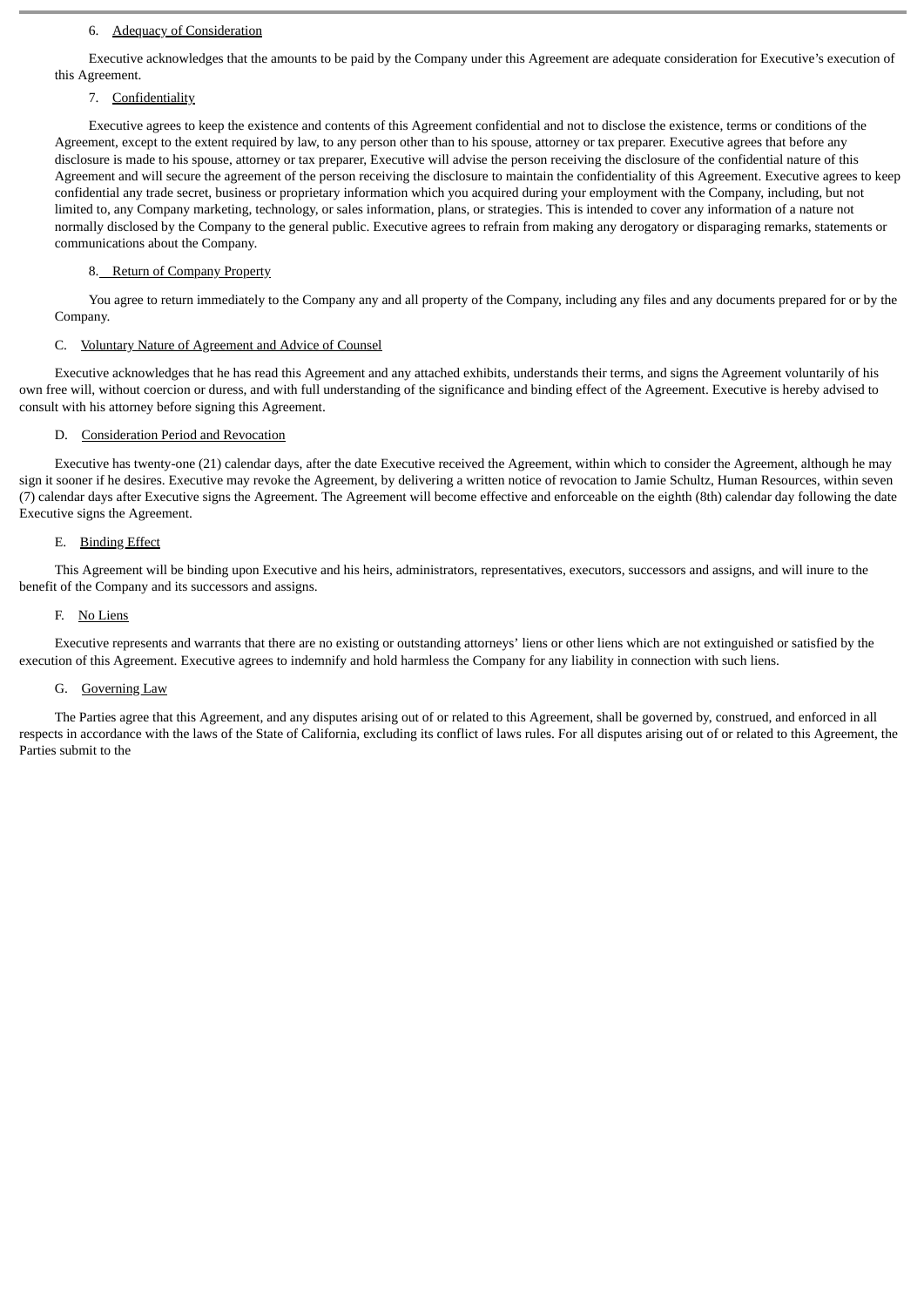6. Adequacy of Consideration

Executive acknowledges that the amounts to be paid by the Company under this Agreement are adequate consideration for Executive's execution of this Agreement.

7. Confidentiality

Executive agrees to keep the existence and contents of this Agreement confidential and not to disclose the existence, terms or conditions of the Agreement, except to the extent required by law, to any person other than to his spouse, attorney or tax preparer. Executive agrees that before any disclosure is made to his spouse, attorney or tax preparer, Executive will advise the person receiving the disclosure of the confidential nature of this Agreement and will secure the agreement of the person receiving the disclosure to maintain the confidentiality of this Agreement. Executive agrees to keep confidential any trade secret, business or proprietary information which you acquired during your employment with the Company, including, but not limited to, any Company marketing, technology, or sales information, plans, or strategies. This is intended to cover any information of a nature not normally disclosed by the Company to the general public. Executive agrees to refrain from making any derogatory or disparaging remarks, statements or communications about the Company.

8. Return of Company Property

You agree to return immediately to the Company any and all property of the Company, including any files and any documents prepared for or by the Company.

C. Voluntary Nature of Agreement and Advice of Counsel

Executive acknowledges that he has read this Agreement and any attached exhibits, understands their terms, and signs the Agreement voluntarily of his own free will, without coercion or duress, and with full understanding of the significance and binding effect of the Agreement. Executive is hereby advised to consult with his attorney before signing this Agreement.

D. Consideration Period and Revocation

Executive has twenty-one (21) calendar days, after the date Executive received the Agreement, within which to consider the Agreement, although he may sign it sooner if he desires. Executive may revoke the Agreement, by delivering a written notice of revocation to Jamie Schultz, Human Resources, within seven (7) calendar days after Executive signs the Agreement. The Agreement will become effective and enforceable on the eighth (8th) calendar day following the date Executive signs the Agreement.

E. Binding Effect

This Agreement will be binding upon Executive and his heirs, administrators, representatives, executors, successors and assigns, and will inure to the benefit of the Company and its successors and assigns.

F. No Liens

Executive represents and warrants that there are no existing or outstanding attorneys' liens or other liens which are not extinguished or satisfied by the execution of this Agreement. Executive agrees to indemnify and hold harmless the Company for any liability in connection with such liens.

G. Governing Law

The Parties agree that this Agreement, and any disputes arising out of or related to this Agreement, shall be governed by, construed, and enforced in all respects in accordance with the laws of the State of California, excluding its conflict of laws rules. For all disputes arising out of or related to this Agreement, the Parties submit to the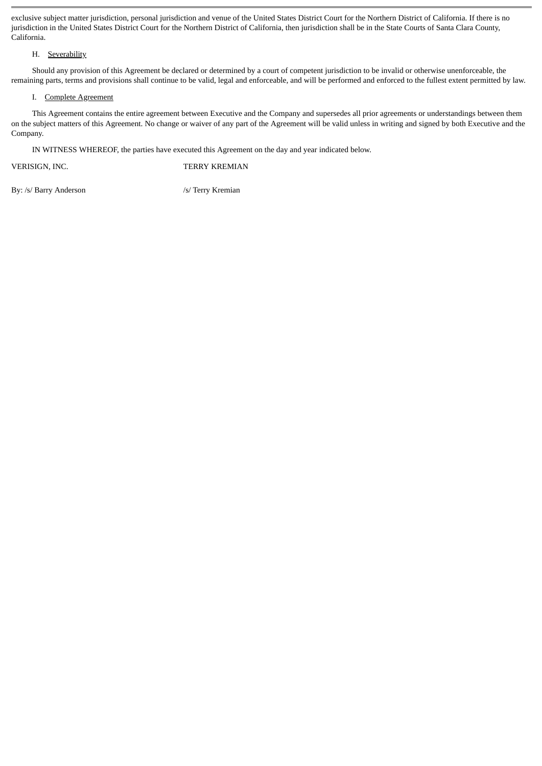exclusive subject matter jurisdiction, personal jurisdiction and venue of the United States District Court for the Northern District of California. If there is no jurisdiction in the United States District Court for the Northern District of California, then jurisdiction shall be in the State Courts of Santa Clara County, California.

H. Severability

Should any provision of this Agreement be declared or determined by a court of competent jurisdiction to be invalid or otherwise unenforceable, the remaining parts, terms and provisions shall continue to be valid, legal and enforceable, and will be performed and enforced to the fullest extent permitted by law.

I. Complete Agreement

This Agreement contains the entire agreement between Executive and the Company and supersedes all prior agreements or understandings between them on the subject matters of this Agreement. No change or waiver of any part of the Agreement will be valid unless in writing and signed by both Executive and the Company.

IN WITNESS WHEREOF, the parties have executed this Agreement on the day and year indicated below.

| VERISIGN, INC. | TERRY KREMIAN |
|---|---|
| By: /s/ Barry Anderson | /s/ Terry Kremian |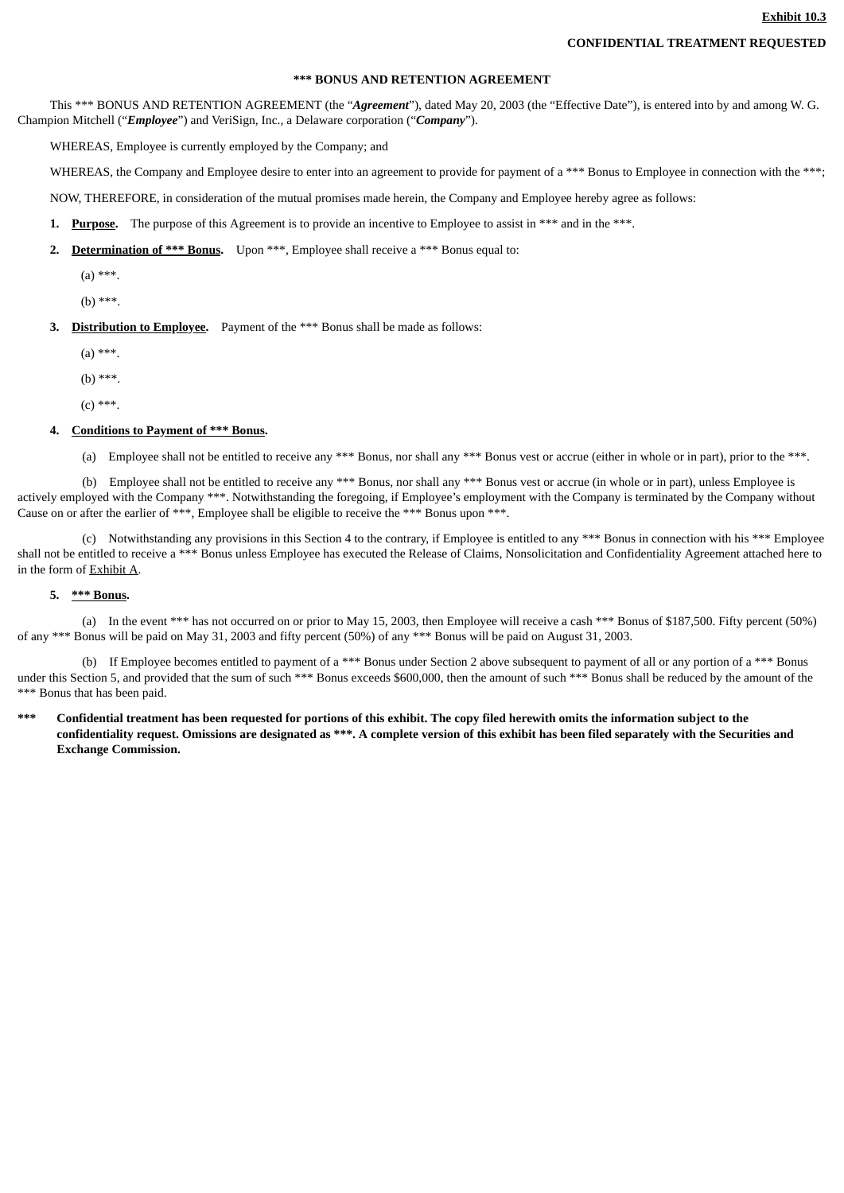**Exhibit 10.3**

**CONFIDENTIAL TREATMENT REQUESTED**

**\*** BONUS AND RETENTION AGREEMENT**

This *** BONUS AND RETENTION AGREEMENT (the "***Agreement***"), dated May 20, 2003 (the "Effective Date"), is entered into by and among W. G. Champion Mitchell ("***Employee***") and VeriSign, Inc., a Delaware corporation ("***Company***").

WHEREAS, Employee is currently employed by the Company; and

WHEREAS, the Company and Employee desire to enter into an agreement to provide for payment of a *** Bonus to Employee in connection with the ***;

NOW, THEREFORE, in consideration of the mutual promises made herein, the Company and Employee hereby agree as follows:

**1. Purpose.** The purpose of this Agreement is to provide an incentive to Employee to assist in *** and in the ***.

**2. Determination of *** Bonus.** Upon ***, Employee shall receive a *** Bonus equal to:

(a) ***.

(b) ***.

**3. Distribution to Employee.** Payment of the *** Bonus shall be made as follows:

(a) ***.

(b) ***.

(c) ***.

**4. Conditions to Payment of *** Bonus.**

(a) Employee shall not be entitled to receive any *** Bonus, nor shall any *** Bonus vest or accrue (either in whole or in part), prior to the ***.

(b) Employee shall not be entitled to receive any *** Bonus, nor shall any *** Bonus vest or accrue (in whole or in part), unless Employee is actively employed with the Company ***. Notwithstanding the foregoing, if Employee's employment with the Company is terminated by the Company without Cause on or after the earlier of ***, Employee shall be eligible to receive the *** Bonus upon ***.

(c) Notwithstanding any provisions in this Section 4 to the contrary, if Employee is entitled to any *** Bonus in connection with his *** Employee shall not be entitled to receive a *** Bonus unless Employee has executed the Release of Claims, Nonsolicitation and Confidentiality Agreement attached here to in the form of Exhibit A.

**5. *** Bonus.**

(a) In the event *** has not occurred on or prior to May 15, 2003, then Employee will receive a cash *** Bonus of $187,500. Fifty percent (50%) of any *** Bonus will be paid on May 31, 2003 and fifty percent (50%) of any *** Bonus will be paid on August 31, 2003.

(b) If Employee becomes entitled to payment of a *** Bonus under Section 2 above subsequent to payment of all or any portion of a *** Bonus under this Section 5, and provided that the sum of such *** Bonus exceeds $600,000, then the amount of such *** Bonus shall be reduced by the amount of the *** Bonus that has been paid.

**\*** Confidential treatment has been requested for portions of this exhibit. The copy filed herewith omits the information subject to the confidentiality request. Omissions are designated as ***. A complete version of this exhibit has been filed separately with the Securities and Exchange Commission.**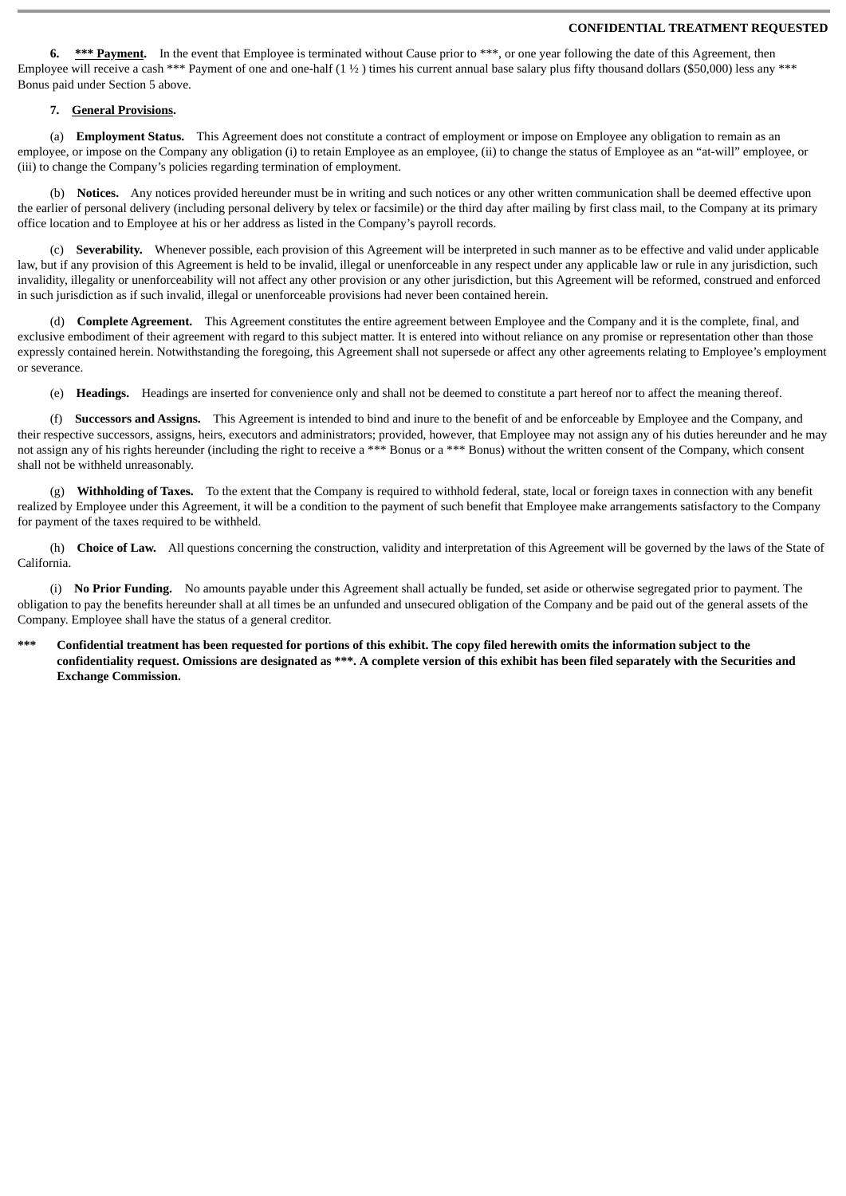**6. *** Payment.** In the event that Employee is terminated without Cause prior to ***, or one year following the date of this Agreement, then Employee will receive a cash *** Payment of one and one-half (1 ½ ) times his current annual base salary plus fifty thousand dollars ($50,000) less any *** Bonus paid under Section 5 above.

**7. General Provisions.**

(a) **Employment Status.** This Agreement does not constitute a contract of employment or impose on Employee any obligation to remain as an employee, or impose on the Company any obligation (i) to retain Employee as an employee, (ii) to change the status of Employee as an "at-will" employee, or (iii) to change the Company's policies regarding termination of employment.

(b) **Notices.** Any notices provided hereunder must be in writing and such notices or any other written communication shall be deemed effective upon the earlier of personal delivery (including personal delivery by telex or facsimile) or the third day after mailing by first class mail, to the Company at its primary office location and to Employee at his or her address as listed in the Company's payroll records.

(c) **Severability.** Whenever possible, each provision of this Agreement will be interpreted in such manner as to be effective and valid under applicable law, but if any provision of this Agreement is held to be invalid, illegal or unenforceable in any respect under any applicable law or rule in any jurisdiction, such invalidity, illegality or unenforceability will not affect any other provision or any other jurisdiction, but this Agreement will be reformed, construed and enforced in such jurisdiction as if such invalid, illegal or unenforceable provisions had never been contained herein.

(d) **Complete Agreement.** This Agreement constitutes the entire agreement between Employee and the Company and it is the complete, final, and exclusive embodiment of their agreement with regard to this subject matter. It is entered into without reliance on any promise or representation other than those expressly contained herein. Notwithstanding the foregoing, this Agreement shall not supersede or affect any other agreements relating to Employee's employment or severance.

(e) **Headings.** Headings are inserted for convenience only and shall not be deemed to constitute a part hereof nor to affect the meaning thereof.

(f) **Successors and Assigns.** This Agreement is intended to bind and inure to the benefit of and be enforceable by Employee and the Company, and their respective successors, assigns, heirs, executors and administrators; provided, however, that Employee may not assign any of his duties hereunder and he may not assign any of his rights hereunder (including the right to receive a *** Bonus or a *** Bonus) without the written consent of the Company, which consent shall not be withheld unreasonably.

(g) **Withholding of Taxes.** To the extent that the Company is required to withhold federal, state, local or foreign taxes in connection with any benefit realized by Employee under this Agreement, it will be a condition to the payment of such benefit that Employee make arrangements satisfactory to the Company for payment of the taxes required to be withheld.

(h) **Choice of Law.** All questions concerning the construction, validity and interpretation of this Agreement will be governed by the laws of the State of California.

(i) **No Prior Funding.** No amounts payable under this Agreement shall actually be funded, set aside or otherwise segregated prior to payment. The obligation to pay the benefits hereunder shall at all times be an unfunded and unsecured obligation of the Company and be paid out of the general assets of the Company. Employee shall have the status of a general creditor.

**\*\*\* Confidential treatment has been requested for portions of this exhibit. The copy filed herewith omits the information subject to the confidentiality request. Omissions are designated as \*\*\*. A complete version of this exhibit has been filed separately with the Securities and Exchange Commission.**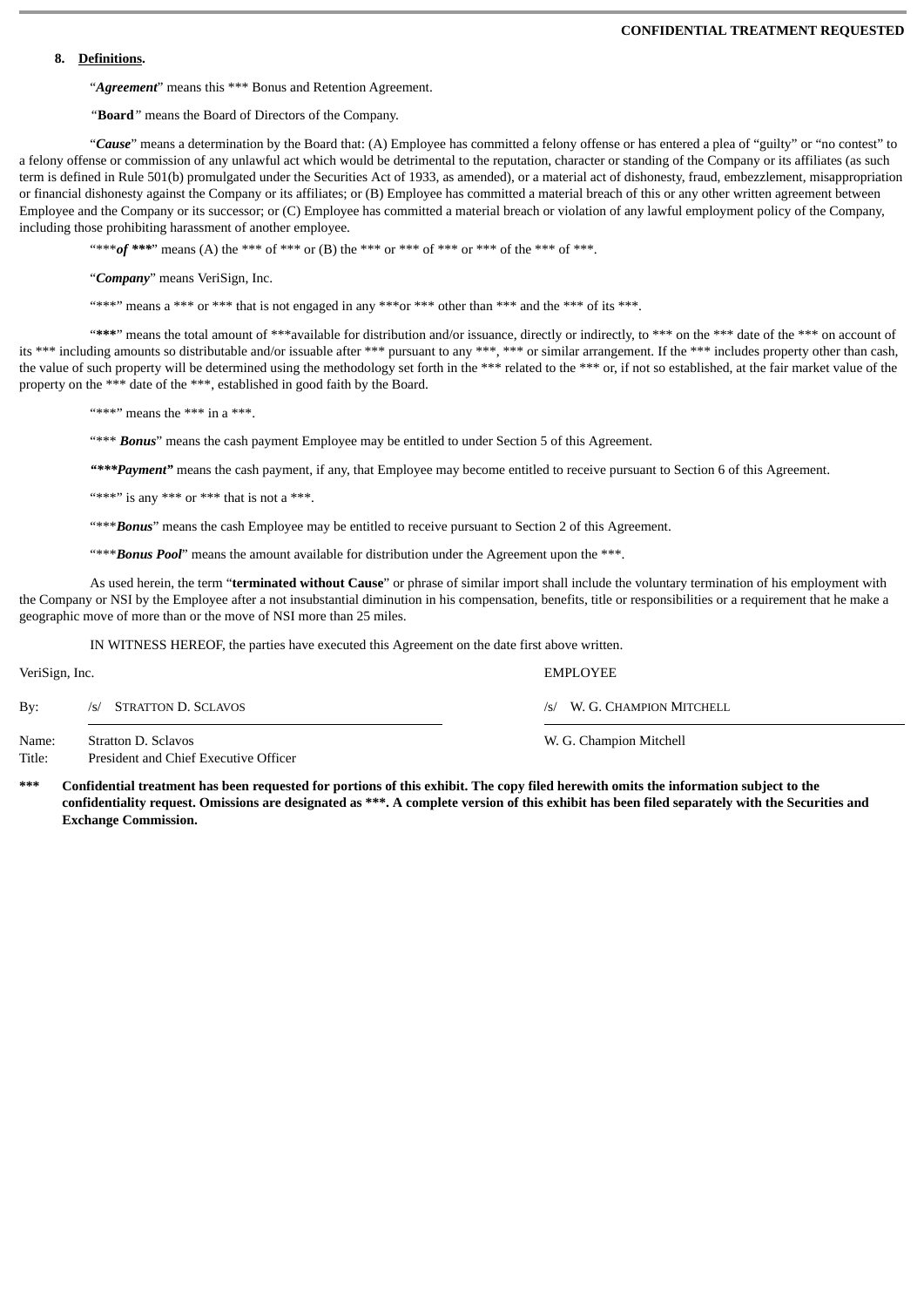**CONFIDENTIAL TREATMENT REQUESTED**

8. **Definitions.**

"***Agreement***" means this *** Bonus and Retention Agreement.

"**Board**" means the Board of Directors of the Company.

"***Cause***" means a determination by the Board that: (A) Employee has committed a felony offense or has entered a plea of "guilty" or "no contest" to a felony offense or commission of any unlawful act which would be detrimental to the reputation, character or standing of the Company or its affiliates (as such term is defined in Rule 501(b) promulgated under the Securities Act of 1933, as amended), or a material act of dishonesty, fraud, embezzlement, misappropriation or financial dishonesty against the Company or its affiliates; or (B) Employee has committed a material breach of this or any other written agreement between Employee and the Company or its successor; or (C) Employee has committed a material breach or violation of any lawful employment policy of the Company, including those prohibiting harassment of another employee.

"****of* ***" means (A) the *** of *** or (B) the *** or *** of *** or *** of the *** of ***.

"***Company***" means VeriSign, Inc.

"***" means a *** or *** that is not engaged in any ***or *** other than *** and the *** of its ***.

"*****" means the total amount of ***available for distribution and/or issuance, directly or indirectly, to *** on the *** date of the *** on account of its *** including amounts so distributable and/or issuable after *** pursuant to any ***, *** or similar arrangement. If the *** includes property other than cash, the value of such property will be determined using the methodology set forth in the *** related to the *** or, if not so established, at the fair market value of the property on the *** date of the ***, established in good faith by the Board.

"***" means the *** in a ***.

"*** ***Bonus***" means the cash payment Employee may be entitled to under Section 5 of this Agreement.

***"***Payment"*** means the cash payment, if any, that Employee may become entitled to receive pursuant to Section 6 of this Agreement.

"***" is any *** or *** that is not a ***.

"****Bonus*" means the cash Employee may be entitled to receive pursuant to Section 2 of this Agreement.

"****Bonus Pool*" means the amount available for distribution under the Agreement upon the ***.

As used herein, the term "**terminated without Cause**" or phrase of similar import shall include the voluntary termination of his employment with the Company or NSI by the Employee after a not insubstantial diminution in his compensation, benefits, title or responsibilities or a requirement that he make a geographic move of more than or the move of NSI more than 25 miles.

IN WITNESS HEREOF, the parties have executed this Agreement on the date first above written.

| VeriSign, Inc. | | EMPLOYEE |
|---|---|---|
| By: | /s/ STRATTON D. SCLAVOS | /s/ W. G. CHAMPION MITCHELL |
| Name: | Stratton D. Sclavos | W. G. Champion Mitchell |
| Title: | President and Chief Executive Officer | |

**\*\*\* Confidential treatment has been requested for portions of this exhibit. The copy filed herewith omits the information subject to the confidentiality request. Omissions are designated as \*\*\*. A complete version of this exhibit has been filed separately with the Securities and Exchange Commission.**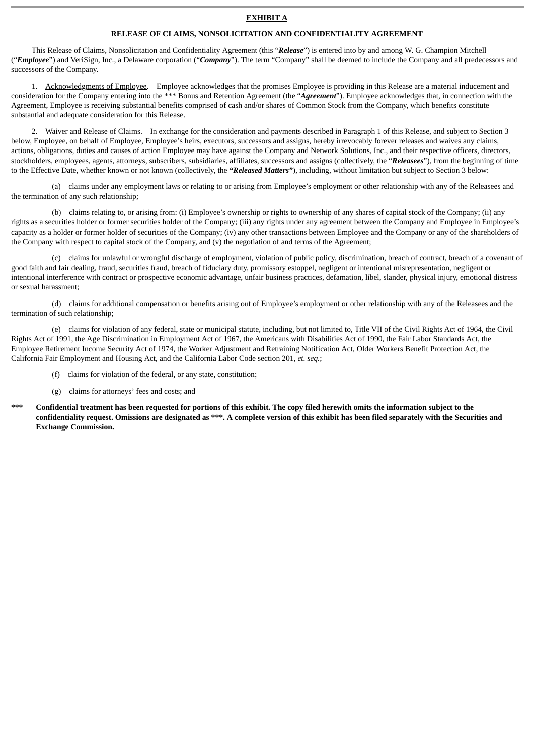**EXHIBIT A**

**RELEASE OF CLAIMS, NONSOLICITATION AND CONFIDENTIALITY AGREEMENT**

This Release of Claims, Nonsolicitation and Confidentiality Agreement (this "***Release***") is entered into by and among W. G. Champion Mitchell ("***Employee***") and VeriSign, Inc., a Delaware corporation ("***Company***"). The term "Company" shall be deemed to include the Company and all predecessors and successors of the Company.

1. Acknowledgments of Employee. Employee acknowledges that the promises Employee is providing in this Release are a material inducement and consideration for the Company entering into the *** Bonus and Retention Agreement (the "***Agreement***"). Employee acknowledges that, in connection with the Agreement, Employee is receiving substantial benefits comprised of cash and/or shares of Common Stock from the Company, which benefits constitute substantial and adequate consideration for this Release.

2. Waiver and Release of Claims. In exchange for the consideration and payments described in Paragraph 1 of this Release, and subject to Section 3 below, Employee, on behalf of Employee, Employee's heirs, executors, successors and assigns, hereby irrevocably forever releases and waives any claims, actions, obligations, duties and causes of action Employee may have against the Company and Network Solutions, Inc., and their respective officers, directors, stockholders, employees, agents, attorneys, subscribers, subsidiaries, affiliates, successors and assigns (collectively, the "***Releasees***"), from the beginning of time to the Effective Date, whether known or not known (collectively, the ***"Released Matters"***), including, without limitation but subject to Section 3 below:

(a) claims under any employment laws or relating to or arising from Employee's employment or other relationship with any of the Releasees and the termination of any such relationship;

(b) claims relating to, or arising from: (i) Employee's ownership or rights to ownership of any shares of capital stock of the Company; (ii) any rights as a securities holder or former securities holder of the Company; (iii) any rights under any agreement between the Company and Employee in Employee's capacity as a holder or former holder of securities of the Company; (iv) any other transactions between Employee and the Company or any of the shareholders of the Company with respect to capital stock of the Company, and (v) the negotiation of and terms of the Agreement;

(c) claims for unlawful or wrongful discharge of employment, violation of public policy, discrimination, breach of contract, breach of a covenant of good faith and fair dealing, fraud, securities fraud, breach of fiduciary duty, promissory estoppel, negligent or intentional misrepresentation, negligent or intentional interference with contract or prospective economic advantage, unfair business practices, defamation, libel, slander, physical injury, emotional distress or sexual harassment;

(d) claims for additional compensation or benefits arising out of Employee's employment or other relationship with any of the Releasees and the termination of such relationship;

(e) claims for violation of any federal, state or municipal statute, including, but not limited to, Title VII of the Civil Rights Act of 1964, the Civil Rights Act of 1991, the Age Discrimination in Employment Act of 1967, the Americans with Disabilities Act of 1990, the Fair Labor Standards Act, the Employee Retirement Income Security Act of 1974, the Worker Adjustment and Retraining Notification Act, Older Workers Benefit Protection Act, the California Fair Employment and Housing Act, and the California Labor Code section 201, *et. seq.*;

(f) claims for violation of the federal, or any state, constitution;

(g) claims for attorneys' fees and costs; and

**\*\*\* Confidential treatment has been requested for portions of this exhibit. The copy filed herewith omits the information subject to the confidentiality request. Omissions are designated as \*\*\*. A complete version of this exhibit has been filed separately with the Securities and Exchange Commission.**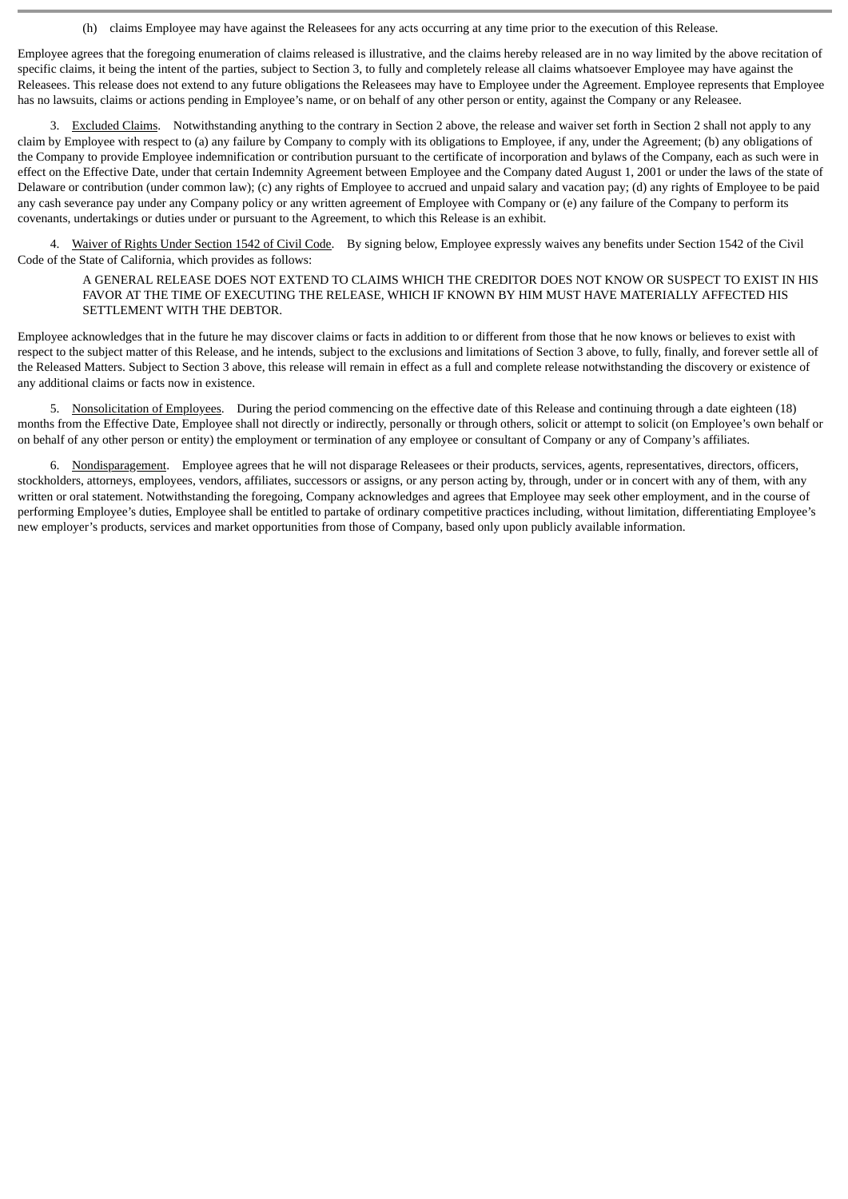(h) claims Employee may have against the Releasees for any acts occurring at any time prior to the execution of this Release.

Employee agrees that the foregoing enumeration of claims released is illustrative, and the claims hereby released are in no way limited by the above recitation of specific claims, it being the intent of the parties, subject to Section 3, to fully and completely release all claims whatsoever Employee may have against the Releasees. This release does not extend to any future obligations the Releasees may have to Employee under the Agreement. Employee represents that Employee has no lawsuits, claims or actions pending in Employee's name, or on behalf of any other person or entity, against the Company or any Releasee.

3. Excluded Claims. Notwithstanding anything to the contrary in Section 2 above, the release and waiver set forth in Section 2 shall not apply to any claim by Employee with respect to (a) any failure by Company to comply with its obligations to Employee, if any, under the Agreement; (b) any obligations of the Company to provide Employee indemnification or contribution pursuant to the certificate of incorporation and bylaws of the Company, each as such were in effect on the Effective Date, under that certain Indemnity Agreement between Employee and the Company dated August 1, 2001 or under the laws of the state of Delaware or contribution (under common law); (c) any rights of Employee to accrued and unpaid salary and vacation pay; (d) any rights of Employee to be paid any cash severance pay under any Company policy or any written agreement of Employee with Company or (e) any failure of the Company to perform its covenants, undertakings or duties under or pursuant to the Agreement, to which this Release is an exhibit.

4. Waiver of Rights Under Section 1542 of Civil Code. By signing below, Employee expressly waives any benefits under Section 1542 of the Civil Code of the State of California, which provides as follows:

> A GENERAL RELEASE DOES NOT EXTEND TO CLAIMS WHICH THE CREDITOR DOES NOT KNOW OR SUSPECT TO EXIST IN HIS FAVOR AT THE TIME OF EXECUTING THE RELEASE, WHICH IF KNOWN BY HIM MUST HAVE MATERIALLY AFFECTED HIS SETTLEMENT WITH THE DEBTOR.

Employee acknowledges that in the future he may discover claims or facts in addition to or different from those that he now knows or believes to exist with respect to the subject matter of this Release, and he intends, subject to the exclusions and limitations of Section 3 above, to fully, finally, and forever settle all of the Released Matters. Subject to Section 3 above, this release will remain in effect as a full and complete release notwithstanding the discovery or existence of any additional claims or facts now in existence.

5. Nonsolicitation of Employees. During the period commencing on the effective date of this Release and continuing through a date eighteen (18) months from the Effective Date, Employee shall not directly or indirectly, personally or through others, solicit or attempt to solicit (on Employee's own behalf or on behalf of any other person or entity) the employment or termination of any employee or consultant of Company or any of Company's affiliates.

6. Nondisparagement. Employee agrees that he will not disparage Releasees or their products, services, agents, representatives, directors, officers, stockholders, attorneys, employees, vendors, affiliates, successors or assigns, or any person acting by, through, under or in concert with any of them, with any written or oral statement. Notwithstanding the foregoing, Company acknowledges and agrees that Employee may seek other employment, and in the course of performing Employee's duties, Employee shall be entitled to partake of ordinary competitive practices including, without limitation, differentiating Employee's new employer's products, services and market opportunities from those of Company, based only upon publicly available information.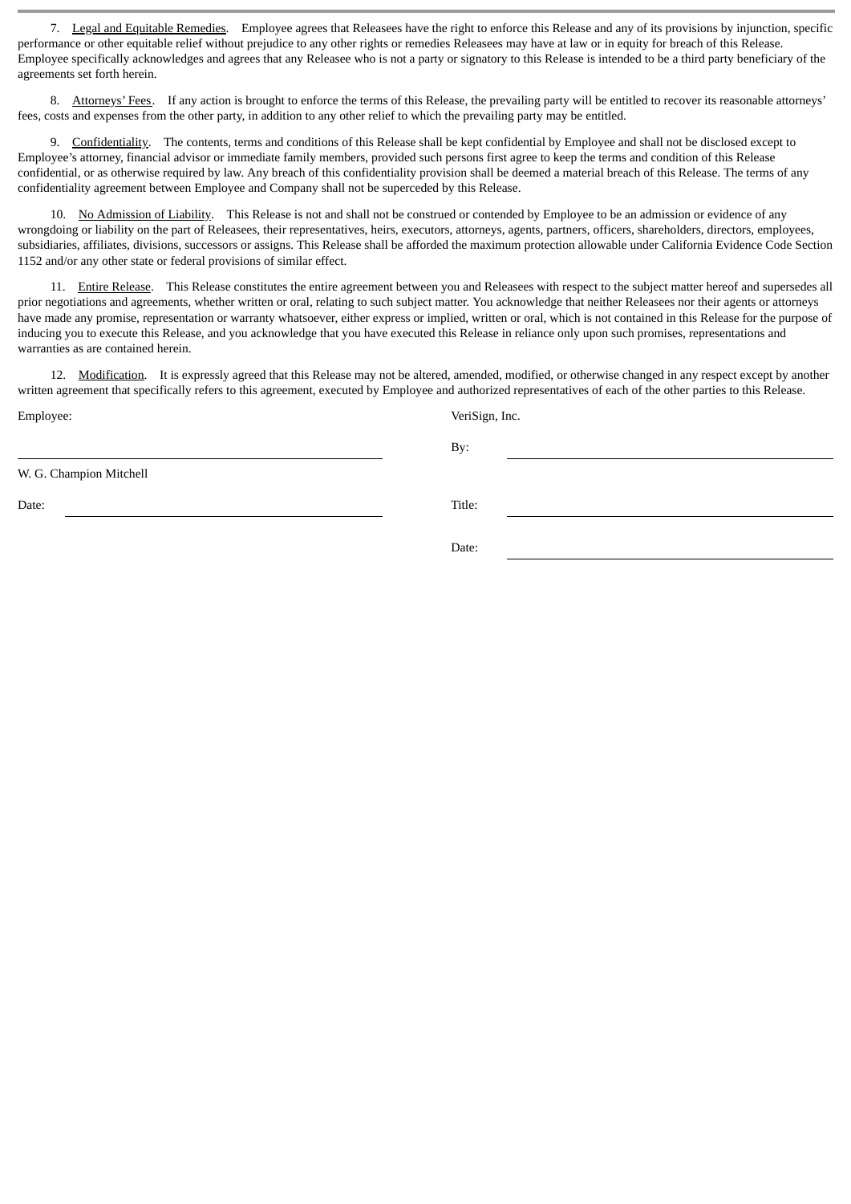7. Legal and Equitable Remedies. Employee agrees that Releasees have the right to enforce this Release and any of its provisions by injunction, specific performance or other equitable relief without prejudice to any other rights or remedies Releasees may have at law or in equity for breach of this Release. Employee specifically acknowledges and agrees that any Releasee who is not a party or signatory to this Release is intended to be a third party beneficiary of the agreements set forth herein.

8. Attorneys' Fees. If any action is brought to enforce the terms of this Release, the prevailing party will be entitled to recover its reasonable attorneys' fees, costs and expenses from the other party, in addition to any other relief to which the prevailing party may be entitled.

9. Confidentiality. The contents, terms and conditions of this Release shall be kept confidential by Employee and shall not be disclosed except to Employee's attorney, financial advisor or immediate family members, provided such persons first agree to keep the terms and condition of this Release confidential, or as otherwise required by law. Any breach of this confidentiality provision shall be deemed a material breach of this Release. The terms of any confidentiality agreement between Employee and Company shall not be superceded by this Release.

10. No Admission of Liability. This Release is not and shall not be construed or contended by Employee to be an admission or evidence of any wrongdoing or liability on the part of Releasees, their representatives, heirs, executors, attorneys, agents, partners, officers, shareholders, directors, employees, subsidiaries, affiliates, divisions, successors or assigns. This Release shall be afforded the maximum protection allowable under California Evidence Code Section 1152 and/or any other state or federal provisions of similar effect.

11. Entire Release. This Release constitutes the entire agreement between you and Releasees with respect to the subject matter hereof and supersedes all prior negotiations and agreements, whether written or oral, relating to such subject matter. You acknowledge that neither Releasees nor their agents or attorneys have made any promise, representation or warranty whatsoever, either express or implied, written or oral, which is not contained in this Release for the purpose of inducing you to execute this Release, and you acknowledge that you have executed this Release in reliance only upon such promises, representations and warranties as are contained herein.

12. Modification. It is expressly agreed that this Release may not be altered, amended, modified, or otherwise changed in any respect except by another written agreement that specifically refers to this agreement, executed by Employee and authorized representatives of each of the other parties to this Release.

| Employee: | VeriSign, Inc. |
| --- | --- |
| ______________________________ | By: ______________________________ |
| W. G. Champion Mitchell | |
| Date: ______________________________ | Title: ______________________________ |
| | Date: ______________________________ |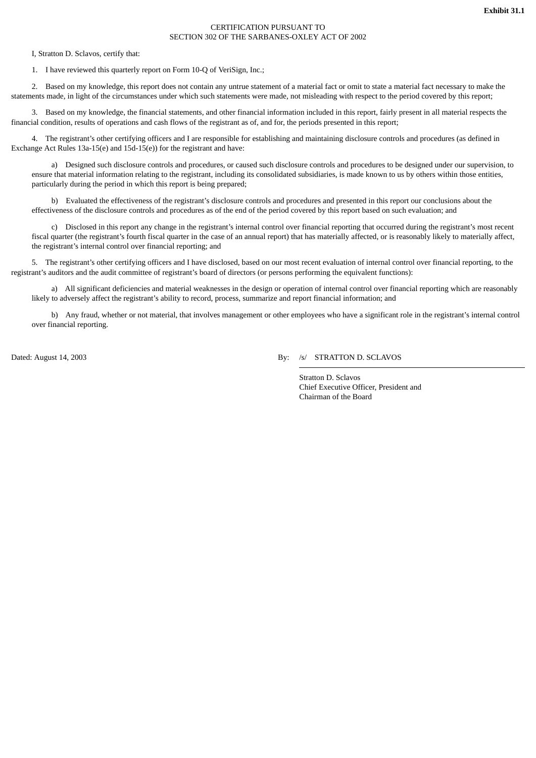**Exhibit 31.1**

CERTIFICATION PURSUANT TO
SECTION 302 OF THE SARBANES-OXLEY ACT OF 2002

I, Stratton D. Sclavos, certify that:

1. I have reviewed this quarterly report on Form 10-Q of VeriSign, Inc.;

2. Based on my knowledge, this report does not contain any untrue statement of a material fact or omit to state a material fact necessary to make the statements made, in light of the circumstances under which such statements were made, not misleading with respect to the period covered by this report;

3. Based on my knowledge, the financial statements, and other financial information included in this report, fairly present in all material respects the financial condition, results of operations and cash flows of the registrant as of, and for, the periods presented in this report;

4. The registrant's other certifying officers and I are responsible for establishing and maintaining disclosure controls and procedures (as defined in Exchange Act Rules 13a-15(e) and 15d-15(e)) for the registrant and have:

a) Designed such disclosure controls and procedures, or caused such disclosure controls and procedures to be designed under our supervision, to ensure that material information relating to the registrant, including its consolidated subsidiaries, is made known to us by others within those entities, particularly during the period in which this report is being prepared;

b) Evaluated the effectiveness of the registrant's disclosure controls and procedures and presented in this report our conclusions about the effectiveness of the disclosure controls and procedures as of the end of the period covered by this report based on such evaluation; and

c) Disclosed in this report any change in the registrant's internal control over financial reporting that occurred during the registrant's most recent fiscal quarter (the registrant's fourth fiscal quarter in the case of an annual report) that has materially affected, or is reasonably likely to materially affect, the registrant's internal control over financial reporting; and

5. The registrant's other certifying officers and I have disclosed, based on our most recent evaluation of internal control over financial reporting, to the registrant's auditors and the audit committee of registrant's board of directors (or persons performing the equivalent functions):

a) All significant deficiencies and material weaknesses in the design or operation of internal control over financial reporting which are reasonably likely to adversely affect the registrant's ability to record, process, summarize and report financial information; and

b) Any fraud, whether or not material, that involves management or other employees who have a significant role in the registrant's internal control over financial reporting.

Dated: August 14, 2003

By: /s/ STRATTON D. SCLAVOS

Stratton D. Sclavos
Chief Executive Officer, President and
Chairman of the Board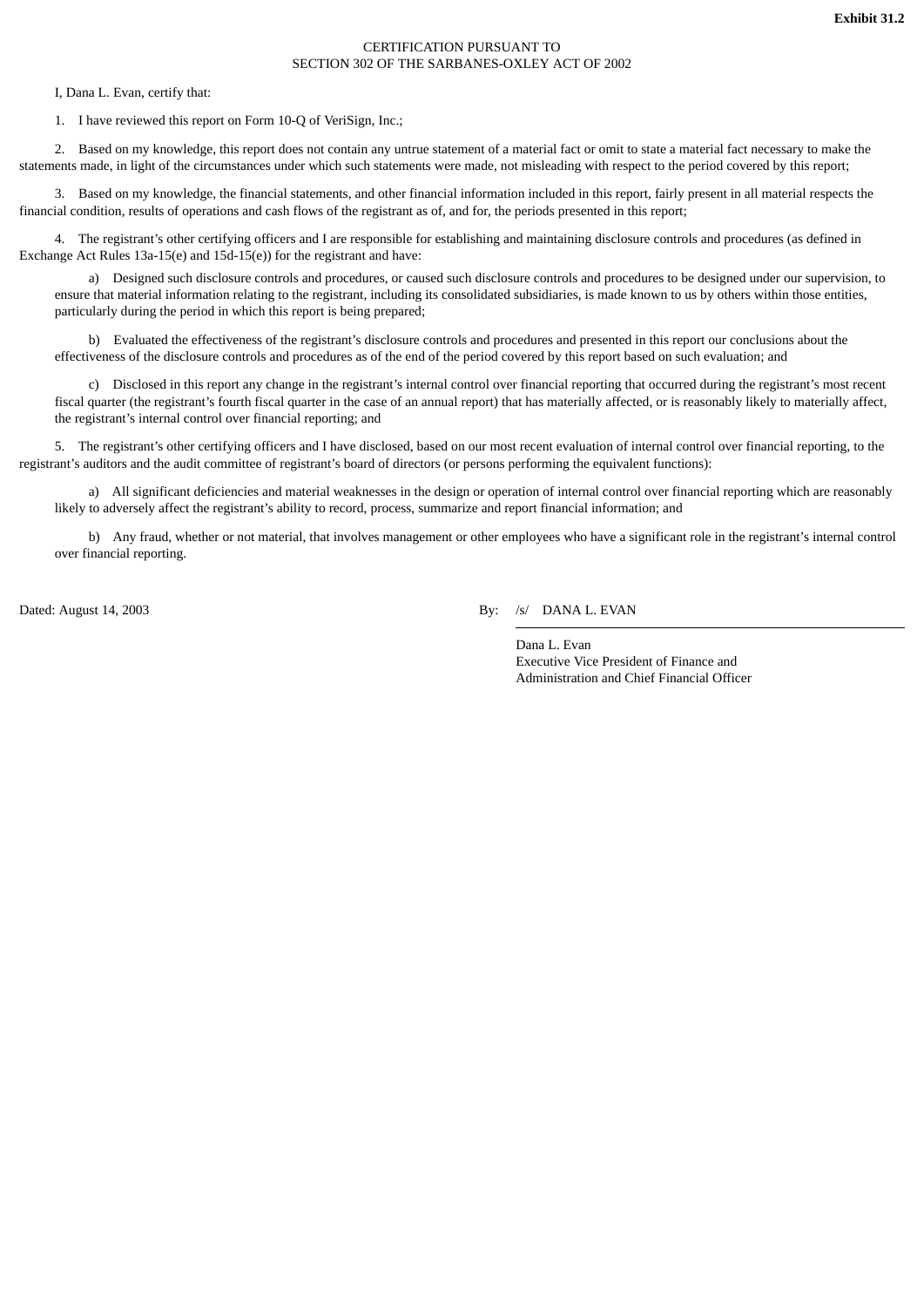**Exhibit 31.2**

CERTIFICATION PURSUANT TO
SECTION 302 OF THE SARBANES-OXLEY ACT OF 2002

I, Dana L. Evan, certify that:

1. I have reviewed this report on Form 10-Q of VeriSign, Inc.;

2. Based on my knowledge, this report does not contain any untrue statement of a material fact or omit to state a material fact necessary to make the statements made, in light of the circumstances under which such statements were made, not misleading with respect to the period covered by this report;

3. Based on my knowledge, the financial statements, and other financial information included in this report, fairly present in all material respects the financial condition, results of operations and cash flows of the registrant as of, and for, the periods presented in this report;

4. The registrant's other certifying officers and I are responsible for establishing and maintaining disclosure controls and procedures (as defined in Exchange Act Rules 13a-15(e) and 15d-15(e)) for the registrant and have:

   a) Designed such disclosure controls and procedures, or caused such disclosure controls and procedures to be designed under our supervision, to ensure that material information relating to the registrant, including its consolidated subsidiaries, is made known to us by others within those entities, particularly during the period in which this report is being prepared;

   b) Evaluated the effectiveness of the registrant's disclosure controls and procedures and presented in this report our conclusions about the effectiveness of the disclosure controls and procedures as of the end of the period covered by this report based on such evaluation; and

   c) Disclosed in this report any change in the registrant's internal control over financial reporting that occurred during the registrant's most recent fiscal quarter (the registrant's fourth fiscal quarter in the case of an annual report) that has materially affected, or is reasonably likely to materially affect, the registrant's internal control over financial reporting; and

5. The registrant's other certifying officers and I have disclosed, based on our most recent evaluation of internal control over financial reporting, to the registrant's auditors and the audit committee of registrant's board of directors (or persons performing the equivalent functions):

   a) All significant deficiencies and material weaknesses in the design or operation of internal control over financial reporting which are reasonably likely to adversely affect the registrant's ability to record, process, summarize and report financial information; and

   b) Any fraud, whether or not material, that involves management or other employees who have a significant role in the registrant's internal control over financial reporting.

Dated: August 14, 2003

By: /s/ DANA L. EVAN

Dana L. Evan
Executive Vice President of Finance and
Administration and Chief Financial Officer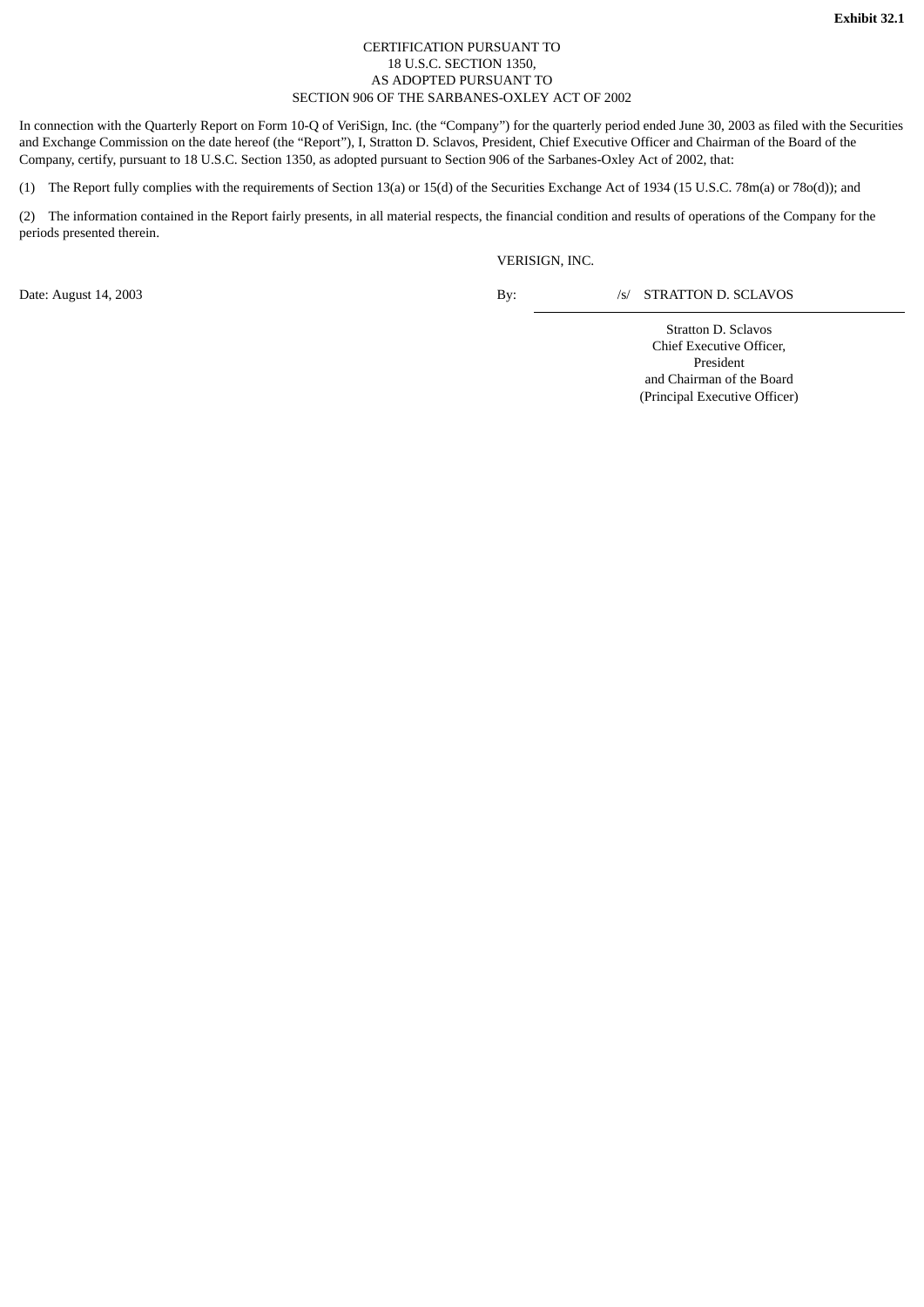**Exhibit 32.1**

CERTIFICATION PURSUANT TO
18 U.S.C. SECTION 1350,
AS ADOPTED PURSUANT TO
SECTION 906 OF THE SARBANES-OXLEY ACT OF 2002

In connection with the Quarterly Report on Form 10-Q of VeriSign, Inc. (the "Company") for the quarterly period ended June 30, 2003 as filed with the Securities and Exchange Commission on the date hereof (the "Report"), I, Stratton D. Sclavos, President, Chief Executive Officer and Chairman of the Board of the Company, certify, pursuant to 18 U.S.C. Section 1350, as adopted pursuant to Section 906 of the Sarbanes-Oxley Act of 2002, that:

(1) The Report fully complies with the requirements of Section 13(a) or 15(d) of the Securities Exchange Act of 1934 (15 U.S.C. 78m(a) or 78o(d)); and

(2) The information contained in the Report fairly presents, in all material respects, the financial condition and results of operations of the Company for the periods presented therein.

VERISIGN, INC.

Date: August 14, 2003

By: /s/ STRATTON D. SCLAVOS

Stratton D. Sclavos
Chief Executive Officer,
President
and Chairman of the Board
(Principal Executive Officer)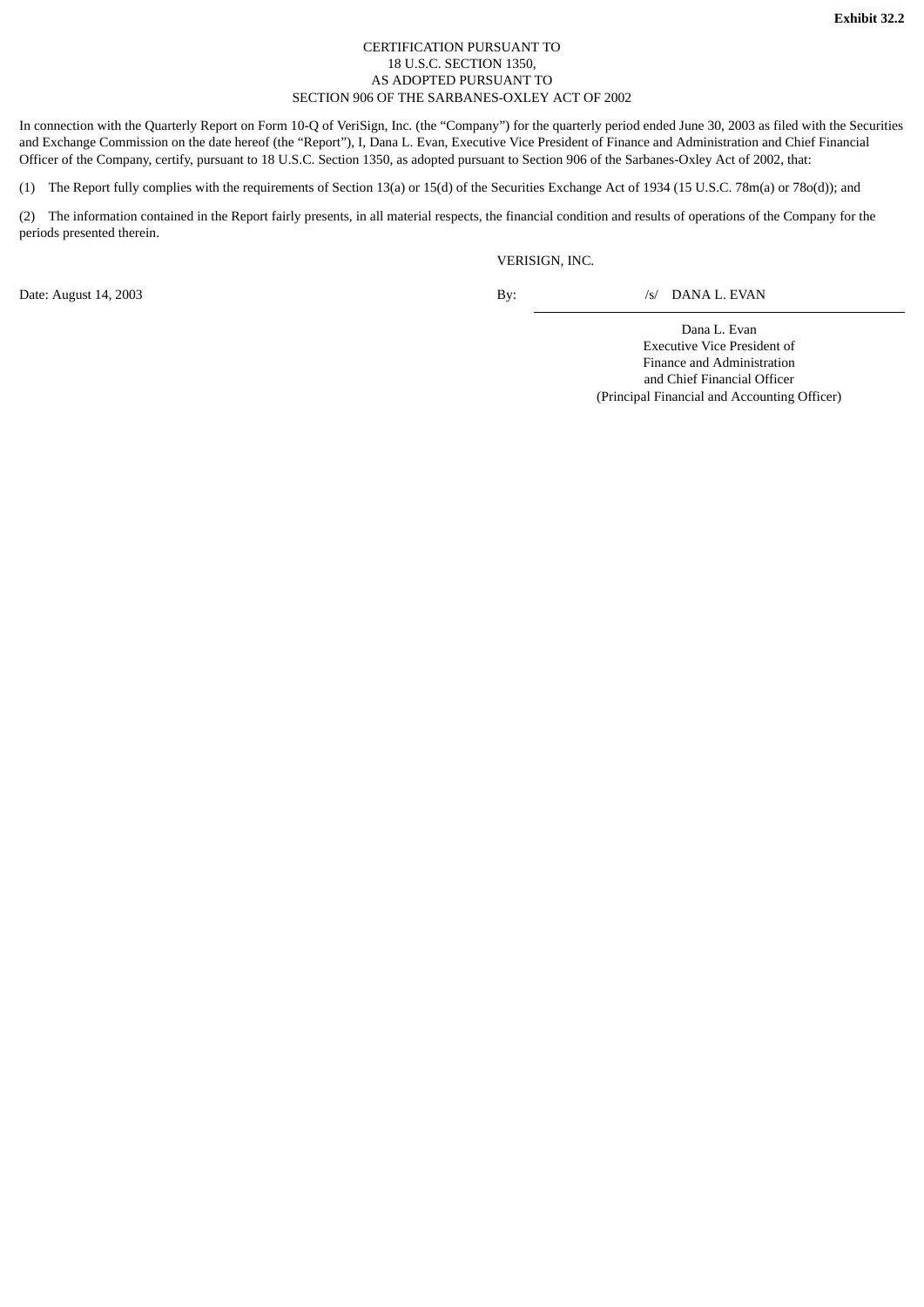**Exhibit 32.2**

CERTIFICATION PURSUANT TO
18 U.S.C. SECTION 1350,
AS ADOPTED PURSUANT TO
SECTION 906 OF THE SARBANES-OXLEY ACT OF 2002

In connection with the Quarterly Report on Form 10-Q of VeriSign, Inc. (the "Company") for the quarterly period ended June 30, 2003 as filed with the Securities and Exchange Commission on the date hereof (the "Report"), I, Dana L. Evan, Executive Vice President of Finance and Administration and Chief Financial Officer of the Company, certify, pursuant to 18 U.S.C. Section 1350, as adopted pursuant to Section 906 of the Sarbanes-Oxley Act of 2002, that:

(1) The Report fully complies with the requirements of Section 13(a) or 15(d) of the Securities Exchange Act of 1934 (15 U.S.C. 78m(a) or 78o(d)); and

(2) The information contained in the Report fairly presents, in all material respects, the financial condition and results of operations of the Company for the periods presented therein.

VERISIGN, INC.

Date: August 14, 2003

By: /s/ DANA L. EVAN

Dana L. Evan
Executive Vice President of
Finance and Administration
and Chief Financial Officer
(Principal Financial and Accounting Officer)